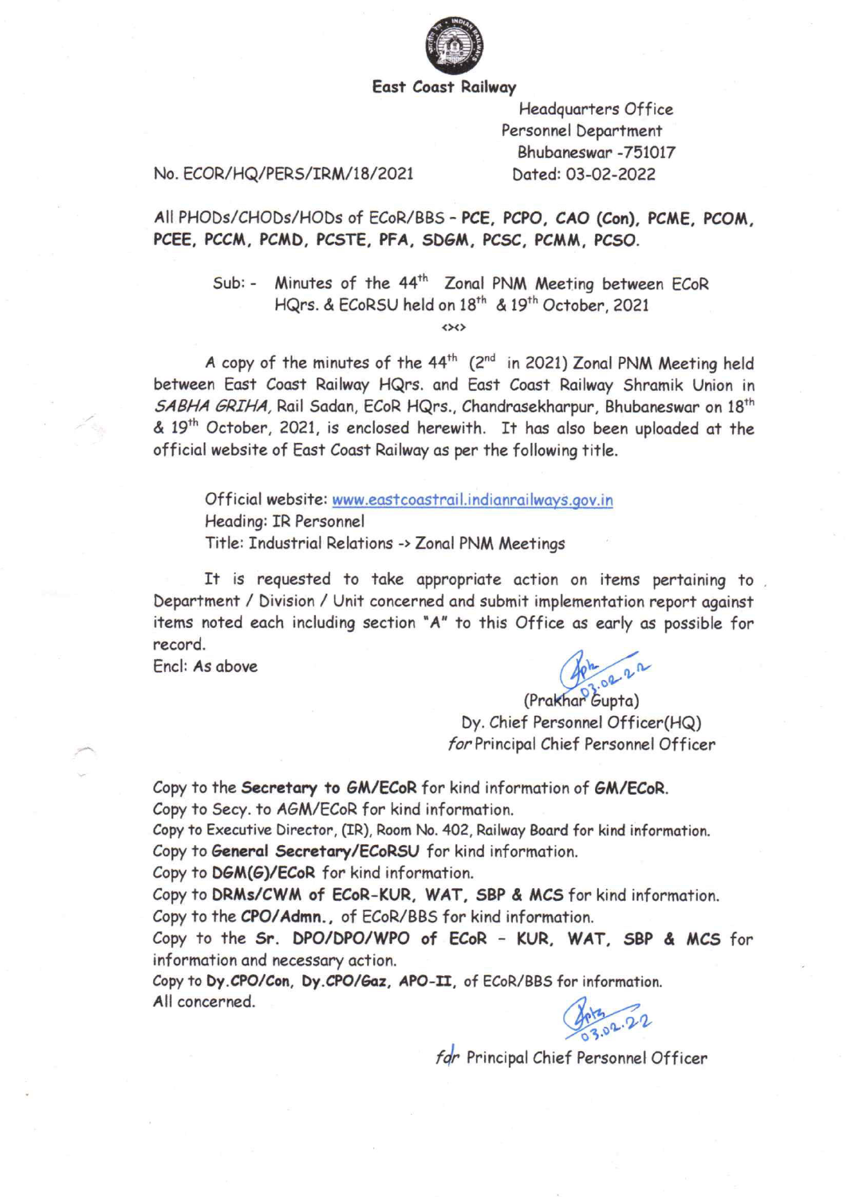**East Coast Railway**

Headquarters Office
Personnel Department
Bhubaneswar -751017

No. ECOR/HQ/PERS/IRM/18/2021 Dated: 03-02-2022

All PHODs/CHODs/HODs of ECoR/BBS - **PCE, PCPO, CAO (Con), PCME, PCOM, PCEE, PCCM, PCMD, PCSTE, PFA, SDGM, PCSC, PCMM, PCSO.**

Sub: - Minutes of the 44th Zonal PNM Meeting between ECoR HQrs. & ECoRSU held on 18th & 19th October, 2021

<><>

A copy of the minutes of the 44th (2nd in 2021) Zonal PNM Meeting held between East Coast Railway HQrs. and East Coast Railway Shramik Union in *SABHA GRIHA*, Rail Sadan, ECoR HQrs., Chandrasekharpur, Bhubaneswar on 18th & 19th October, 2021, is enclosed herewith. It has also been uploaded at the official website of East Coast Railway as per the following title.

Official website: www.eastcoastrail.indianrailways.gov.in
Heading: IR Personnel
Title: Industrial Relations -> Zonal PNM Meetings

It is requested to take appropriate action on items pertaining to Department / Division / Unit concerned and submit implementation report against items noted each including section "A" to this Office as early as possible for record.

Encl: As above

03.02.22
(Prakhar Gupta)
Dy. Chief Personnel Officer(HQ)
*for* Principal Chief Personnel Officer

Copy to the **Secretary to GM/ECoR** for kind information of **GM/ECoR**.
Copy to Secy. to AGM/ECoR for kind information.
Copy to Executive Director, (IR), Room No. 402, Railway Board for kind information.
Copy to **General Secretary/ECoRSU** for kind information.
Copy to **DGM(G)/ECoR** for kind information.
Copy to **DRMs/CWM of ECoR-KUR, WAT, SBP & MCS** for kind information.
Copy to the **CPO/Admn.**, of ECoR/BBS for kind information.
Copy to the **Sr. DPO/DPO/WPO of ECoR - KUR, WAT, SBP & MCS** for information and necessary action.
Copy to **Dy.CPO/Con, Dy.CPO/Gaz, APO-II**, of ECoR/BBS for information.
All concerned.

03.02.22
*for* Principal Chief Personnel Officer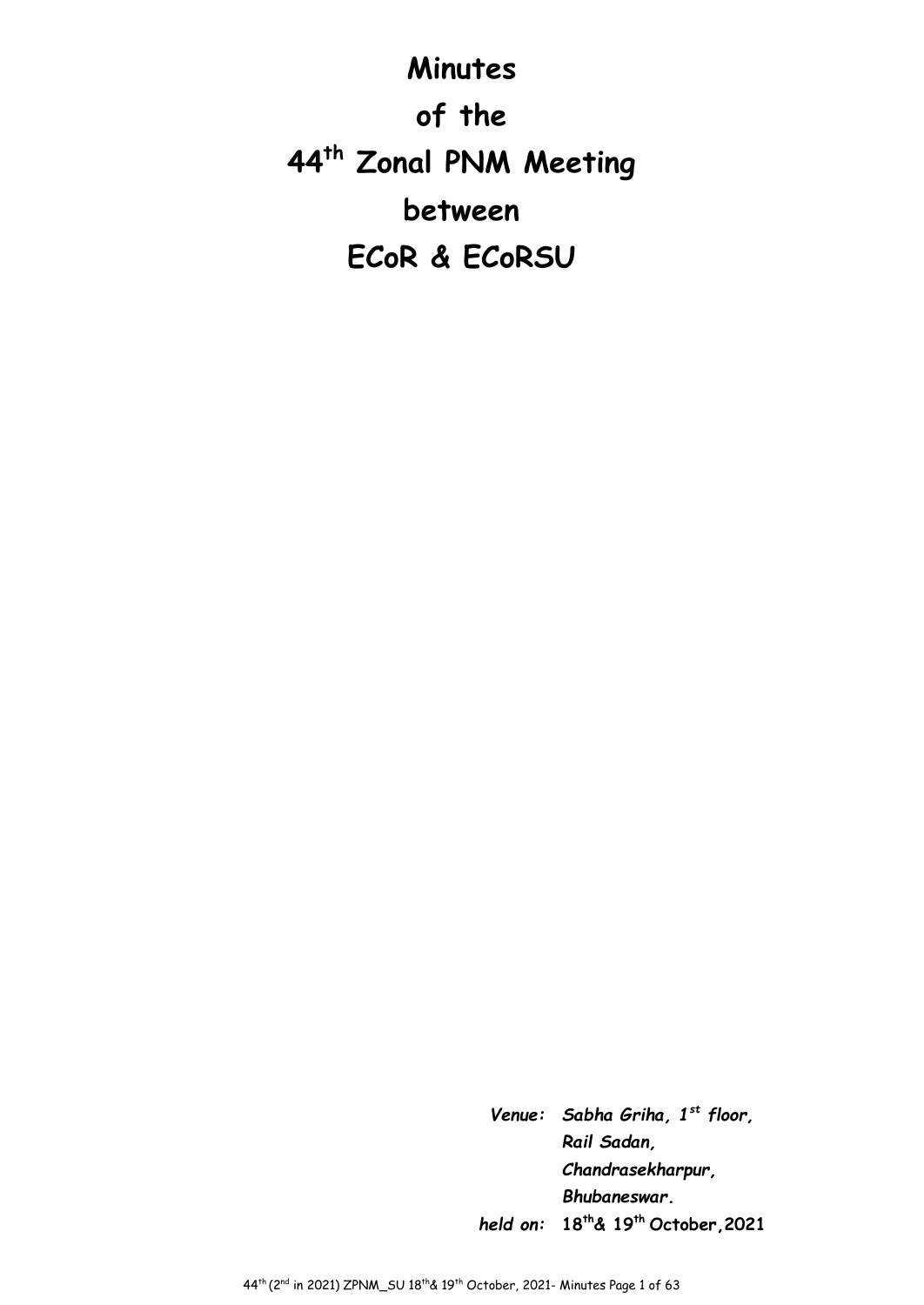# Minutes

# of the

# 44th Zonal PNM Meeting

# between

# ECoR & ECoRSU

***Venue:* Sabha Griha, 1st floor,**
***Rail Sadan,***
***Chandrasekharpur,***
***Bhubaneswar.***

***held on:* 18th & 19th October, 2021**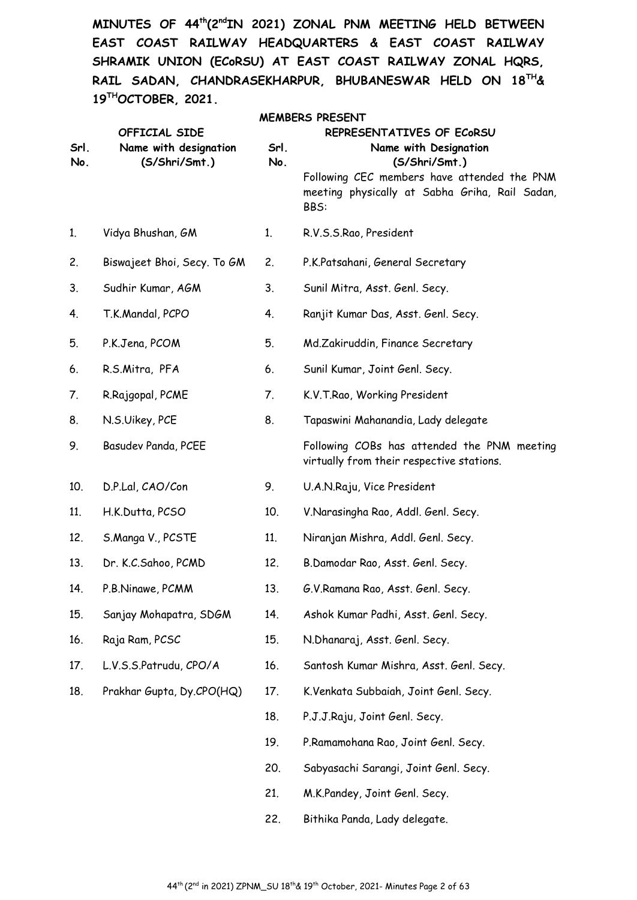**MINUTES OF 44th(2nd IN 2021) ZONAL PNM MEETING HELD BETWEEN EAST COAST RAILWAY HEADQUARTERS & EAST COAST RAILWAY SHRAMIK UNION (ECoRSU) AT EAST COAST RAILWAY ZONAL HQRS, RAIL SADAN, CHANDRASEKHARPUR, BHUBANESWAR HELD ON 18TH & 19TH OCTOBER, 2021.**

**MEMBERS PRESENT**

| OFFICIAL SIDE | | REPRESENTATIVES OF ECoRSU | |
|---|---|---|---|
| **Srl. No.** | **Name with designation (S/Shri/Smt.)** | **Srl. No.** | **Name with Designation (S/Shri/Smt.)** |
| | | | Following CEC members have attended the PNM meeting physically at Sabha Griha, Rail Sadan, BBS: |
| 1. | Vidya Bhushan, GM | 1. | R.V.S.S.Rao, President |
| 2. | Biswajeet Bhoi, Secy. To GM | 2. | P.K.Patsahani, General Secretary |
| 3. | Sudhir Kumar, AGM | 3. | Sunil Mitra, Asst. Genl. Secy. |
| 4. | T.K.Mandal, PCPO | 4. | Ranjit Kumar Das, Asst. Genl. Secy. |
| 5. | P.K.Jena, PCOM | 5. | Md.Zakiruddin, Finance Secretary |
| 6. | R.S.Mitra, PFA | 6. | Sunil Kumar, Joint Genl. Secy. |
| 7. | R.Rajgopal, PCME | 7. | K.V.T.Rao, Working President |
| 8. | N.S.Uikey, PCE | 8. | Tapaswini Mahanandia, Lady delegate |
| 9. | Basudev Panda, PCEE | | Following COBs has attended the PNM meeting virtually from their respective stations. |
| 10. | D.P.Lal, CAO/Con | 9. | U.A.N.Raju, Vice President |
| 11. | H.K.Dutta, PCSO | 10. | V.Narasingha Rao, Addl. Genl. Secy. |
| 12. | S.Manga V., PCSTE | 11. | Niranjan Mishra, Addl. Genl. Secy. |
| 13. | Dr. K.C.Sahoo, PCMD | 12. | B.Damodar Rao, Asst. Genl. Secy. |
| 14. | P.B.Ninawe, PCMM | 13. | G.V.Ramana Rao, Asst. Genl. Secy. |
| 15. | Sanjay Mohapatra, SDGM | 14. | Ashok Kumar Padhi, Asst. Genl. Secy. |
| 16. | Raja Ram, PCSC | 15. | N.Dhanaraj, Asst. Genl. Secy. |
| 17. | L.V.S.S.Patrudu, CPO/A | 16. | Santosh Kumar Mishra, Asst. Genl. Secy. |
| 18. | Prakhar Gupta, Dy.CPO(HQ) | 17. | K.Venkata Subbaiah, Joint Genl. Secy. |
| | | 18. | P.J.J.Raju, Joint Genl. Secy. |
| | | 19. | P.Ramamohana Rao, Joint Genl. Secy. |
| | | 20. | Sabyasachi Sarangi, Joint Genl. Secy. |
| | | 21. | M.K.Pandey, Joint Genl. Secy. |
| | | 22. | Bithika Panda, Lady delegate. |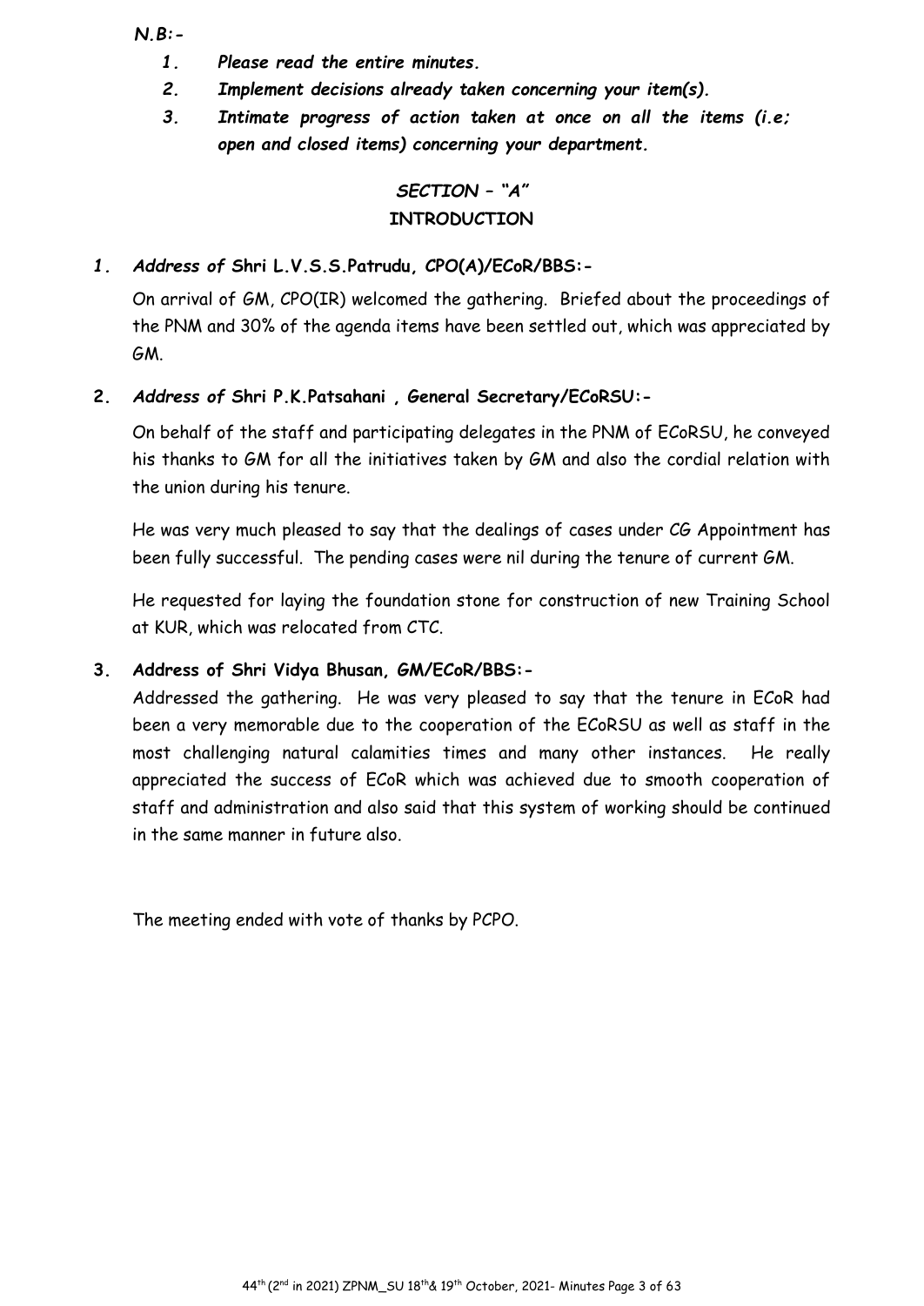***N.B:-***

1. ***Please read the entire minutes.***
2. ***Implement decisions already taken concerning your item(s).***
3. ***Intimate progress of action taken at once on all the items (i.e; open and closed items) concerning your department.***

## *SECTION – "A"*

## INTRODUCTION

### *1. Address of* Shri L.V.S.S.Patrudu, CPO(A)/ECoR/BBS:-

On arrival of GM, CPO(IR) welcomed the gathering. Briefed about the proceedings of the PNM and 30% of the agenda items have been settled out, which was appreciated by GM.

### 2. *Address of* Shri P.K.Patsahani , General Secretary/ECoRSU:-

On behalf of the staff and participating delegates in the PNM of ECoRSU, he conveyed his thanks to GM for all the initiatives taken by GM and also the cordial relation with the union during his tenure.

He was very much pleased to say that the dealings of cases under CG Appointment has been fully successful. The pending cases were nil during the tenure of current GM.

He requested for laying the foundation stone for construction of new Training School at KUR, which was relocated from CTC.

### 3. Address of Shri Vidya Bhusan, GM/ECoR/BBS:-

Addressed the gathering. He was very pleased to say that the tenure in ECoR had been a very memorable due to the cooperation of the ECoRSU as well as staff in the most challenging natural calamities times and many other instances. He really appreciated the success of ECoR which was achieved due to smooth cooperation of staff and administration and also said that this system of working should be continued in the same manner in future also.

The meeting ended with vote of thanks by PCPO.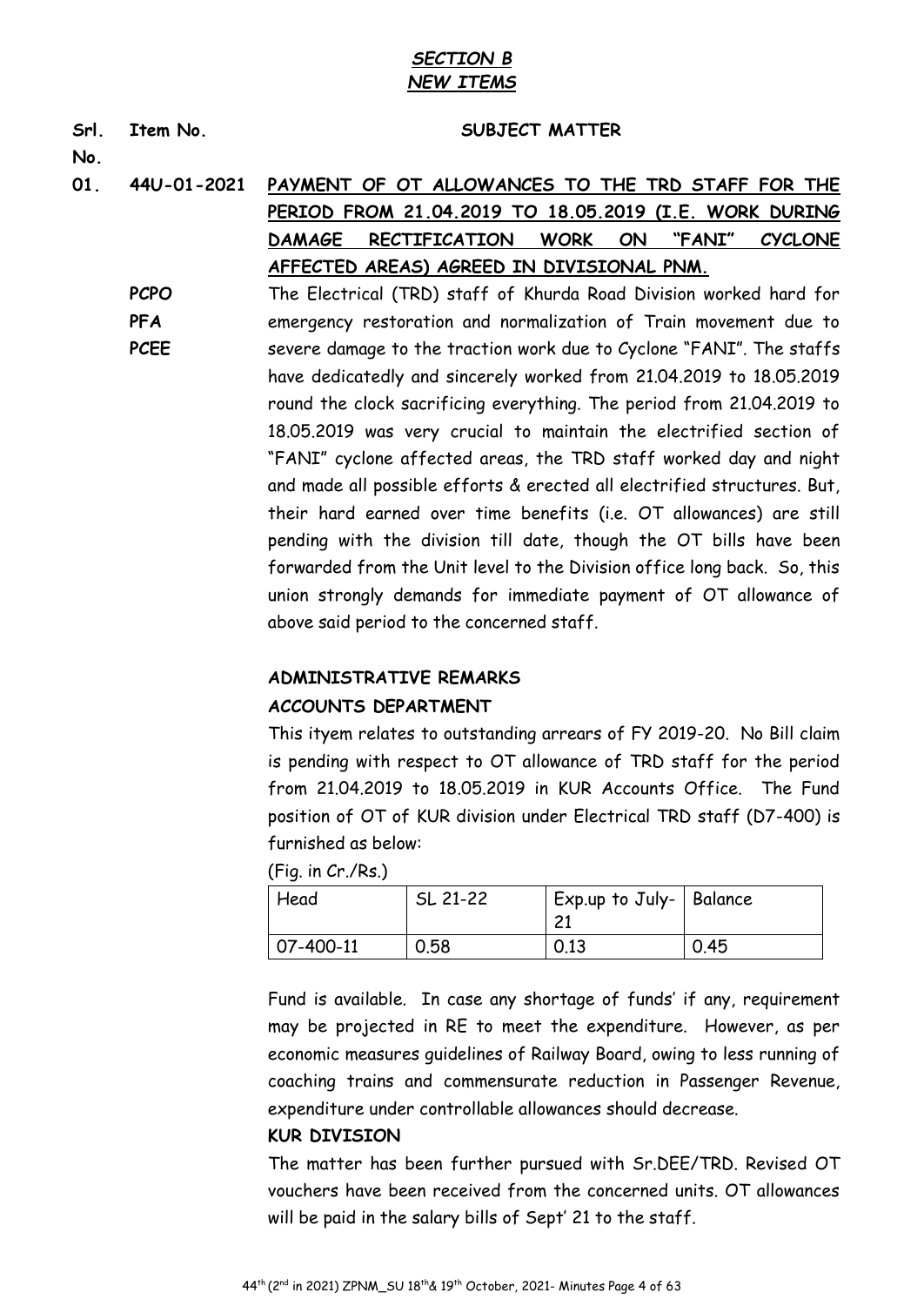## *SECTION B*
## *NEW ITEMS*

| Srl. No. | Item No. | SUBJECT MATTER |
|---|---|---|

**01. 44U-01-2021** **PAYMENT OF OT ALLOWANCES TO THE TRD STAFF FOR THE PERIOD FROM 21.04.2019 TO 18.05.2019 (I.E. WORK DURING DAMAGE RECTIFICATION WORK ON "FANI" CYCLONE AFFECTED AREAS) AGREED IN DIVISIONAL PNM.**

**PCPO**
**PFA**
**PCEE**

The Electrical (TRD) staff of Khurda Road Division worked hard for emergency restoration and normalization of Train movement due to severe damage to the traction work due to Cyclone "FANI". The staffs have dedicatedly and sincerely worked from 21.04.2019 to 18.05.2019 round the clock sacrificing everything. The period from 21.04.2019 to 18.05.2019 was very crucial to maintain the electrified section of "FANI" cyclone affected areas, the TRD staff worked day and night and made all possible efforts & erected all electrified structures. But, their hard earned over time benefits (i.e. OT allowances) are still pending with the division till date, though the OT bills have been forwarded from the Unit level to the Division office long back. So, this union strongly demands for immediate payment of OT allowance of above said period to the concerned staff.

**ADMINISTRATIVE REMARKS**

**ACCOUNTS DEPARTMENT**

This ityem relates to outstanding arrears of FY 2019-20. No Bill claim is pending with respect to OT allowance of TRD staff for the period from 21.04.2019 to 18.05.2019 in KUR Accounts Office. The Fund position of OT of KUR division under Electrical TRD staff (D7-400) is furnished as below:

(Fig. in Cr./Rs.)

| Head | SL 21-22 | Exp.up to July-21 | Balance |
|---|---|---|---|
| 07-400-11 | 0.58 | 0.13 | 0.45 |

Fund is available. In case any shortage of funds' if any, requirement may be projected in RE to meet the expenditure. However, as per economic measures guidelines of Railway Board, owing to less running of coaching trains and commensurate reduction in Passenger Revenue, expenditure under controllable allowances should decrease.

**KUR DIVISION**

The matter has been further pursued with Sr.DEE/TRD. Revised OT vouchers have been received from the concerned units. OT allowances will be paid in the salary bills of Sept' 21 to the staff.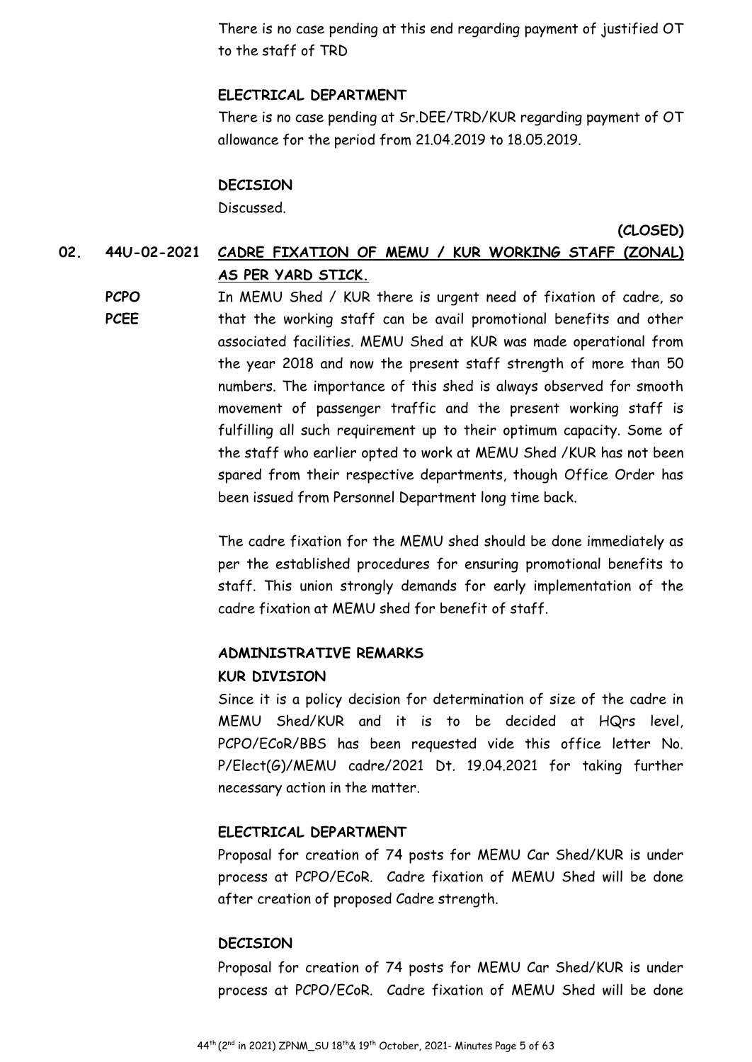There is no case pending at this end regarding payment of justified OT to the staff of TRD

**ELECTRICAL DEPARTMENT**

There is no case pending at Sr.DEE/TRD/KUR regarding payment of OT allowance for the period from 21.04.2019 to 18.05.2019.

**DECISION**

Discussed.

**(CLOSED)**

**02. 44U-02-2021 CADRE FIXATION OF MEMU / KUR WORKING STAFF (ZONAL) AS PER YARD STICK.**

**PCPO**
**PCEE**

In MEMU Shed / KUR there is urgent need of fixation of cadre, so that the working staff can be avail promotional benefits and other associated facilities. MEMU Shed at KUR was made operational from the year 2018 and now the present staff strength of more than 50 numbers. The importance of this shed is always observed for smooth movement of passenger traffic and the present working staff is fulfilling all such requirement up to their optimum capacity. Some of the staff who earlier opted to work at MEMU Shed /KUR has not been spared from their respective departments, though Office Order has been issued from Personnel Department long time back.

The cadre fixation for the MEMU shed should be done immediately as per the established procedures for ensuring promotional benefits to staff. This union strongly demands for early implementation of the cadre fixation at MEMU shed for benefit of staff.

**ADMINISTRATIVE REMARKS**

**KUR DIVISION**

Since it is a policy decision for determination of size of the cadre in MEMU Shed/KUR and it is to be decided at HQrs level, PCPO/ECoR/BBS has been requested vide this office letter No. P/Elect(G)/MEMU cadre/2021 Dt. 19.04.2021 for taking further necessary action in the matter.

**ELECTRICAL DEPARTMENT**

Proposal for creation of 74 posts for MEMU Car Shed/KUR is under process at PCPO/ECoR. Cadre fixation of MEMU Shed will be done after creation of proposed Cadre strength.

**DECISION**

Proposal for creation of 74 posts for MEMU Car Shed/KUR is under process at PCPO/ECoR. Cadre fixation of MEMU Shed will be done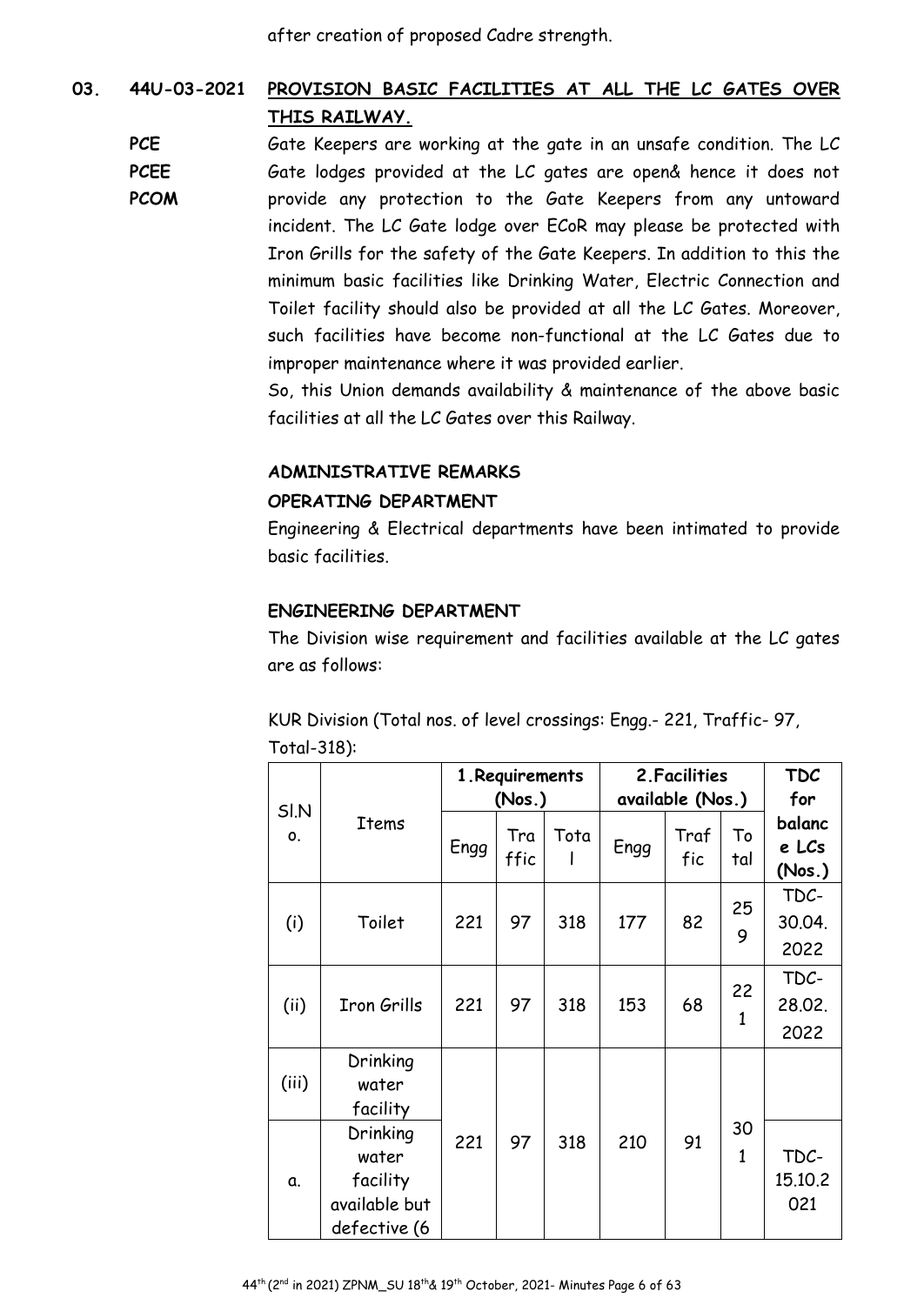after creation of proposed Cadre strength.

## 03. 44U-03-2021 PROVISION BASIC FACILITIES AT ALL THE LC GATES OVER THIS RAILWAY.

**PCE**
**PCEE**
**PCOM**

Gate Keepers are working at the gate in an unsafe condition. The LC Gate lodges provided at the LC gates are open& hence it does not provide any protection to the Gate Keepers from any untoward incident. The LC Gate lodge over ECoR may please be protected with Iron Grills for the safety of the Gate Keepers. In addition to this the minimum basic facilities like Drinking Water, Electric Connection and Toilet facility should also be provided at all the LC Gates. Moreover, such facilities have become non-functional at the LC Gates due to improper maintenance where it was provided earlier.

So, this Union demands availability & maintenance of the above basic facilities at all the LC Gates over this Railway.

### ADMINISTRATIVE REMARKS

#### OPERATING DEPARTMENT

Engineering & Electrical departments have been intimated to provide basic facilities.

#### ENGINEERING DEPARTMENT

The Division wise requirement and facilities available at the LC gates are as follows:

KUR Division (Total nos. of level crossings: Engg.- 221, Traffic- 97, Total-318):

| Sl.No. | Items | 1.Requirements (Nos.) | | | 2.Facilities available (Nos.) | | | TDC for balance LCs (Nos.) |
|---|---|---|---|---|---|---|---|---|
| | | Engg | Traffic | Total | Engg | Traffic | Total | |
| (i) | Toilet | 221 | 97 | 318 | 177 | 82 | 259 | TDC-30.04.2022 |
| (ii) | Iron Grills | 221 | 97 | 318 | 153 | 68 | 221 | TDC-28.02.2022 |
| (iii) | Drinking water facility | 221 | 97 | 318 | 210 | 91 | 301 | |
| a. | Drinking water facility available but defective (6 | | | | | | | TDC-15.10.2021 |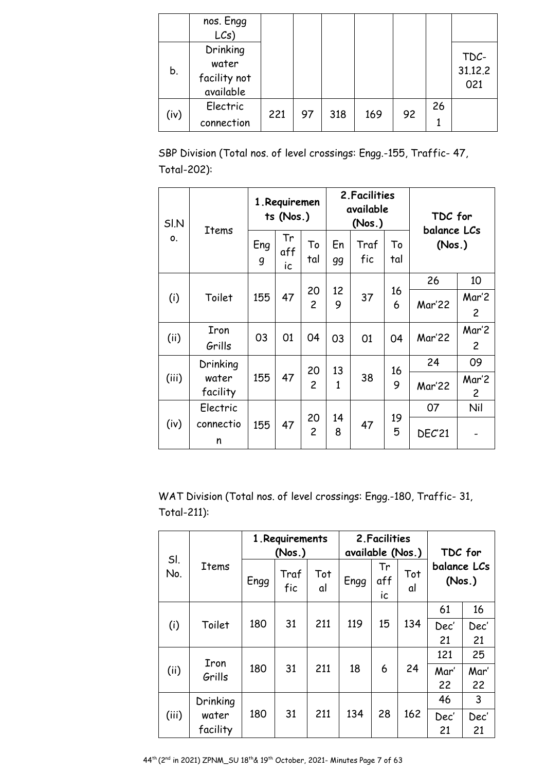| | nos. Engg LCs) | | | | | | | |
|---|---|---|---|---|---|---|---|---|
| b. | Drinking water facility not available | | | | | | | TDC-31.12.2021 |
| (iv) | Electric connection | 221 | 97 | 318 | 169 | 92 | 261 | |

SBP Division (Total nos. of level crossings: Engg.-155, Traffic- 47, Total-202):

| Sl.No. | Items | 1.Requirements (Nos.) | | | 2.Facilities available (Nos.) | | | TDC for balance LCs (Nos.) | |
|---|---|---|---|---|---|---|---|---|---|
| | | Engg | Traffic | Total | Engg | Traffic | Total | | |
| (i) | Toilet | 155 | 47 | 202 | 129 | 37 | 166 | 26 | 10 |
| | | | | | | | | Mar'22 | Mar'22 |
| (ii) | Iron Grills | 03 | 01 | 04 | 03 | 01 | 04 | Mar'22 | Mar'22 |
| (iii) | Drinking water facility | 155 | 47 | 202 | 131 | 38 | 169 | 24 | 09 |
| | | | | | | | | Mar'22 | Mar'22 |
| (iv) | Electric connection | 155 | 47 | 202 | 148 | 47 | 195 | 07 | Nil |
| | | | | | | | | DEC'21 | - |

WAT Division (Total nos. of level crossings: Engg.-180, Traffic- 31, Total-211):

| Sl. No. | Items | 1.Requirements (Nos.) | | | 2.Facilities available (Nos.) | | | TDC for balance LCs (Nos.) | |
|---|---|---|---|---|---|---|---|---|---|
| | | Engg | Traffic | Total | Engg | Traffic | Total | | |
| (i) | Toilet | 180 | 31 | 211 | 119 | 15 | 134 | 61 | 16 |
| | | | | | | | | Dec' 21 | Dec' 21 |
| (ii) | Iron Grills | 180 | 31 | 211 | 18 | 6 | 24 | 121 | 25 |
| | | | | | | | | Mar' 22 | Mar' 22 |
| (iii) | Drinking water facility | 180 | 31 | 211 | 134 | 28 | 162 | 46 | 3 |
| | | | | | | | | Dec' 21 | Dec' 21 |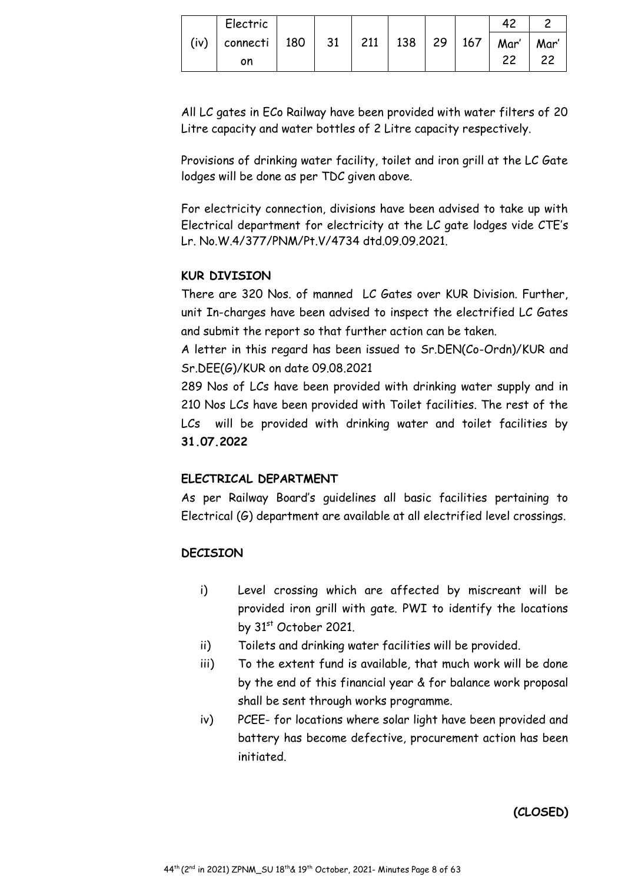| (iv) | Electric connection | 180 | 31 | 211 | 138 | 29 | 167 | 42 Mar' 22 | 2 Mar' 22 |
|---|---|---|---|---|---|---|---|---|---|

All LC gates in ECo Railway have been provided with water filters of 20 Litre capacity and water bottles of 2 Litre capacity respectively.

Provisions of drinking water facility, toilet and iron grill at the LC Gate lodges will be done as per TDC given above.

For electricity connection, divisions have been advised to take up with Electrical department for electricity at the LC gate lodges vide CTE's Lr. No.W.4/377/PNM/Pt.V/4734 dtd.09.09.2021.

**KUR DIVISION**

There are 320 Nos. of manned LC Gates over KUR Division. Further, unit In-charges have been advised to inspect the electrified LC Gates and submit the report so that further action can be taken.

A letter in this regard has been issued to Sr.DEN(Co-Ordn)/KUR and Sr.DEE(G)/KUR on date 09.08.2021

289 Nos of LCs have been provided with drinking water supply and in 210 Nos LCs have been provided with Toilet facilities. The rest of the LCs will be provided with drinking water and toilet facilities by **31.07.2022**

**ELECTRICAL DEPARTMENT**

As per Railway Board's guidelines all basic facilities pertaining to Electrical (G) department are available at all electrified level crossings.

**DECISION**

i) Level crossing which are affected by miscreant will be provided iron grill with gate. PWI to identify the locations by 31st October 2021.

ii) Toilets and drinking water facilities will be provided.

iii) To the extent fund is available, that much work will be done by the end of this financial year & for balance work proposal shall be sent through works programme.

iv) PCEE- for locations where solar light have been provided and battery has become defective, procurement action has been initiated.

**(CLOSED)**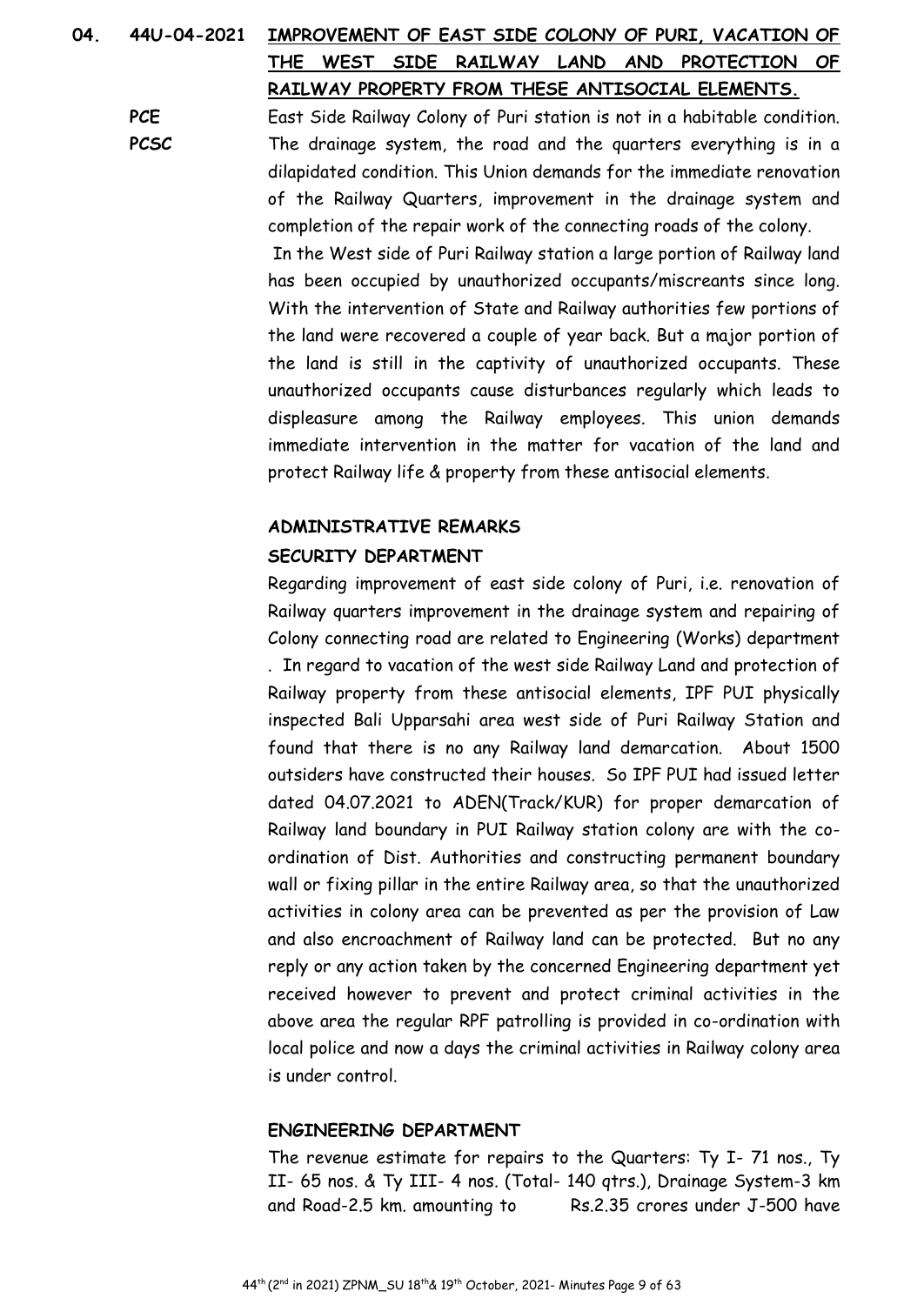**04. 44U-04-2021 IMPROVEMENT OF EAST SIDE COLONY OF PURI, VACATION OF THE WEST SIDE RAILWAY LAND AND PROTECTION OF RAILWAY PROPERTY FROM THESE ANTISOCIAL ELEMENTS.**

**PCE**
**PCSC**

East Side Railway Colony of Puri station is not in a habitable condition. The drainage system, the road and the quarters everything is in a dilapidated condition. This Union demands for the immediate renovation of the Railway Quarters, improvement in the drainage system and completion of the repair work of the connecting roads of the colony.

In the West side of Puri Railway station a large portion of Railway land has been occupied by unauthorized occupants/miscreants since long. With the intervention of State and Railway authorities few portions of the land were recovered a couple of year back. But a major portion of the land is still in the captivity of unauthorized occupants. These unauthorized occupants cause disturbances regularly which leads to displeasure among the Railway employees. This union demands immediate intervention in the matter for vacation of the land and protect Railway life & property from these antisocial elements.

**ADMINISTRATIVE REMARKS**

**SECURITY DEPARTMENT**

Regarding improvement of east side colony of Puri, i.e. renovation of Railway quarters improvement in the drainage system and repairing of Colony connecting road are related to Engineering (Works) department . In regard to vacation of the west side Railway Land and protection of Railway property from these antisocial elements, IPF PUI physically inspected Bali Upparsahi area west side of Puri Railway Station and found that there is no any Railway land demarcation. About 1500 outsiders have constructed their houses. So IPF PUI had issued letter dated 04.07.2021 to ADEN(Track/KUR) for proper demarcation of Railway land boundary in PUI Railway station colony are with the co-ordination of Dist. Authorities and constructing permanent boundary wall or fixing pillar in the entire Railway area, so that the unauthorized activities in colony area can be prevented as per the provision of Law and also encroachment of Railway land can be protected. But no any reply or any action taken by the concerned Engineering department yet received however to prevent and protect criminal activities in the above area the regular RPF patrolling is provided in co-ordination with local police and now a days the criminal activities in Railway colony area is under control.

**ENGINEERING DEPARTMENT**

The revenue estimate for repairs to the Quarters: Ty I- 71 nos., Ty II- 65 nos. & Ty III- 4 nos. (Total- 140 qtrs.), Drainage System-3 km and Road-2.5 km. amounting to Rs.2.35 crores under J-500 have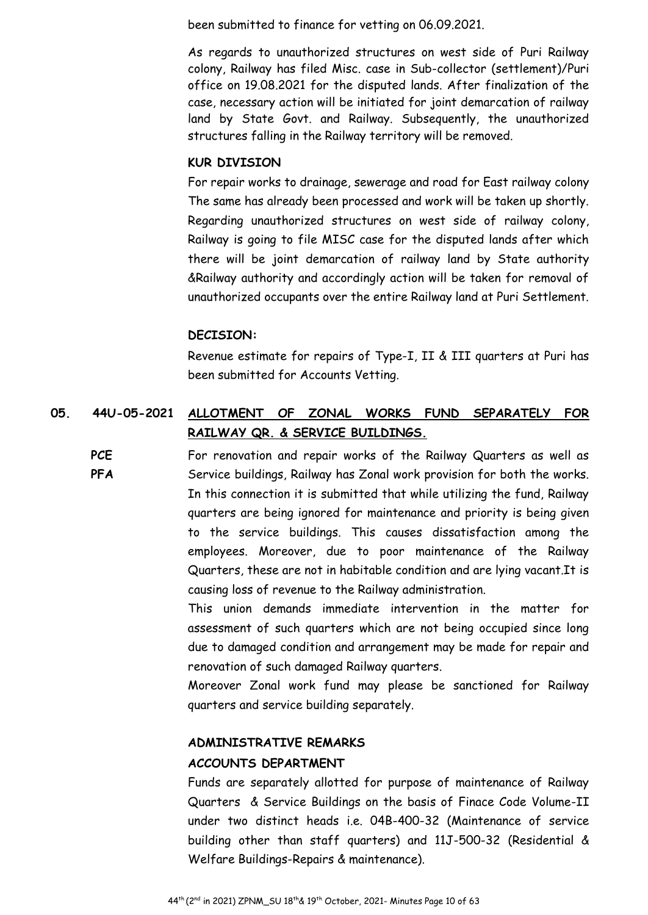been submitted to finance for vetting on 06.09.2021.

As regards to unauthorized structures on west side of Puri Railway colony, Railway has filed Misc. case in Sub-collector (settlement)/Puri office on 19.08.2021 for the disputed lands. After finalization of the case, necessary action will be initiated for joint demarcation of railway land by State Govt. and Railway. Subsequently, the unauthorized structures falling in the Railway territory will be removed.

**KUR DIVISION**

For repair works to drainage, sewerage and road for East railway colony The same has already been processed and work will be taken up shortly. Regarding unauthorized structures on west side of railway colony, Railway is going to file MISC case for the disputed lands after which there will be joint demarcation of railway land by State authority &Railway authority and accordingly action will be taken for removal of unauthorized occupants over the entire Railway land at Puri Settlement.

**DECISION:**

Revenue estimate for repairs of Type-I, II & III quarters at Puri has been submitted for Accounts Vetting.

**05. 44U-05-2021** **ALLOTMENT OF ZONAL WORKS FUND SEPARATELY FOR RAILWAY QR. & SERVICE BUILDINGS.**

**PCE**
**PFA**

For renovation and repair works of the Railway Quarters as well as Service buildings, Railway has Zonal work provision for both the works. In this connection it is submitted that while utilizing the fund, Railway quarters are being ignored for maintenance and priority is being given to the service buildings. This causes dissatisfaction among the employees. Moreover, due to poor maintenance of the Railway Quarters, these are not in habitable condition and are lying vacant.It is causing loss of revenue to the Railway administration.

This union demands immediate intervention in the matter for assessment of such quarters which are not being occupied since long due to damaged condition and arrangement may be made for repair and renovation of such damaged Railway quarters.

Moreover Zonal work fund may please be sanctioned for Railway quarters and service building separately.

**ADMINISTRATIVE REMARKS**

**ACCOUNTS DEPARTMENT**

Funds are separately allotted for purpose of maintenance of Railway Quarters & Service Buildings on the basis of Finace Code Volume-II under two distinct heads i.e. 04B-400-32 (Maintenance of service building other than staff quarters) and 11J-500-32 (Residential & Welfare Buildings-Repairs & maintenance).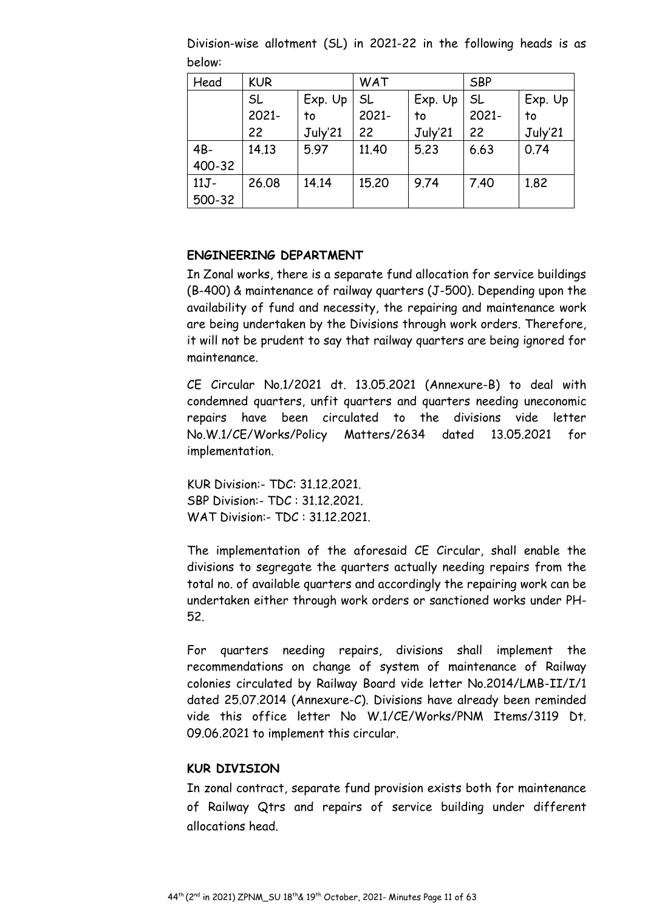Division-wise allotment (SL) in 2021-22 in the following heads is as below:

| Head | KUR | | WAT | | SBP | |
|---|---|---|---|---|---|---|
| | SL 2021-22 | Exp. Up to July'21 | SL 2021-22 | Exp. Up to July'21 | SL 2021-22 | Exp. Up to July'21 |
| 4B-400-32 | 14.13 | 5.97 | 11.40 | 5.23 | 6.63 | 0.74 |
| 11J-500-32 | 26.08 | 14.14 | 15.20 | 9.74 | 7.40 | 1.82 |

**ENGINEERING DEPARTMENT**

In Zonal works, there is a separate fund allocation for service buildings (B-400) & maintenance of railway quarters (J-500). Depending upon the availability of fund and necessity, the repairing and maintenance work are being undertaken by the Divisions through work orders. Therefore, it will not be prudent to say that railway quarters are being ignored for maintenance.

CE Circular No.1/2021 dt. 13.05.2021 (Annexure-B) to deal with condemned quarters, unfit quarters and quarters needing uneconomic repairs have been circulated to the divisions vide letter No.W.1/CE/Works/Policy Matters/2634 dated 13.05.2021 for implementation.

KUR Division:- TDC: 31.12.2021.
SBP Division:- TDC : 31.12.2021.
WAT Division:- TDC : 31.12.2021.

The implementation of the aforesaid CE Circular, shall enable the divisions to segregate the quarters actually needing repairs from the total no. of available quarters and accordingly the repairing work can be undertaken either through work orders or sanctioned works under PH-52.

For quarters needing repairs, divisions shall implement the recommendations on change of system of maintenance of Railway colonies circulated by Railway Board vide letter No.2014/LMB-II/I/1 dated 25.07.2014 (Annexure-C). Divisions have already been reminded vide this office letter No W.1/CE/Works/PNM Items/3119 Dt. 09.06.2021 to implement this circular.

**KUR DIVISION**

In zonal contract, separate fund provision exists both for maintenance of Railway Qtrs and repairs of service building under different allocations head.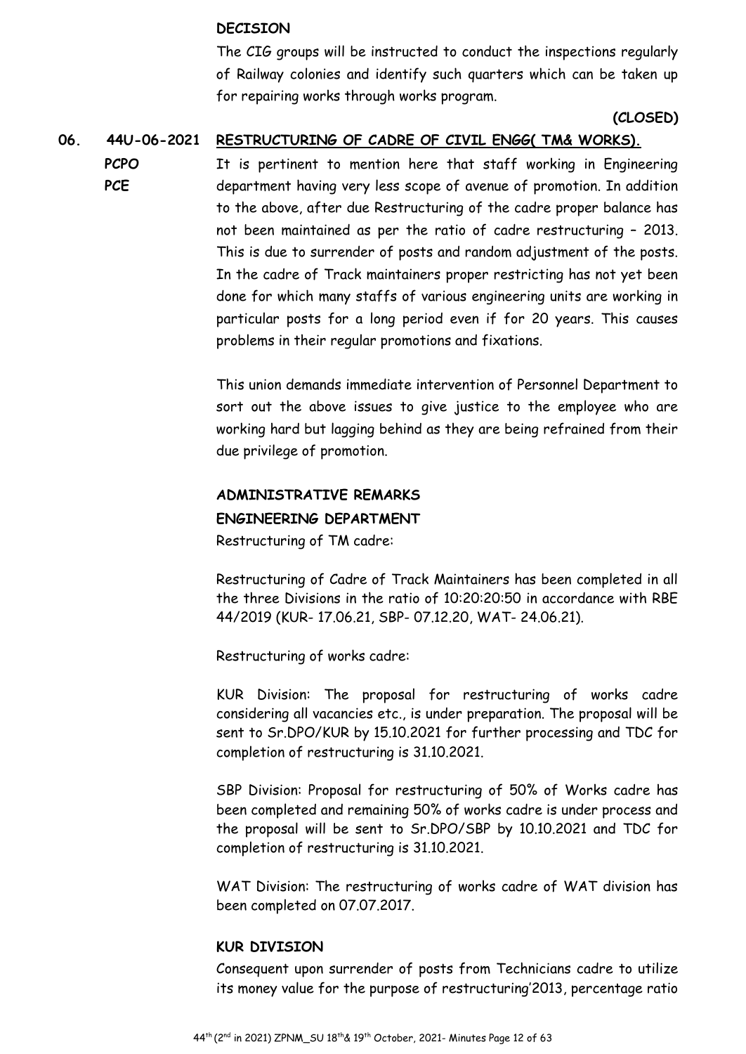**DECISION**

The CIG groups will be instructed to conduct the inspections regularly of Railway colonies and identify such quarters which can be taken up for repairing works through works program.

**(CLOSED)**

**06. 44U-06-2021 RESTRUCTURING OF CADRE OF CIVIL ENGG( TM& WORKS).**

**PCPO**
**PCE**

It is pertinent to mention here that staff working in Engineering department having very less scope of avenue of promotion. In addition to the above, after due Restructuring of the cadre proper balance has not been maintained as per the ratio of cadre restructuring – 2013. This is due to surrender of posts and random adjustment of the posts. In the cadre of Track maintainers proper restricting has not yet been done for which many staffs of various engineering units are working in particular posts for a long period even if for 20 years. This causes problems in their regular promotions and fixations.

This union demands immediate intervention of Personnel Department to sort out the above issues to give justice to the employee who are working hard but lagging behind as they are being refrained from their due privilege of promotion.

**ADMINISTRATIVE REMARKS**

**ENGINEERING DEPARTMENT**

Restructuring of TM cadre:

Restructuring of Cadre of Track Maintainers has been completed in all the three Divisions in the ratio of 10:20:20:50 in accordance with RBE 44/2019 (KUR- 17.06.21, SBP- 07.12.20, WAT- 24.06.21).

Restructuring of works cadre:

KUR Division: The proposal for restructuring of works cadre considering all vacancies etc., is under preparation. The proposal will be sent to Sr.DPO/KUR by 15.10.2021 for further processing and TDC for completion of restructuring is 31.10.2021.

SBP Division: Proposal for restructuring of 50% of Works cadre has been completed and remaining 50% of works cadre is under process and the proposal will be sent to Sr.DPO/SBP by 10.10.2021 and TDC for completion of restructuring is 31.10.2021.

WAT Division: The restructuring of works cadre of WAT division has been completed on 07.07.2017.

**KUR DIVISION**

Consequent upon surrender of posts from Technicians cadre to utilize its money value for the purpose of restructuring'2013, percentage ratio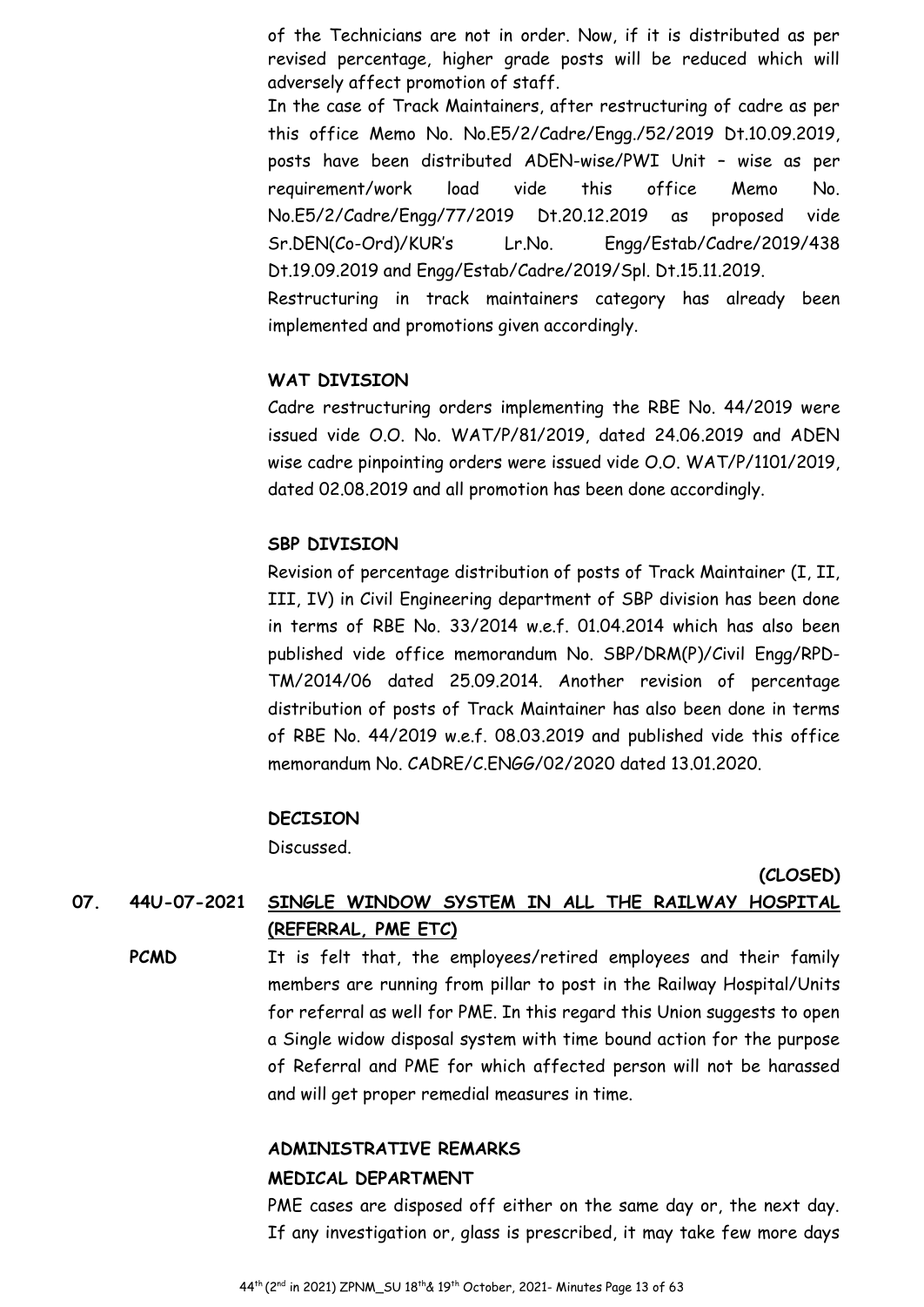of the Technicians are not in order. Now, if it is distributed as per revised percentage, higher grade posts will be reduced which will adversely affect promotion of staff.

In the case of Track Maintainers, after restructuring of cadre as per this office Memo No. No.E5/2/Cadre/Engg./52/2019 Dt.10.09.2019, posts have been distributed ADEN-wise/PWI Unit – wise as per requirement/work load vide this office Memo No. No.E5/2/Cadre/Engg/77/2019 Dt.20.12.2019 as proposed vide Sr.DEN(Co-Ord)/KUR's Lr.No. Engg/Estab/Cadre/2019/438 Dt.19.09.2019 and Engg/Estab/Cadre/2019/Spl. Dt.15.11.2019.

Restructuring in track maintainers category has already been implemented and promotions given accordingly.

**WAT DIVISION**

Cadre restructuring orders implementing the RBE No. 44/2019 were issued vide O.O. No. WAT/P/81/2019, dated 24.06.2019 and ADEN wise cadre pinpointing orders were issued vide O.O. WAT/P/1101/2019, dated 02.08.2019 and all promotion has been done accordingly.

**SBP DIVISION**

Revision of percentage distribution of posts of Track Maintainer (I, II, III, IV) in Civil Engineering department of SBP division has been done in terms of RBE No. 33/2014 w.e.f. 01.04.2014 which has also been published vide office memorandum No. SBP/DRM(P)/Civil Engg/RPD-TM/2014/06 dated 25.09.2014. Another revision of percentage distribution of posts of Track Maintainer has also been done in terms of RBE No. 44/2019 w.e.f. 08.03.2019 and published vide this office memorandum No. CADRE/C.ENGG/02/2020 dated 13.01.2020.

**DECISION**

Discussed.

**(CLOSED)**

**07. 44U-07-2021 SINGLE WINDOW SYSTEM IN ALL THE RAILWAY HOSPITAL (REFERRAL, PME ETC)**

**PCMD**

It is felt that, the employees/retired employees and their family members are running from pillar to post in the Railway Hospital/Units for referral as well for PME. In this regard this Union suggests to open a Single widow disposal system with time bound action for the purpose of Referral and PME for which affected person will not be harassed and will get proper remedial measures in time.

**ADMINISTRATIVE REMARKS**

**MEDICAL DEPARTMENT**

PME cases are disposed off either on the same day or, the next day. If any investigation or, glass is prescribed, it may take few more days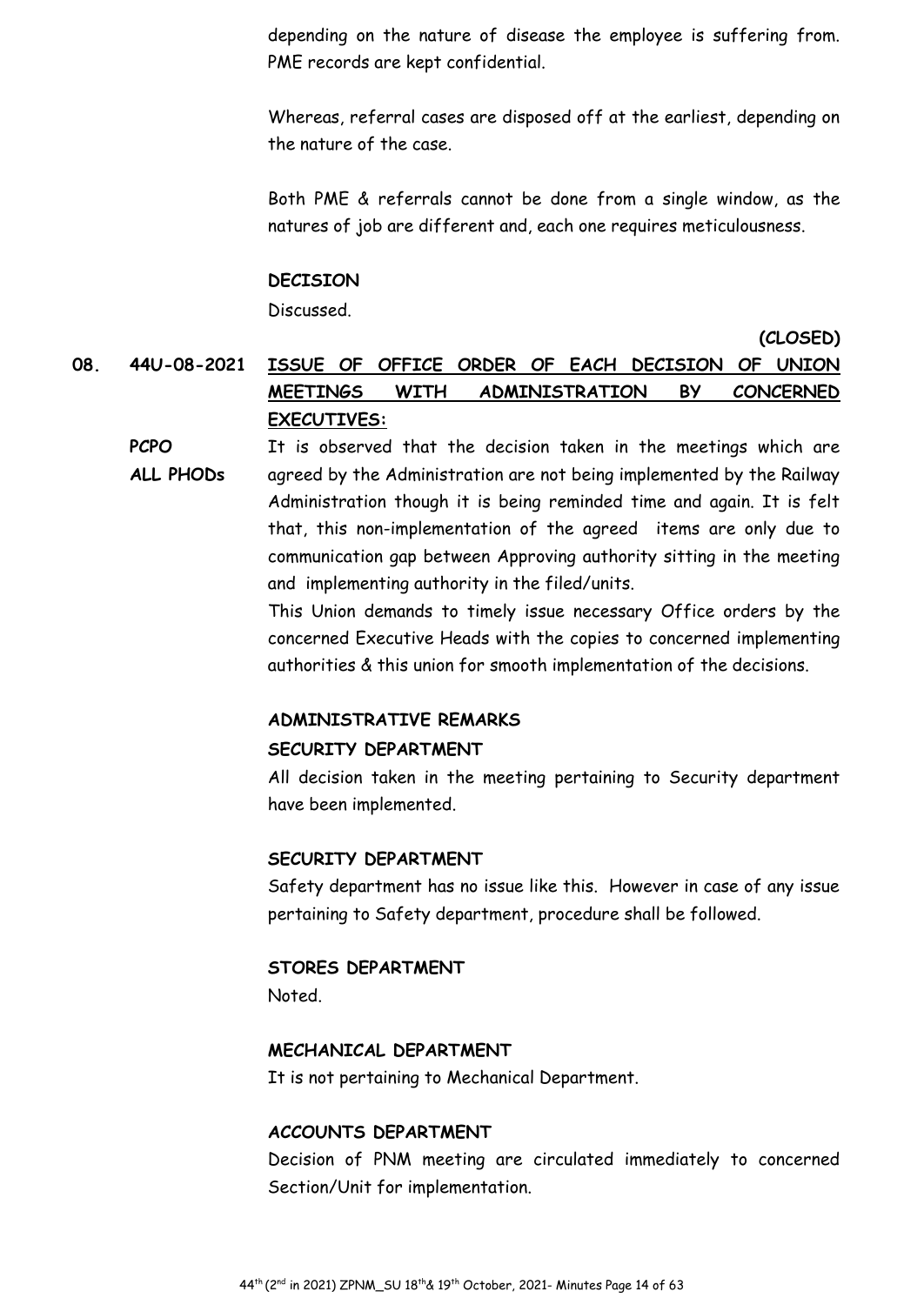depending on the nature of disease the employee is suffering from. PME records are kept confidential.

Whereas, referral cases are disposed off at the earliest, depending on the nature of the case.

Both PME & referrals cannot be done from a single window, as the natures of job are different and, each one requires meticulousness.

**DECISION**

Discussed.

**(CLOSED)**

**08. 44U-08-2021 <u>ISSUE OF OFFICE ORDER OF EACH DECISION OF UNION MEETINGS WITH ADMINISTRATION BY CONCERNED EXECUTIVES:</u>**

**PCPO**
**ALL PHODs**

It is observed that the decision taken in the meetings which are agreed by the Administration are not being implemented by the Railway Administration though it is being reminded time and again. It is felt that, this non-implementation of the agreed items are only due to communication gap between Approving authority sitting in the meeting and implementing authority in the filed/units.

This Union demands to timely issue necessary Office orders by the concerned Executive Heads with the copies to concerned implementing authorities & this union for smooth implementation of the decisions.

**ADMINISTRATIVE REMARKS**

**SECURITY DEPARTMENT**

All decision taken in the meeting pertaining to Security department have been implemented.

**SECURITY DEPARTMENT**

Safety department has no issue like this. However in case of any issue pertaining to Safety department, procedure shall be followed.

**STORES DEPARTMENT**

Noted.

**MECHANICAL DEPARTMENT**

It is not pertaining to Mechanical Department.

**ACCOUNTS DEPARTMENT**

Decision of PNM meeting are circulated immediately to concerned Section/Unit for implementation.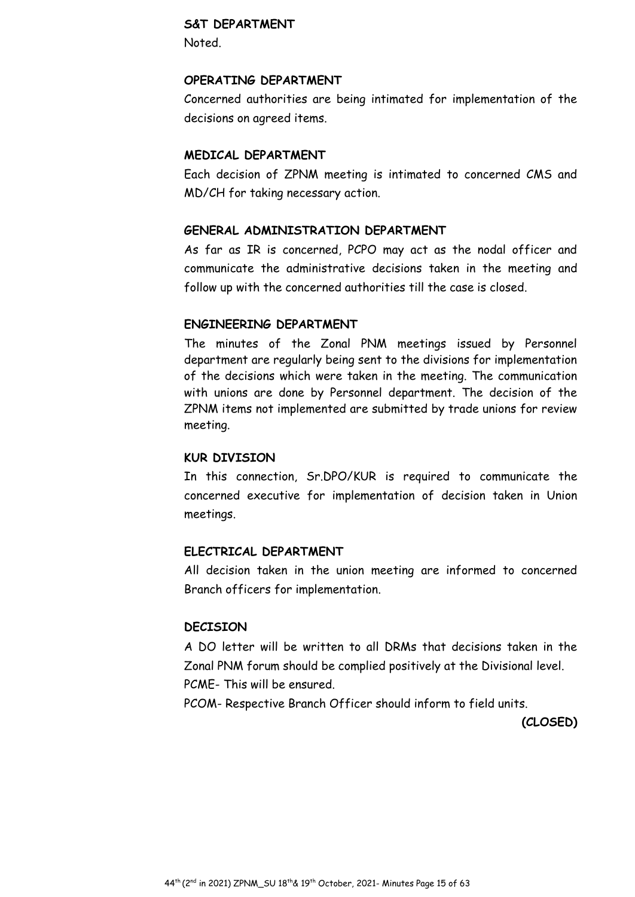**S&T DEPARTMENT**

Noted.

**OPERATING DEPARTMENT**

Concerned authorities are being intimated for implementation of the decisions on agreed items.

**MEDICAL DEPARTMENT**

Each decision of ZPNM meeting is intimated to concerned CMS and MD/CH for taking necessary action.

**GENERAL ADMINISTRATION DEPARTMENT**

As far as IR is concerned, PCPO may act as the nodal officer and communicate the administrative decisions taken in the meeting and follow up with the concerned authorities till the case is closed.

**ENGINEERING DEPARTMENT**

The minutes of the Zonal PNM meetings issued by Personnel department are regularly being sent to the divisions for implementation of the decisions which were taken in the meeting. The communication with unions are done by Personnel department. The decision of the ZPNM items not implemented are submitted by trade unions for review meeting.

**KUR DIVISION**

In this connection, Sr.DPO/KUR is required to communicate the concerned executive for implementation of decision taken in Union meetings.

**ELECTRICAL DEPARTMENT**

All decision taken in the union meeting are informed to concerned Branch officers for implementation.

**DECISION**

A DO letter will be written to all DRMs that decisions taken in the Zonal PNM forum should be complied positively at the Divisional level.

PCME- This will be ensured.

PCOM- Respective Branch Officer should inform to field units.

**(CLOSED)**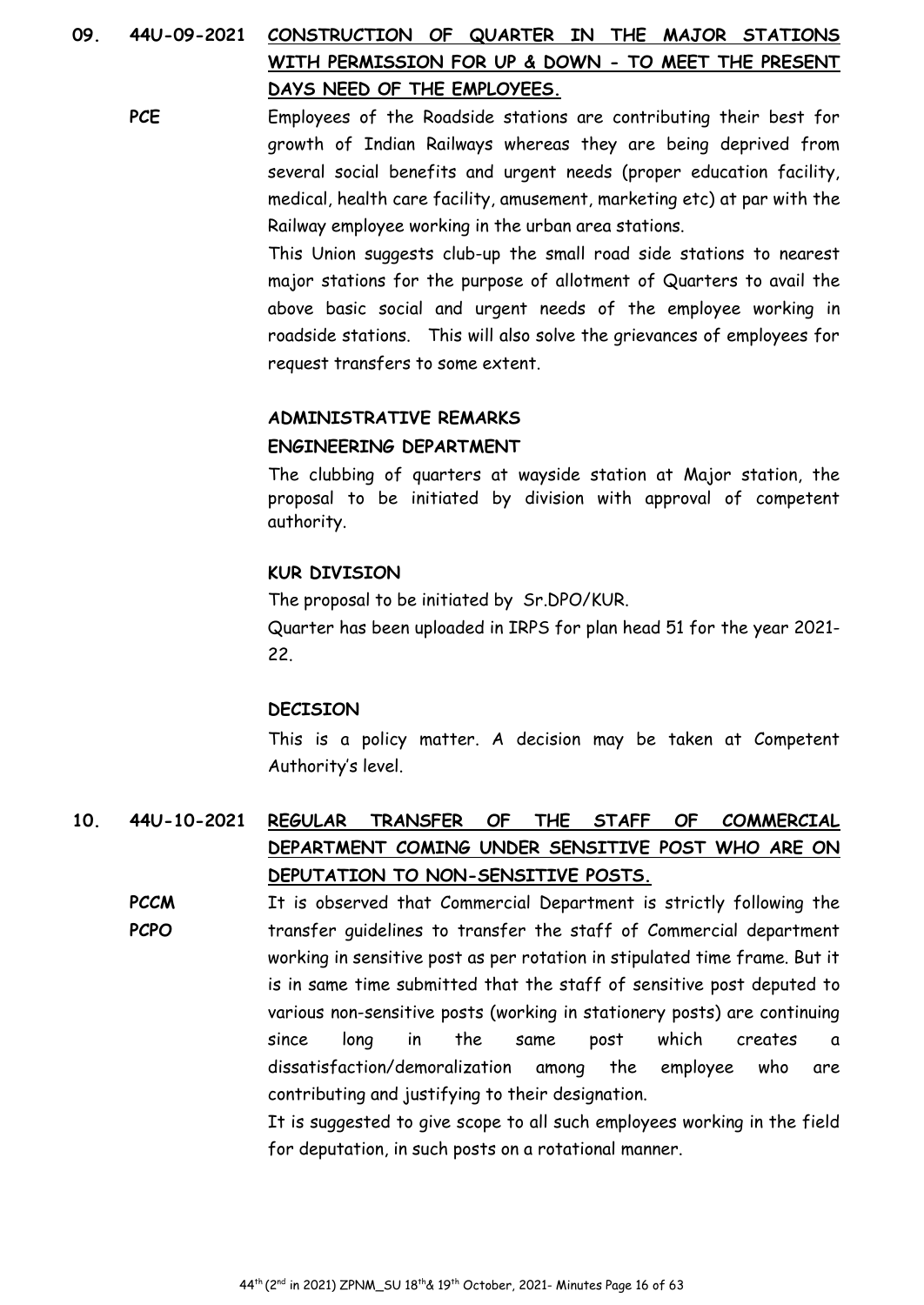**09. 44U-09-2021 CONSTRUCTION OF QUARTER IN THE MAJOR STATIONS WITH PERMISSION FOR UP & DOWN - TO MEET THE PRESENT DAYS NEED OF THE EMPLOYEES.**

**PCE**

Employees of the Roadside stations are contributing their best for growth of Indian Railways whereas they are being deprived from several social benefits and urgent needs (proper education facility, medical, health care facility, amusement, marketing etc) at par with the Railway employee working in the urban area stations.

This Union suggests club-up the small road side stations to nearest major stations for the purpose of allotment of Quarters to avail the above basic social and urgent needs of the employee working in roadside stations. This will also solve the grievances of employees for request transfers to some extent.

**ADMINISTRATIVE REMARKS**

**ENGINEERING DEPARTMENT**

The clubbing of quarters at wayside station at Major station, the proposal to be initiated by division with approval of competent authority.

**KUR DIVISION**

The proposal to be initiated by Sr.DPO/KUR.

Quarter has been uploaded in IRPS for plan head 51 for the year 2021-22.

**DECISION**

This is a policy matter. A decision may be taken at Competent Authority's level.

**10. 44U-10-2021 REGULAR TRANSFER OF THE STAFF OF COMMERCIAL DEPARTMENT COMING UNDER SENSITIVE POST WHO ARE ON DEPUTATION TO NON-SENSITIVE POSTS.**

**PCCM**
**PCPO**

It is observed that Commercial Department is strictly following the transfer guidelines to transfer the staff of Commercial department working in sensitive post as per rotation in stipulated time frame. But it is in same time submitted that the staff of sensitive post deputed to various non-sensitive posts (working in stationery posts) are continuing since long in the same post which creates a dissatisfaction/demoralization among the employee who are contributing and justifying to their designation.

It is suggested to give scope to all such employees working in the field for deputation, in such posts on a rotational manner.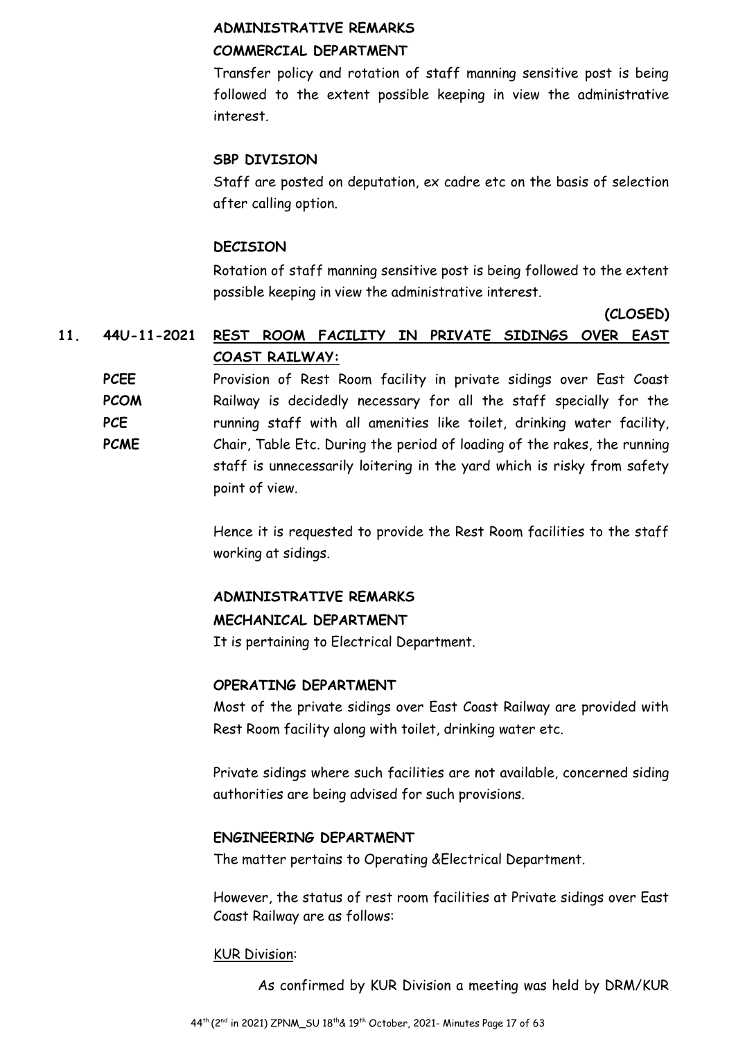**ADMINISTRATIVE REMARKS**

**COMMERCIAL DEPARTMENT**

Transfer policy and rotation of staff manning sensitive post is being followed to the extent possible keeping in view the administrative interest.

**SBP DIVISION**

Staff are posted on deputation, ex cadre etc on the basis of selection after calling option.

**DECISION**

Rotation of staff manning sensitive post is being followed to the extent possible keeping in view the administrative interest.

**(CLOSED)**

**11. 44U-11-2021 <u>REST ROOM FACILITY IN PRIVATE SIDINGS OVER EAST COAST RAILWAY:</u>**

**PCEE**
**PCOM**
**PCE**
**PCME**

Provision of Rest Room facility in private sidings over East Coast Railway is decidedly necessary for all the staff specially for the running staff with all amenities like toilet, drinking water facility, Chair, Table Etc. During the period of loading of the rakes, the running staff is unnecessarily loitering in the yard which is risky from safety point of view.

Hence it is requested to provide the Rest Room facilities to the staff working at sidings.

**ADMINISTRATIVE REMARKS**

**MECHANICAL DEPARTMENT**

It is pertaining to Electrical Department.

**OPERATING DEPARTMENT**

Most of the private sidings over East Coast Railway are provided with Rest Room facility along with toilet, drinking water etc.

Private sidings where such facilities are not available, concerned siding authorities are being advised for such provisions.

**ENGINEERING DEPARTMENT**

The matter pertains to Operating &Electrical Department.

However, the status of rest room facilities at Private sidings over East Coast Railway are as follows:

<u>KUR Division</u>:

As confirmed by KUR Division a meeting was held by DRM/KUR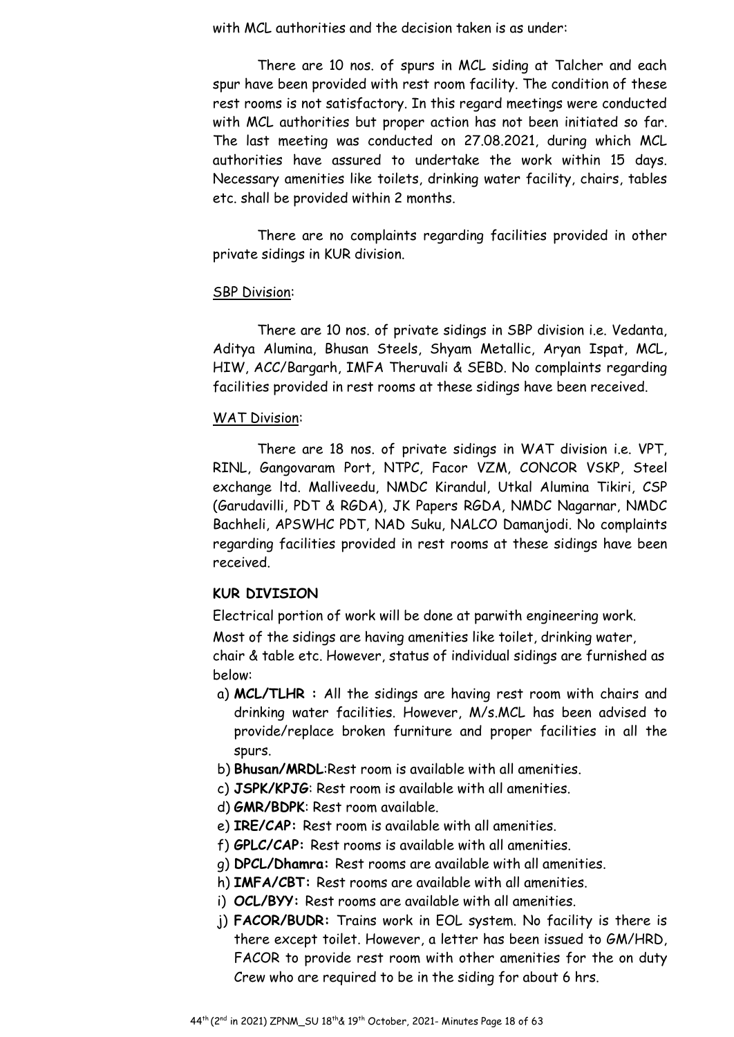with MCL authorities and the decision taken is as under:

There are 10 nos. of spurs in MCL siding at Talcher and each spur have been provided with rest room facility. The condition of these rest rooms is not satisfactory. In this regard meetings were conducted with MCL authorities but proper action has not been initiated so far. The last meeting was conducted on 27.08.2021, during which MCL authorities have assured to undertake the work within 15 days. Necessary amenities like toilets, drinking water facility, chairs, tables etc. shall be provided within 2 months.

There are no complaints regarding facilities provided in other private sidings in KUR division.

<u>SBP Division</u>:

There are 10 nos. of private sidings in SBP division i.e. Vedanta, Aditya Alumina, Bhusan Steels, Shyam Metallic, Aryan Ispat, MCL, HIW, ACC/Bargarh, IMFA Theruvali & SEBD. No complaints regarding facilities provided in rest rooms at these sidings have been received.

<u>WAT Division</u>:

There are 18 nos. of private sidings in WAT division i.e. VPT, RINL, Gangovaram Port, NTPC, Facor VZM, CONCOR VSKP, Steel exchange ltd. Malliveedu, NMDC Kirandul, Utkal Alumina Tikiri, CSP (Garudavilli, PDT & RGDA), JK Papers RGDA, NMDC Nagarnar, NMDC Bachheli, APSWHC PDT, NAD Suku, NALCO Damanjodi. No complaints regarding facilities provided in rest rooms at these sidings have been received.

**KUR DIVISION**

Electrical portion of work will be done at parwith engineering work.

Most of the sidings are having amenities like toilet, drinking water, chair & table etc. However, status of individual sidings are furnished as below:

a) **MCL/TLHR :** All the sidings are having rest room with chairs and drinking water facilities. However, M/s.MCL has been advised to provide/replace broken furniture and proper facilities in all the spurs.
b) **Bhusan/MRDL**:Rest room is available with all amenities.
c) **JSPK/KPJG**: Rest room is available with all amenities.
d) **GMR/BDPK**: Rest room available.
e) **IRE/CAP:** Rest room is available with all amenities.
f) **GPLC/CAP:** Rest rooms is available with all amenities.
g) **DPCL/Dhamra:** Rest rooms are available with all amenities.
h) **IMFA/CBT:** Rest rooms are available with all amenities.
i) **OCL/BYY:** Rest rooms are available with all amenities.
j) **FACOR/BUDR:** Trains work in EOL system. No facility is there is there except toilet. However, a letter has been issued to GM/HRD, FACOR to provide rest room with other amenities for the on duty Crew who are required to be in the siding for about 6 hrs.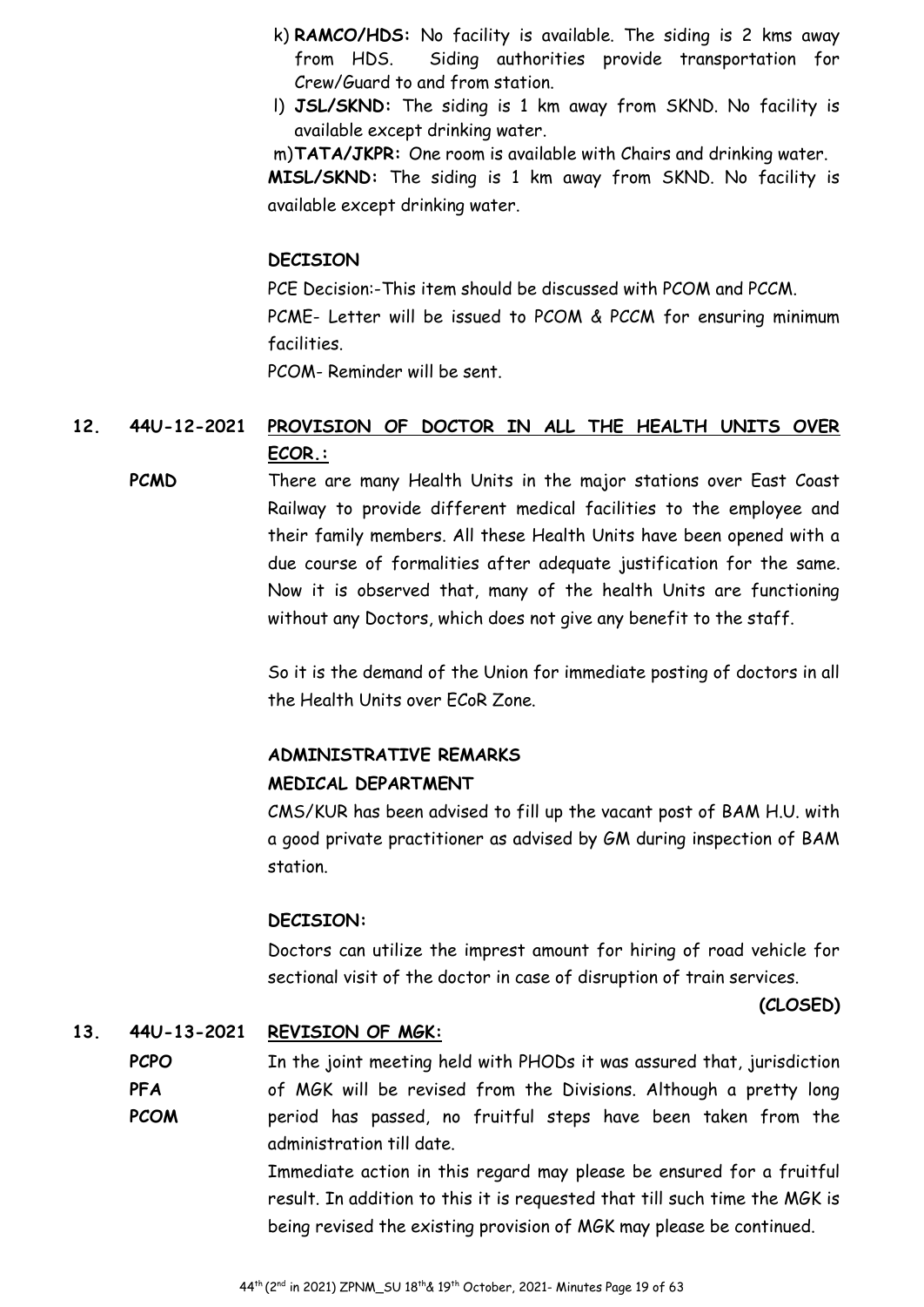k) **RAMCO/HDS:** No facility is available. The siding is 2 kms away from HDS. Siding authorities provide transportation for Crew/Guard to and from station.

l) **JSL/SKND:** The siding is 1 km away from SKND. No facility is available except drinking water.

m) **TATA/JKPR:** One room is available with Chairs and drinking water.

**MISL/SKND:** The siding is 1 km away from SKND. No facility is available except drinking water.

**DECISION**

PCE Decision:-This item should be discussed with PCOM and PCCM.

PCME- Letter will be issued to PCOM & PCCM for ensuring minimum facilities.

PCOM- Reminder will be sent.

**12. 44U-12-2021** **PROVISION OF DOCTOR IN ALL THE HEALTH UNITS OVER ECOR.:**

**PCMD**

There are many Health Units in the major stations over East Coast Railway to provide different medical facilities to the employee and their family members. All these Health Units have been opened with a due course of formalities after adequate justification for the same. Now it is observed that, many of the health Units are functioning without any Doctors, which does not give any benefit to the staff.

So it is the demand of the Union for immediate posting of doctors in all the Health Units over ECoR Zone.

**ADMINISTRATIVE REMARKS**

**MEDICAL DEPARTMENT**

CMS/KUR has been advised to fill up the vacant post of BAM H.U. with a good private practitioner as advised by GM during inspection of BAM station.

**DECISION:**

Doctors can utilize the imprest amount for hiring of road vehicle for sectional visit of the doctor in case of disruption of train services.

**(CLOSED)**

**13. 44U-13-2021** **REVISION OF MGK:**

**PCPO**
**PFA**
**PCOM**

In the joint meeting held with PHODs it was assured that, jurisdiction of MGK will be revised from the Divisions. Although a pretty long period has passed, no fruitful steps have been taken from the administration till date.

Immediate action in this regard may please be ensured for a fruitful result. In addition to this it is requested that till such time the MGK is being revised the existing provision of MGK may please be continued.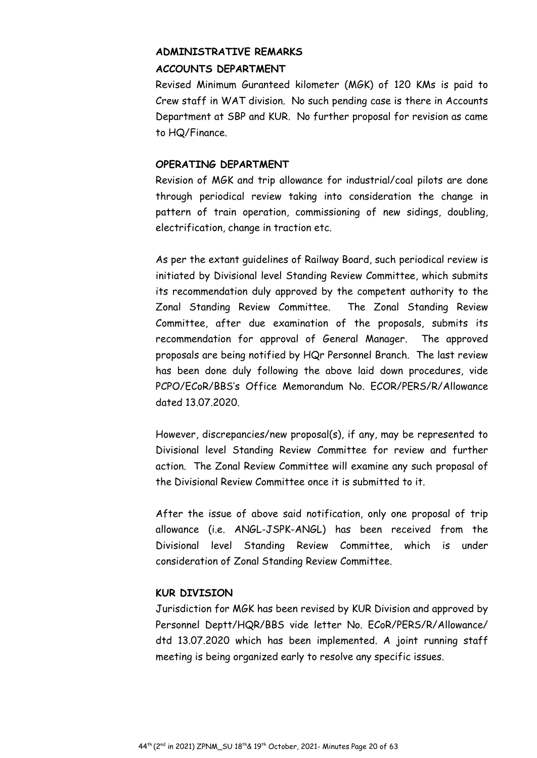**ADMINISTRATIVE REMARKS**

**ACCOUNTS DEPARTMENT**

Revised Minimum Guranteed kilometer (MGK) of 120 KMs is paid to Crew staff in WAT division. No such pending case is there in Accounts Department at SBP and KUR. No further proposal for revision as came to HQ/Finance.

**OPERATING DEPARTMENT**

Revision of MGK and trip allowance for industrial/coal pilots are done through periodical review taking into consideration the change in pattern of train operation, commissioning of new sidings, doubling, electrification, change in traction etc.

As per the extant guidelines of Railway Board, such periodical review is initiated by Divisional level Standing Review Committee, which submits its recommendation duly approved by the competent authority to the Zonal Standing Review Committee. The Zonal Standing Review Committee, after due examination of the proposals, submits its recommendation for approval of General Manager. The approved proposals are being notified by HQr Personnel Branch. The last review has been done duly following the above laid down procedures, vide PCPO/ECoR/BBS's Office Memorandum No. ECOR/PERS/R/Allowance dated 13.07.2020.

However, discrepancies/new proposal(s), if any, may be represented to Divisional level Standing Review Committee for review and further action. The Zonal Review Committee will examine any such proposal of the Divisional Review Committee once it is submitted to it.

After the issue of above said notification, only one proposal of trip allowance (i.e. ANGL-JSPK-ANGL) has been received from the Divisional level Standing Review Committee, which is under consideration of Zonal Standing Review Committee.

**KUR DIVISION**

Jurisdiction for MGK has been revised by KUR Division and approved by Personnel Deptt/HQR/BBS vide letter No. ECoR/PERS/R/Allowance/ dtd 13.07.2020 which has been implemented. A joint running staff meeting is being organized early to resolve any specific issues.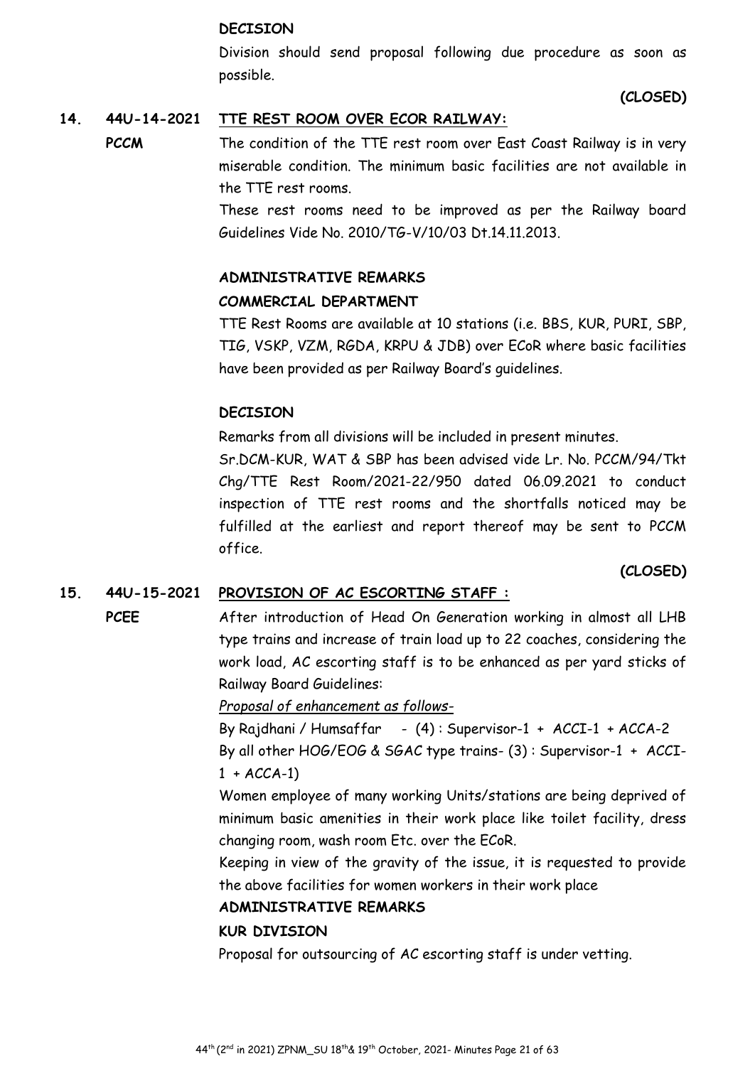**DECISION**

Division should send proposal following due procedure as soon as possible.

**(CLOSED)**

**14. 44U-14-2021** **<u>TTE REST ROOM OVER ECOR RAILWAY:</u>**

**PCCM**

The condition of the TTE rest room over East Coast Railway is in very miserable condition. The minimum basic facilities are not available in the TTE rest rooms.

These rest rooms need to be improved as per the Railway board Guidelines Vide No. 2010/TG-V/10/03 Dt.14.11.2013.

**ADMINISTRATIVE REMARKS**

**COMMERCIAL DEPARTMENT**

TTE Rest Rooms are available at 10 stations (i.e. BBS, KUR, PURI, SBP, TIG, VSKP, VZM, RGDA, KRPU & JDB) over ECoR where basic facilities have been provided as per Railway Board's guidelines.

**DECISION**

Remarks from all divisions will be included in present minutes.

Sr.DCM-KUR, WAT & SBP has been advised vide Lr. No. PCCM/94/Tkt Chg/TTE Rest Room/2021-22/950 dated 06.09.2021 to conduct inspection of TTE rest rooms and the shortfalls noticed may be fulfilled at the earliest and report thereof may be sent to PCCM office.

**(CLOSED)**

**15. 44U-15-2021** **<u>PROVISION OF AC ESCORTING STAFF :</u>**

**PCEE**

After introduction of Head On Generation working in almost all LHB type trains and increase of train load up to 22 coaches, considering the work load, AC escorting staff is to be enhanced as per yard sticks of Railway Board Guidelines:

*<u>Proposal of enhancement as follows-</u>*

By Rajdhani / Humsaffar - (4) : Supervisor-1 + ACCI-1 + ACCA-2

By all other HOG/EOG & SGAC type trains- (3) : Supervisor-1 + ACCI-1 + ACCA-1)

Women employee of many working Units/stations are being deprived of minimum basic amenities in their work place like toilet facility, dress changing room, wash room Etc. over the ECoR.

Keeping in view of the gravity of the issue, it is requested to provide the above facilities for women workers in their work place

**ADMINISTRATIVE REMARKS**

**KUR DIVISION**

Proposal for outsourcing of AC escorting staff is under vetting.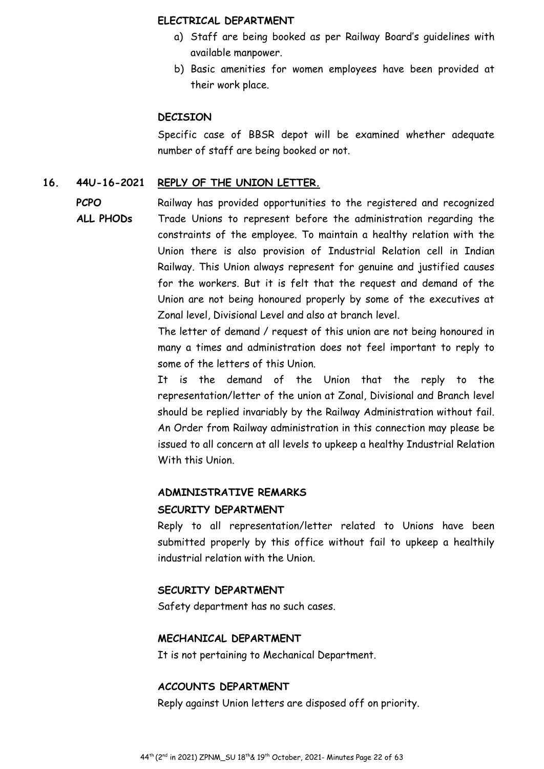**ELECTRICAL DEPARTMENT**

a) Staff are being booked as per Railway Board's guidelines with available manpower.
b) Basic amenities for women employees have been provided at their work place.

**DECISION**

Specific case of BBSR depot will be examined whether adequate number of staff are being booked or not.

**16. 44U-16-2021 REPLY OF THE UNION LETTER.**

**PCPO**
**ALL PHODs**

Railway has provided opportunities to the registered and recognized Trade Unions to represent before the administration regarding the constraints of the employee. To maintain a healthy relation with the Union there is also provision of Industrial Relation cell in Indian Railway. This Union always represent for genuine and justified causes for the workers. But it is felt that the request and demand of the Union are not being honoured properly by some of the executives at Zonal level, Divisional Level and also at branch level.

The letter of demand / request of this union are not being honoured in many a times and administration does not feel important to reply to some of the letters of this Union.

It is the demand of the Union that the reply to the representation/letter of the union at Zonal, Divisional and Branch level should be replied invariably by the Railway Administration without fail. An Order from Railway administration in this connection may please be issued to all concern at all levels to upkeep a healthy Industrial Relation With this Union.

**ADMINISTRATIVE REMARKS**

**SECURITY DEPARTMENT**

Reply to all representation/letter related to Unions have been submitted properly by this office without fail to upkeep a healthily industrial relation with the Union.

**SECURITY DEPARTMENT**

Safety department has no such cases.

**MECHANICAL DEPARTMENT**

It is not pertaining to Mechanical Department.

**ACCOUNTS DEPARTMENT**

Reply against Union letters are disposed off on priority.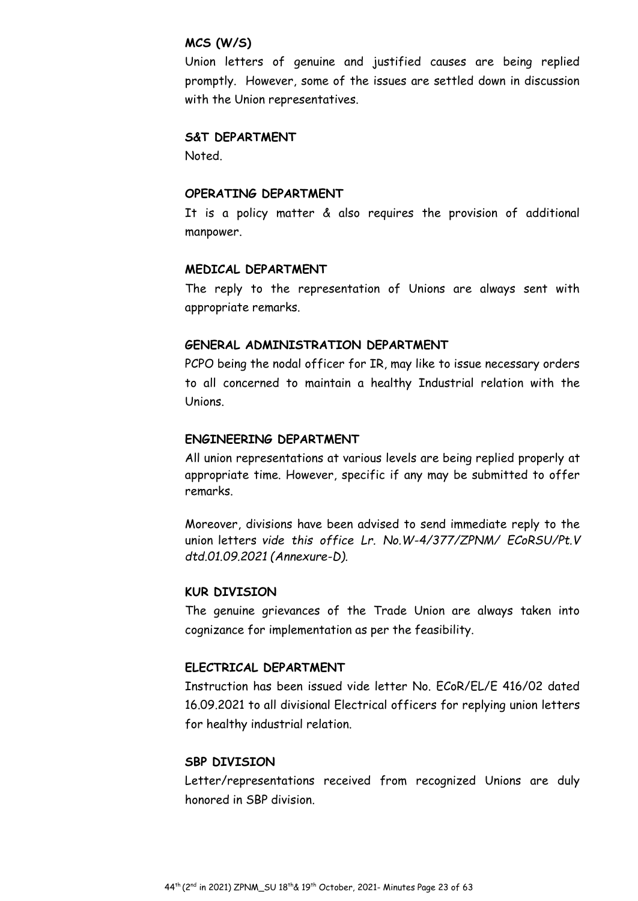**MCS (W/S)**

Union letters of genuine and justified causes are being replied promptly. However, some of the issues are settled down in discussion with the Union representatives.

**S&T DEPARTMENT**

Noted.

**OPERATING DEPARTMENT**

It is a policy matter & also requires the provision of additional manpower.

**MEDICAL DEPARTMENT**

The reply to the representation of Unions are always sent with appropriate remarks.

**GENERAL ADMINISTRATION DEPARTMENT**

PCPO being the nodal officer for IR, may like to issue necessary orders to all concerned to maintain a healthy Industrial relation with the Unions.

**ENGINEERING DEPARTMENT**

All union representations at various levels are being replied properly at appropriate time. However, specific if any may be submitted to offer remarks.

Moreover, divisions have been advised to send immediate reply to the union letters *vide this office Lr. No.W-4/377/ZPNM/ ECoRSU/Pt.V dtd.01.09.2021 (Annexure-D).*

**KUR DIVISION**

The genuine grievances of the Trade Union are always taken into cognizance for implementation as per the feasibility.

**ELECTRICAL DEPARTMENT**

Instruction has been issued vide letter No. ECoR/EL/E 416/02 dated 16.09.2021 to all divisional Electrical officers for replying union letters for healthy industrial relation.

**SBP DIVISION**

Letter/representations received from recognized Unions are duly honored in SBP division.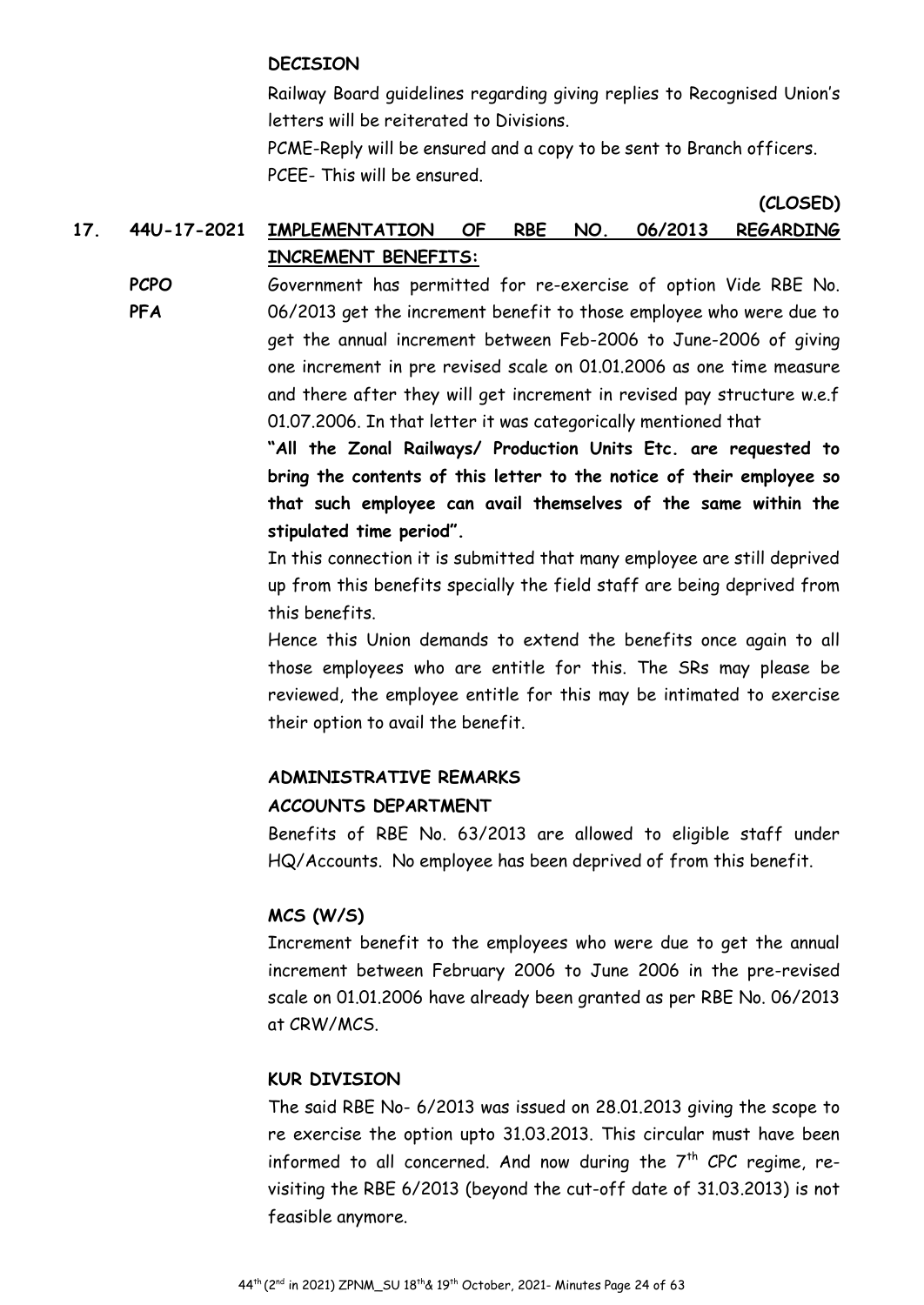**DECISION**

Railway Board guidelines regarding giving replies to Recognised Union's letters will be reiterated to Divisions.

PCME-Reply will be ensured and a copy to be sent to Branch officers.

PCEE- This will be ensured.

**(CLOSED)**

**17. 44U-17-2021 IMPLEMENTATION OF RBE NO. 06/2013 REGARDING INCREMENT BENEFITS:**

**PCPO**
**PFA**

Government has permitted for re-exercise of option Vide RBE No. 06/2013 get the increment benefit to those employee who were due to get the annual increment between Feb-2006 to June-2006 of giving one increment in pre revised scale on 01.01.2006 as one time measure and there after they will get increment in revised pay structure w.e.f 01.07.2006. In that letter it was categorically mentioned that

**"All the Zonal Railways/ Production Units Etc. are requested to bring the contents of this letter to the notice of their employee so that such employee can avail themselves of the same within the stipulated time period".**

In this connection it is submitted that many employee are still deprived up from this benefits specially the field staff are being deprived from this benefits.

Hence this Union demands to extend the benefits once again to all those employees who are entitle for this. The SRs may please be reviewed, the employee entitle for this may be intimated to exercise their option to avail the benefit.

**ADMINISTRATIVE REMARKS**

**ACCOUNTS DEPARTMENT**

Benefits of RBE No. 63/2013 are allowed to eligible staff under HQ/Accounts. No employee has been deprived of from this benefit.

**MCS (W/S)**

Increment benefit to the employees who were due to get the annual increment between February 2006 to June 2006 in the pre-revised scale on 01.01.2006 have already been granted as per RBE No. 06/2013 at CRW/MCS.

**KUR DIVISION**

The said RBE No- 6/2013 was issued on 28.01.2013 giving the scope to re exercise the option upto 31.03.2013. This circular must have been informed to all concerned. And now during the 7th CPC regime, re-visiting the RBE 6/2013 (beyond the cut-off date of 31.03.2013) is not feasible anymore.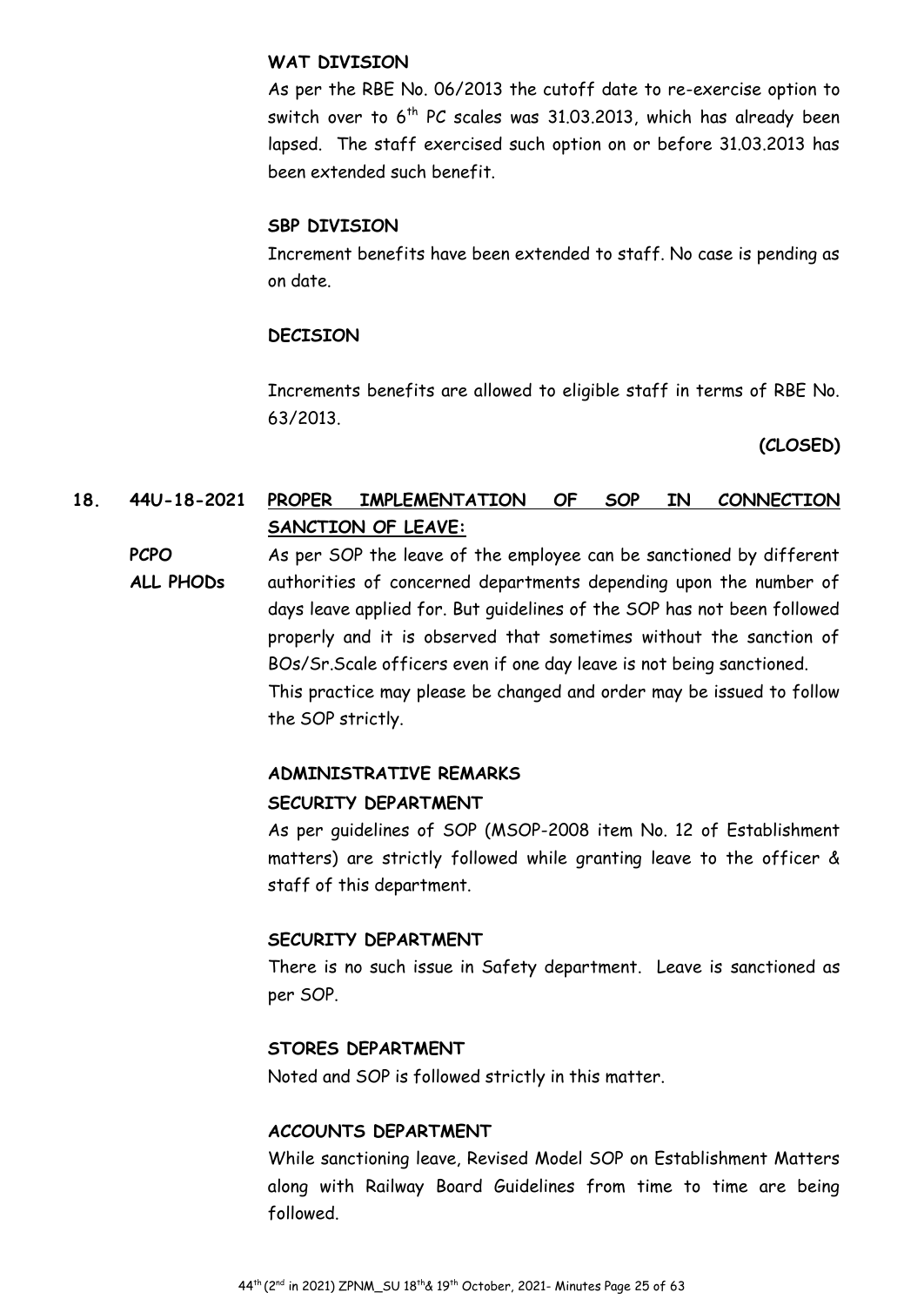**WAT DIVISION**

As per the RBE No. 06/2013 the cutoff date to re-exercise option to switch over to 6th PC scales was 31.03.2013, which has already been lapsed. The staff exercised such option on or before 31.03.2013 has been extended such benefit.

**SBP DIVISION**

Increment benefits have been extended to staff. No case is pending as on date.

**DECISION**

Increments benefits are allowed to eligible staff in terms of RBE No. 63/2013.

**(CLOSED)**

**18. 44U-18-2021** **<u>PROPER IMPLEMENTATION OF SOP IN CONNECTION SANCTION OF LEAVE:</u>**

**PCPO**
**ALL PHODs**

As per SOP the leave of the employee can be sanctioned by different authorities of concerned departments depending upon the number of days leave applied for. But guidelines of the SOP has not been followed properly and it is observed that sometimes without the sanction of BOs/Sr.Scale officers even if one day leave is not being sanctioned.
This practice may please be changed and order may be issued to follow the SOP strictly.

**ADMINISTRATIVE REMARKS**

**SECURITY DEPARTMENT**

As per guidelines of SOP (MSOP-2008 item No. 12 of Establishment matters) are strictly followed while granting leave to the officer & staff of this department.

**SECURITY DEPARTMENT**

There is no such issue in Safety department. Leave is sanctioned as per SOP.

**STORES DEPARTMENT**

Noted and SOP is followed strictly in this matter.

**ACCOUNTS DEPARTMENT**

While sanctioning leave, Revised Model SOP on Establishment Matters along with Railway Board Guidelines from time to time are being followed.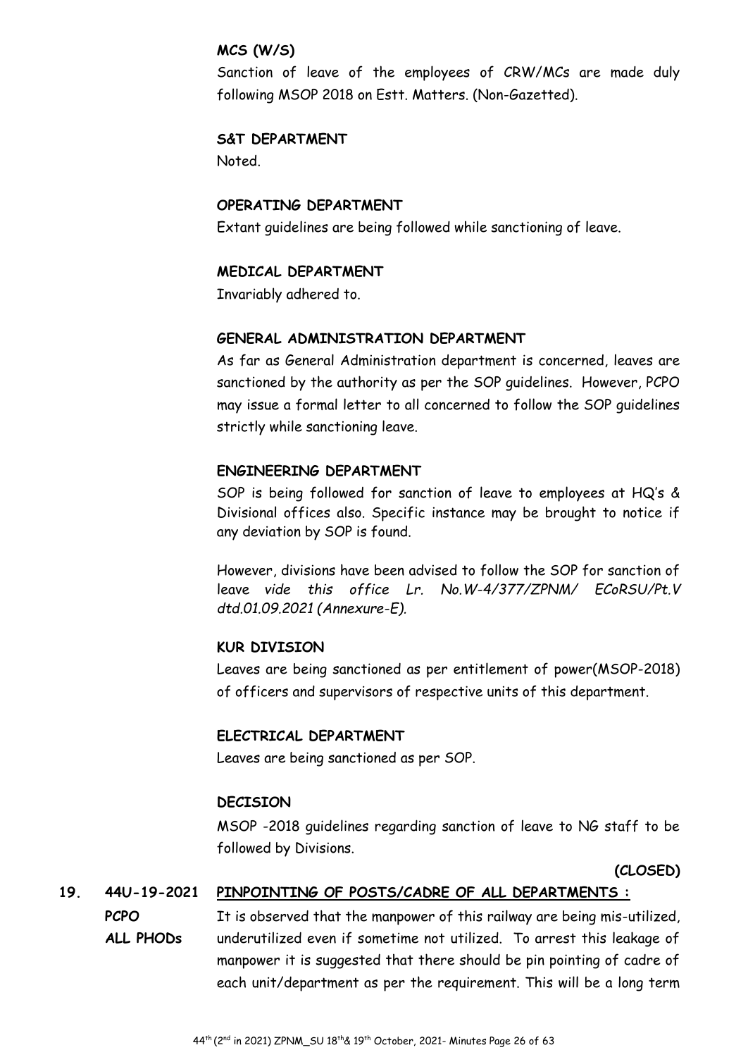**MCS (W/S)**

Sanction of leave of the employees of CRW/MCs are made duly following MSOP 2018 on Estt. Matters. (Non-Gazetted).

**S&T DEPARTMENT**

Noted.

**OPERATING DEPARTMENT**

Extant guidelines are being followed while sanctioning of leave.

**MEDICAL DEPARTMENT**

Invariably adhered to.

**GENERAL ADMINISTRATION DEPARTMENT**

As far as General Administration department is concerned, leaves are sanctioned by the authority as per the SOP guidelines. However, PCPO may issue a formal letter to all concerned to follow the SOP guidelines strictly while sanctioning leave.

**ENGINEERING DEPARTMENT**

SOP is being followed for sanction of leave to employees at HQ's & Divisional offices also. Specific instance may be brought to notice if any deviation by SOP is found.

However, divisions have been advised to follow the SOP for sanction of leave *vide this office Lr. No.W-4/377/ZPNM/ ECoRSU/Pt.V dtd.01.09.2021 (Annexure-E).*

**KUR DIVISION**

Leaves are being sanctioned as per entitlement of power(MSOP-2018) of officers and supervisors of respective units of this department.

**ELECTRICAL DEPARTMENT**

Leaves are being sanctioned as per SOP.

**DECISION**

MSOP -2018 guidelines regarding sanction of leave to NG staff to be followed by Divisions.

**(CLOSED)**

**19. 44U-19-2021** **PINPOINTING OF POSTS/CADRE OF ALL DEPARTMENTS :**

**PCPO**
**ALL PHODs**

It is observed that the manpower of this railway are being mis-utilized, underutilized even if sometime not utilized. To arrest this leakage of manpower it is suggested that there should be pin pointing of cadre of each unit/department as per the requirement. This will be a long term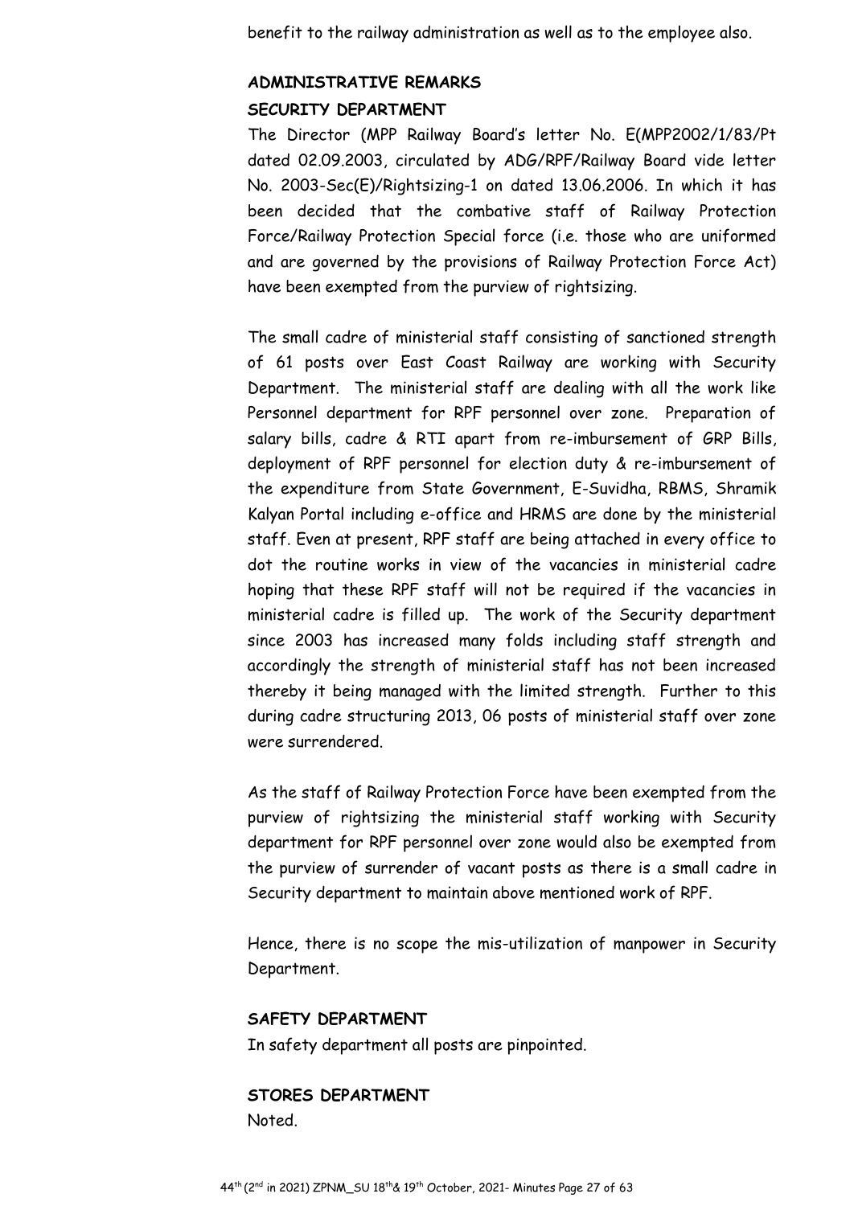benefit to the railway administration as well as to the employee also.

**ADMINISTRATIVE REMARKS**

**SECURITY DEPARTMENT**

The Director (MPP Railway Board's letter No. E(MPP2002/1/83/Pt dated 02.09.2003, circulated by ADG/RPF/Railway Board vide letter No. 2003-Sec(E)/Rightsizing-1 on dated 13.06.2006. In which it has been decided that the combative staff of Railway Protection Force/Railway Protection Special force (i.e. those who are uniformed and are governed by the provisions of Railway Protection Force Act) have been exempted from the purview of rightsizing.

The small cadre of ministerial staff consisting of sanctioned strength of 61 posts over East Coast Railway are working with Security Department. The ministerial staff are dealing with all the work like Personnel department for RPF personnel over zone. Preparation of salary bills, cadre & RTI apart from re-imbursement of GRP Bills, deployment of RPF personnel for election duty & re-imbursement of the expenditure from State Government, E-Suvidha, RBMS, Shramik Kalyan Portal including e-office and HRMS are done by the ministerial staff. Even at present, RPF staff are being attached in every office to dot the routine works in view of the vacancies in ministerial cadre hoping that these RPF staff will not be required if the vacancies in ministerial cadre is filled up. The work of the Security department since 2003 has increased many folds including staff strength and accordingly the strength of ministerial staff has not been increased thereby it being managed with the limited strength. Further to this during cadre structuring 2013, 06 posts of ministerial staff over zone were surrendered.

As the staff of Railway Protection Force have been exempted from the purview of rightsizing the ministerial staff working with Security department for RPF personnel over zone would also be exempted from the purview of surrender of vacant posts as there is a small cadre in Security department to maintain above mentioned work of RPF.

Hence, there is no scope the mis-utilization of manpower in Security Department.

**SAFETY DEPARTMENT**

In safety department all posts are pinpointed.

**STORES DEPARTMENT**

Noted.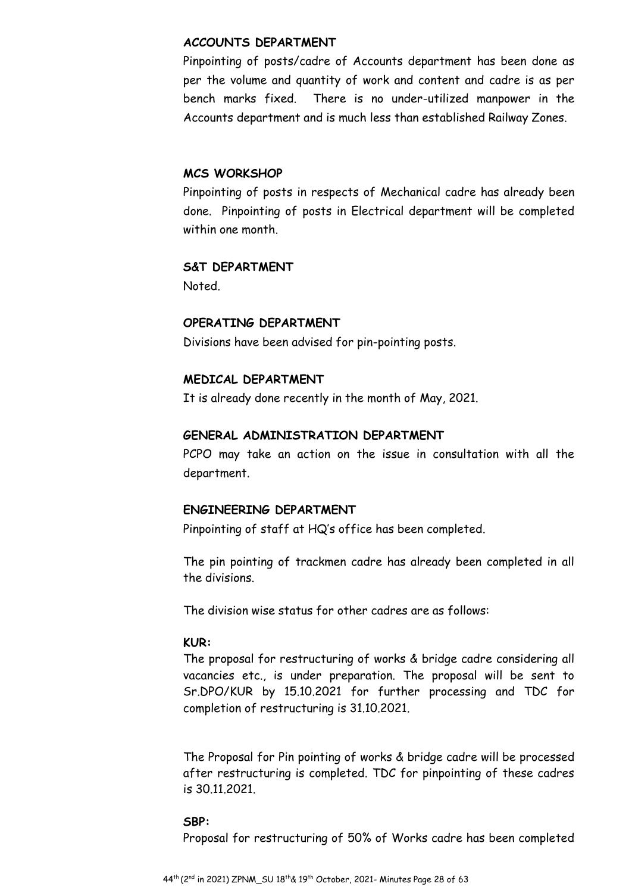**ACCOUNTS DEPARTMENT**

Pinpointing of posts/cadre of Accounts department has been done as per the volume and quantity of work and content and cadre is as per bench marks fixed. There is no under-utilized manpower in the Accounts department and is much less than established Railway Zones.

**MCS WORKSHOP**

Pinpointing of posts in respects of Mechanical cadre has already been done. Pinpointing of posts in Electrical department will be completed within one month.

**S&T DEPARTMENT**

Noted.

**OPERATING DEPARTMENT**

Divisions have been advised for pin-pointing posts.

**MEDICAL DEPARTMENT**

It is already done recently in the month of May, 2021.

**GENERAL ADMINISTRATION DEPARTMENT**

PCPO may take an action on the issue in consultation with all the department.

**ENGINEERING DEPARTMENT**

Pinpointing of staff at HQ's office has been completed.

The pin pointing of trackmen cadre has already been completed in all the divisions.

The division wise status for other cadres are as follows:

**KUR:**

The proposal for restructuring of works & bridge cadre considering all vacancies etc., is under preparation. The proposal will be sent to Sr.DPO/KUR by 15.10.2021 for further processing and TDC for completion of restructuring is 31.10.2021.

The Proposal for Pin pointing of works & bridge cadre will be processed after restructuring is completed. TDC for pinpointing of these cadres is 30.11.2021.

**SBP:**

Proposal for restructuring of 50% of Works cadre has been completed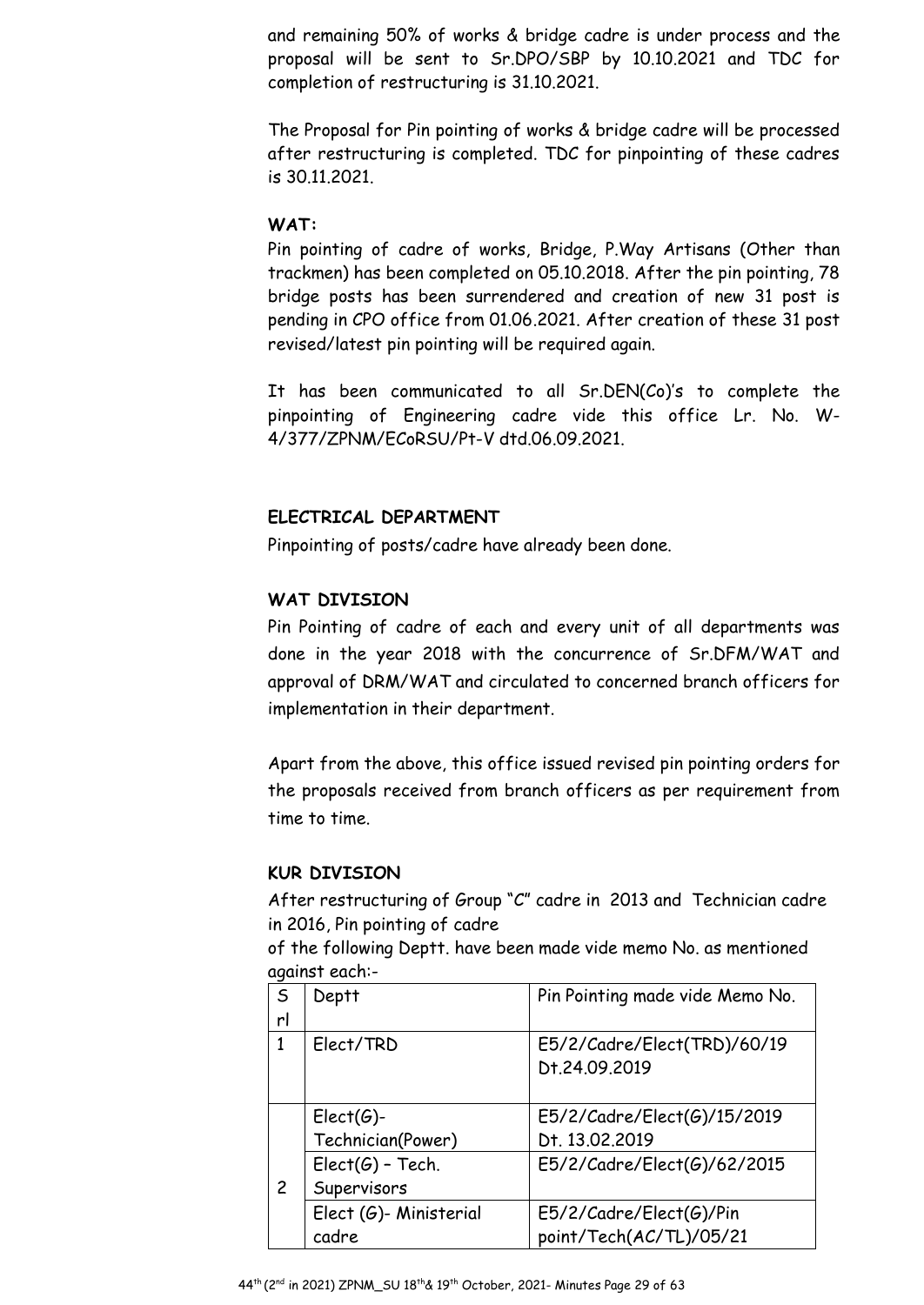and remaining 50% of works & bridge cadre is under process and the proposal will be sent to Sr.DPO/SBP by 10.10.2021 and TDC for completion of restructuring is 31.10.2021.

The Proposal for Pin pointing of works & bridge cadre will be processed after restructuring is completed. TDC for pinpointing of these cadres is 30.11.2021.

**WAT:**

Pin pointing of cadre of works, Bridge, P.Way Artisans (Other than trackmen) has been completed on 05.10.2018. After the pin pointing, 78 bridge posts has been surrendered and creation of new 31 post is pending in CPO office from 01.06.2021. After creation of these 31 post revised/latest pin pointing will be required again.

It has been communicated to all Sr.DEN(Co)'s to complete the pinpointing of Engineering cadre vide this office Lr. No. W-4/377/ZPNM/ECoRSU/Pt-V dtd.06.09.2021.

**ELECTRICAL DEPARTMENT**

Pinpointing of posts/cadre have already been done.

**WAT DIVISION**

Pin Pointing of cadre of each and every unit of all departments was done in the year 2018 with the concurrence of Sr.DFM/WAT and approval of DRM/WAT and circulated to concerned branch officers for implementation in their department.

Apart from the above, this office issued revised pin pointing orders for the proposals received from branch officers as per requirement from time to time.

**KUR DIVISION**

After restructuring of Group "C" cadre in 2013 and Technician cadre in 2016, Pin pointing of cadre of the following Deptt. have been made vide memo No. as mentioned against each:-

| Srl | Deptt | Pin Pointing made vide Memo No. |
|---|---|---|
| 1 | Elect/TRD | E5/2/Cadre/Elect(TRD)/60/19 Dt.24.09.2019 |
| 2 | Elect(G)-Technician(Power) | E5/2/Cadre/Elect(G)/15/2019 Dt. 13.02.2019 |
| | Elect(G) – Tech. Supervisors | E5/2/Cadre/Elect(G)/62/2015 |
| | Elect (G)- Ministerial cadre | E5/2/Cadre/Elect(G)/Pin point/Tech(AC/TL)/05/21 |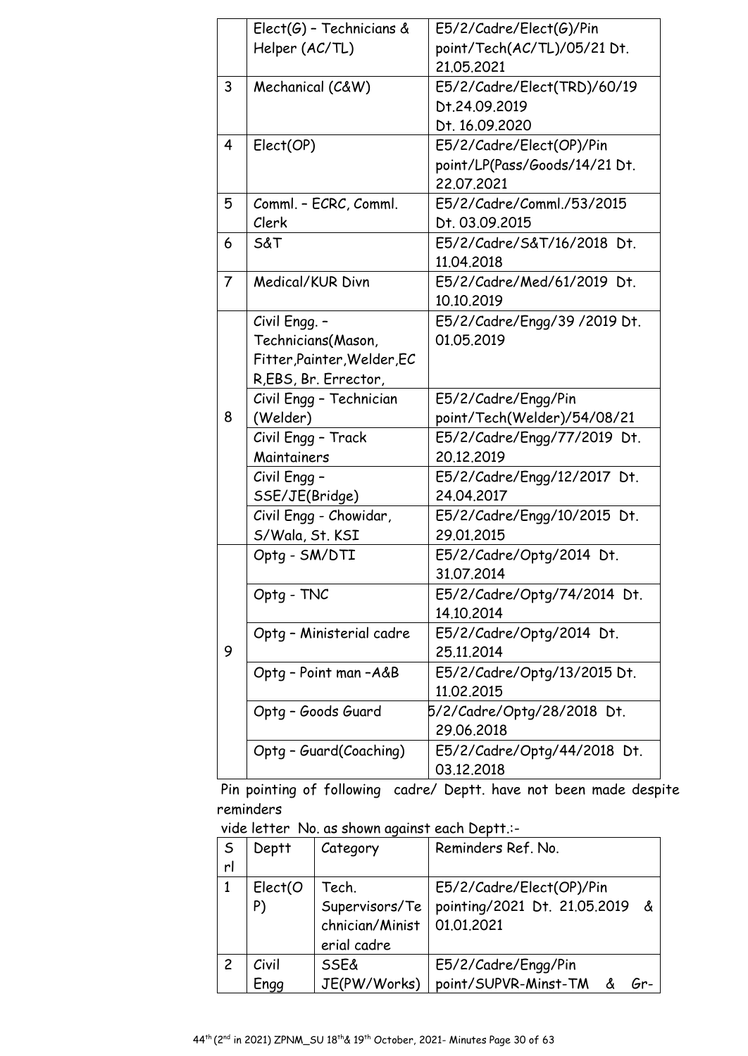| | | |
|---|---|---|
| | Elect(G) – Technicians & Helper (AC/TL) | E5/2/Cadre/Elect(G)/Pin point/Tech(AC/TL)/05/21 Dt. 21.05.2021 |
| 3 | Mechanical (C&W) | E5/2/Cadre/Elect(TRD)/60/19 Dt.24.09.2019 Dt. 16.09.2020 |
| 4 | Elect(OP) | E5/2/Cadre/Elect(OP)/Pin point/LP(Pass/Goods/14/21 Dt. 22.07.2021 |
| 5 | Comml. – ECRC, Comml. Clerk | E5/2/Cadre/Comml./53/2015 Dt. 03.09.2015 |
| 6 | S&T | E5/2/Cadre/S&T/16/2018 Dt. 11.04.2018 |
| 7 | Medical/KUR Divn | E5/2/Cadre/Med/61/2019 Dt. 10.10.2019 |
| 8 | Civil Engg. – Technicians(Mason, Fitter,Painter,Welder,ECR,EBS, Br. Errector, | E5/2/Cadre/Engg/39 /2019 Dt. 01.05.2019 |
| | Civil Engg – Technician (Welder) | E5/2/Cadre/Engg/Pin point/Tech(Welder)/54/08/21 |
| | Civil Engg – Track Maintainers | E5/2/Cadre/Engg/77/2019 Dt. 20.12.2019 |
| | Civil Engg – SSE/JE(Bridge) | E5/2/Cadre/Engg/12/2017 Dt. 24.04.2017 |
| | Civil Engg - Chowidar, S/Wala, St. KSI | E5/2/Cadre/Engg/10/2015 Dt. 29.01.2015 |
| 9 | Optg - SM/DTI | E5/2/Cadre/Optg/2014 Dt. 31.07.2014 |
| | Optg - TNC | E5/2/Cadre/Optg/74/2014 Dt. 14.10.2014 |
| | Optg – Ministerial cadre | E5/2/Cadre/Optg/2014 Dt. 25.11.2014 |
| | Optg – Point man –A&B | E5/2/Cadre/Optg/13/2015 Dt. 11.02.2015 |
| | Optg – Goods Guard | 5/2/Cadre/Optg/28/2018 Dt. 29.06.2018 |
| | Optg – Guard(Coaching) | E5/2/Cadre/Optg/44/2018 Dt. 03.12.2018 |

Pin pointing of following cadre/ Deptt. have not been made despite reminders

vide letter No. as shown against each Deptt.:-

| Srl | Deptt | Category | Reminders Ref. No. |
|---|---|---|---|
| 1 | Elect(OP) | Tech. Supervisors/Technician/Ministerial cadre | E5/2/Cadre/Elect(OP)/Pin pointing/2021 Dt. 21.05.2019 & 01.01.2021 |
| 2 | Civil Engg | SSE& JE(PW/Works) | E5/2/Cadre/Engg/Pin point/SUPVR-Minst-TM & Gr- |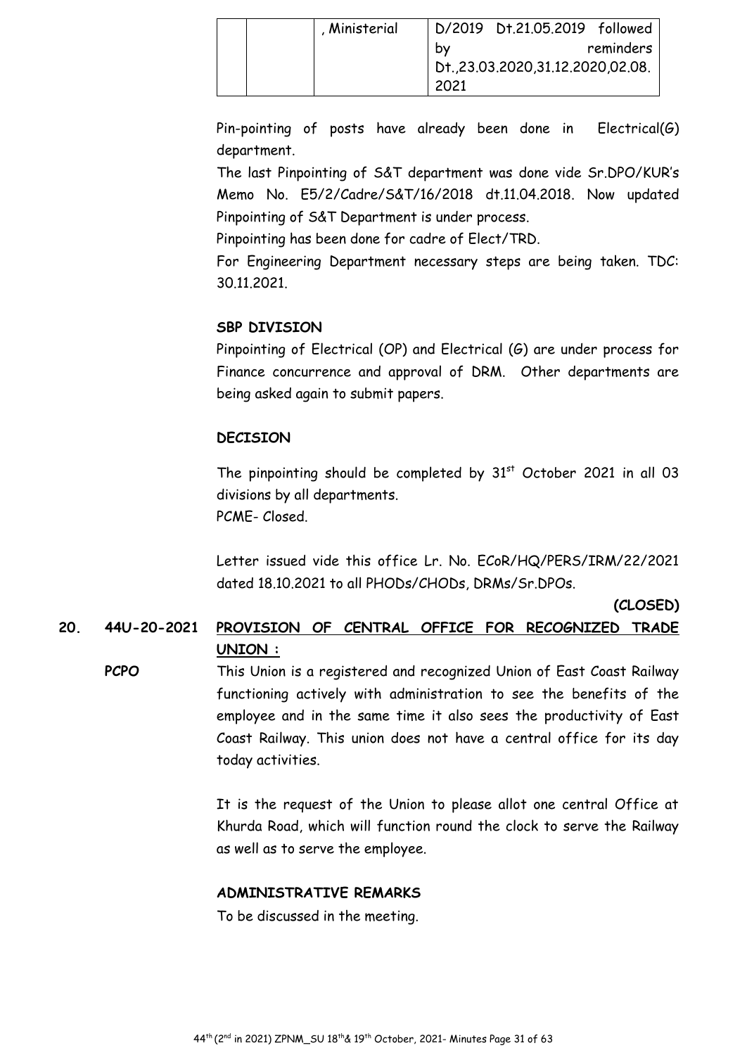|  |  | , Ministerial | D/2019 Dt.21.05.2019 followed by reminders Dt.,23.03.2020,31.12.2020,02.08.2021 |
|---|---|---|---|

Pin-pointing of posts have already been done in Electrical(G) department.

The last Pinpointing of S&T department was done vide Sr.DPO/KUR's Memo No. E5/2/Cadre/S&T/16/2018 dt.11.04.2018. Now updated Pinpointing of S&T Department is under process.

Pinpointing has been done for cadre of Elect/TRD.

For Engineering Department necessary steps are being taken. TDC: 30.11.2021.

**SBP DIVISION**

Pinpointing of Electrical (OP) and Electrical (G) are under process for Finance concurrence and approval of DRM. Other departments are being asked again to submit papers.

**DECISION**

The pinpointing should be completed by 31st October 2021 in all 03 divisions by all departments.

PCME- Closed.

Letter issued vide this office Lr. No. ECoR/HQ/PERS/IRM/22/2021 dated 18.10.2021 to all PHODs/CHODs, DRMs/Sr.DPOs.

**(CLOSED)**

**20. 44U-20-2021 PROVISION OF CENTRAL OFFICE FOR RECOGNIZED TRADE UNION :**

**PCPO**

This Union is a registered and recognized Union of East Coast Railway functioning actively with administration to see the benefits of the employee and in the same time it also sees the productivity of East Coast Railway. This union does not have a central office for its day today activities.

It is the request of the Union to please allot one central Office at Khurda Road, which will function round the clock to serve the Railway as well as to serve the employee.

**ADMINISTRATIVE REMARKS**

To be discussed in the meeting.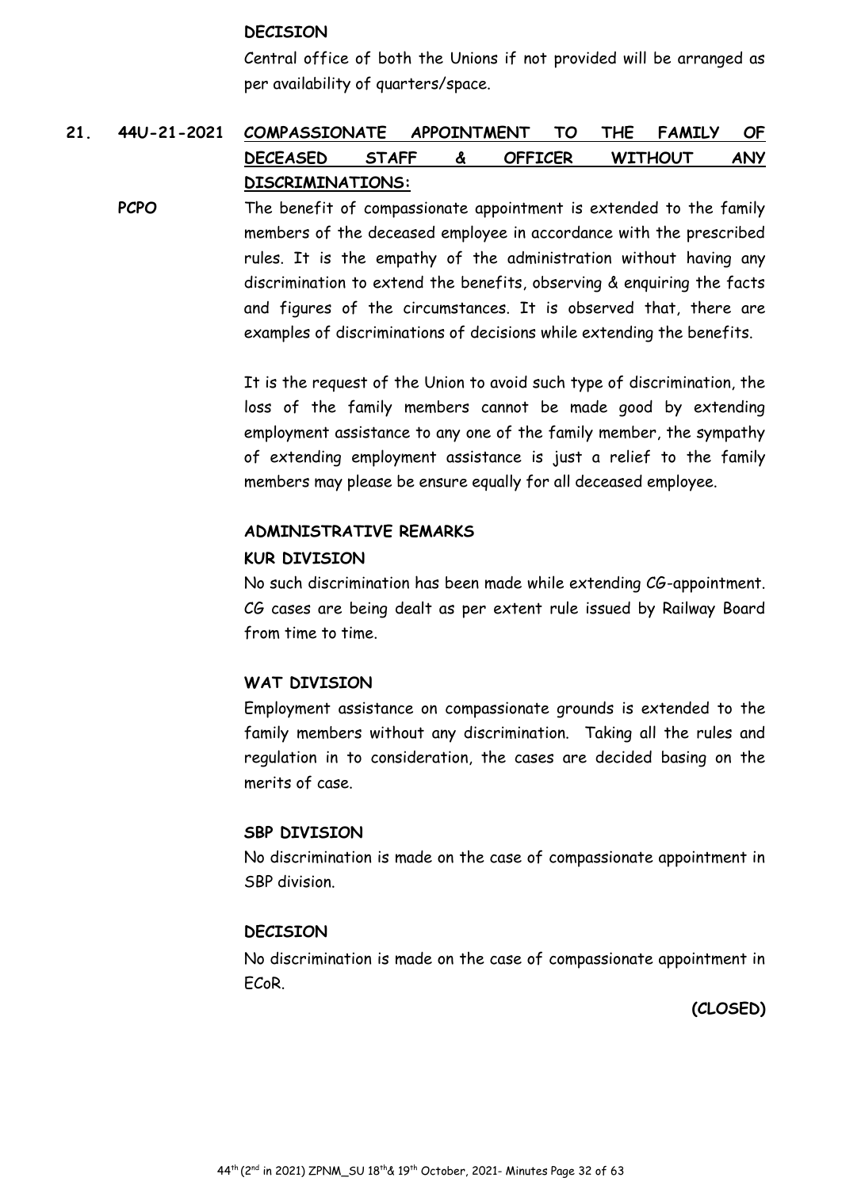**DECISION**

Central office of both the Unions if not provided will be arranged as per availability of quarters/space.

**21. 44U-21-2021 COMPASSIONATE APPOINTMENT TO THE FAMILY OF DECEASED STAFF & OFFICER WITHOUT ANY DISCRIMINATIONS:**

**PCPO**

The benefit of compassionate appointment is extended to the family members of the deceased employee in accordance with the prescribed rules. It is the empathy of the administration without having any discrimination to extend the benefits, observing & enquiring the facts and figures of the circumstances. It is observed that, there are examples of discriminations of decisions while extending the benefits.

It is the request of the Union to avoid such type of discrimination, the loss of the family members cannot be made good by extending employment assistance to any one of the family member, the sympathy of extending employment assistance is just a relief to the family members may please be ensure equally for all deceased employee.

**ADMINISTRATIVE REMARKS**

**KUR DIVISION**

No such discrimination has been made while extending CG-appointment. CG cases are being dealt as per extent rule issued by Railway Board from time to time.

**WAT DIVISION**

Employment assistance on compassionate grounds is extended to the family members without any discrimination. Taking all the rules and regulation in to consideration, the cases are decided basing on the merits of case.

**SBP DIVISION**

No discrimination is made on the case of compassionate appointment in SBP division.

**DECISION**

No discrimination is made on the case of compassionate appointment in ECoR.

**(CLOSED)**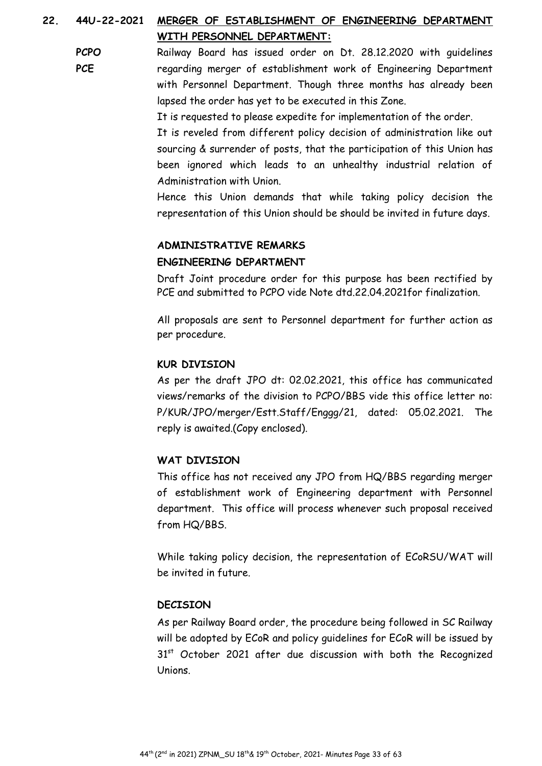**22. 44U-22-2021 MERGER OF ESTABLISHMENT OF ENGINEERING DEPARTMENT WITH PERSONNEL DEPARTMENT:**

**PCPO**
**PCE**

Railway Board has issued order on Dt. 28.12.2020 with guidelines regarding merger of establishment work of Engineering Department with Personnel Department. Though three months has already been lapsed the order has yet to be executed in this Zone.

It is requested to please expedite for implementation of the order.

It is reveled from different policy decision of administration like out sourcing & surrender of posts, that the participation of this Union has been ignored which leads to an unhealthy industrial relation of Administration with Union.

Hence this Union demands that while taking policy decision the representation of this Union should be should be invited in future days.

**ADMINISTRATIVE REMARKS**

**ENGINEERING DEPARTMENT**

Draft Joint procedure order for this purpose has been rectified by PCE and submitted to PCPO vide Note dtd.22.04.2021for finalization.

All proposals are sent to Personnel department for further action as per procedure.

**KUR DIVISION**

As per the draft JPO dt: 02.02.2021, this office has communicated views/remarks of the division to PCPO/BBS vide this office letter no: P/KUR/JPO/merger/Estt.Staff/Enggg/21, dated: 05.02.2021. The reply is awaited.(Copy enclosed).

**WAT DIVISION**

This office has not received any JPO from HQ/BBS regarding merger of establishment work of Engineering department with Personnel department. This office will process whenever such proposal received from HQ/BBS.

While taking policy decision, the representation of ECoRSU/WAT will be invited in future.

**DECISION**

As per Railway Board order, the procedure being followed in SC Railway will be adopted by ECoR and policy guidelines for ECoR will be issued by 31st October 2021 after due discussion with both the Recognized Unions.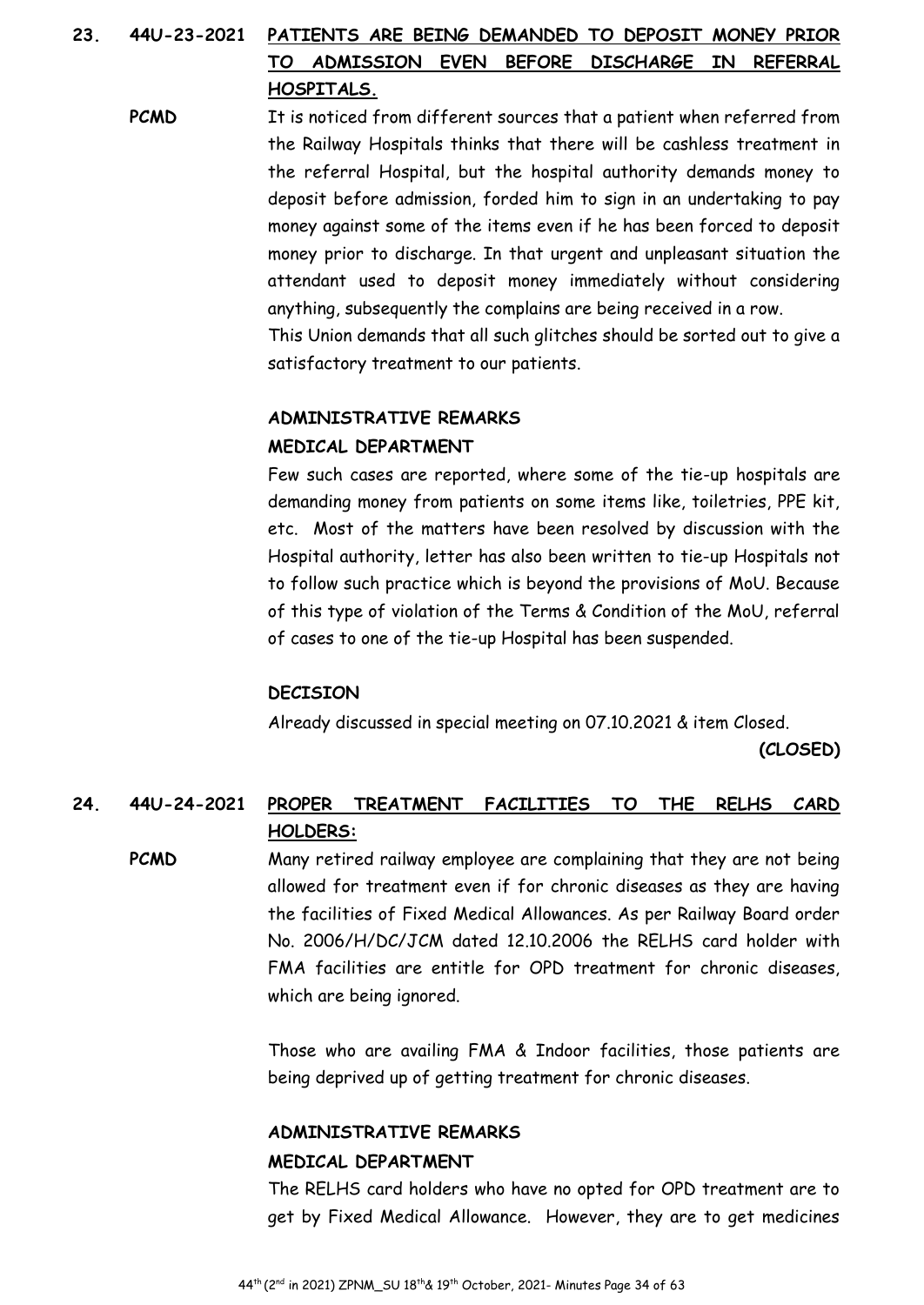**23. 44U-23-2021 <u>PATIENTS ARE BEING DEMANDED TO DEPOSIT MONEY PRIOR TO ADMISSION EVEN BEFORE DISCHARGE IN REFERRAL HOSPITALS.</u>**

**PCMD**

It is noticed from different sources that a patient when referred from the Railway Hospitals thinks that there will be cashless treatment in the referral Hospital, but the hospital authority demands money to deposit before admission, forded him to sign in an undertaking to pay money against some of the items even if he has been forced to deposit money prior to discharge. In that urgent and unpleasant situation the attendant used to deposit money immediately without considering anything, subsequently the complains are being received in a row.

This Union demands that all such glitches should be sorted out to give a satisfactory treatment to our patients.

**ADMINISTRATIVE REMARKS**

**MEDICAL DEPARTMENT**

Few such cases are reported, where some of the tie-up hospitals are demanding money from patients on some items like, toiletries, PPE kit, etc. Most of the matters have been resolved by discussion with the Hospital authority, letter has also been written to tie-up Hospitals not to follow such practice which is beyond the provisions of MoU. Because of this type of violation of the Terms & Condition of the MoU, referral of cases to one of the tie-up Hospital has been suspended.

**DECISION**

Already discussed in special meeting on 07.10.2021 & item Closed.

**(CLOSED)**

**24. 44U-24-2021 <u>PROPER TREATMENT FACILITIES TO THE RELHS CARD HOLDERS:</u>**

**PCMD**

Many retired railway employee are complaining that they are not being allowed for treatment even if for chronic diseases as they are having the facilities of Fixed Medical Allowances. As per Railway Board order No. 2006/H/DC/JCM dated 12.10.2006 the RELHS card holder with FMA facilities are entitle for OPD treatment for chronic diseases, which are being ignored.

Those who are availing FMA & Indoor facilities, those patients are being deprived up of getting treatment for chronic diseases.

**ADMINISTRATIVE REMARKS**

**MEDICAL DEPARTMENT**

The RELHS card holders who have no opted for OPD treatment are to get by Fixed Medical Allowance. However, they are to get medicines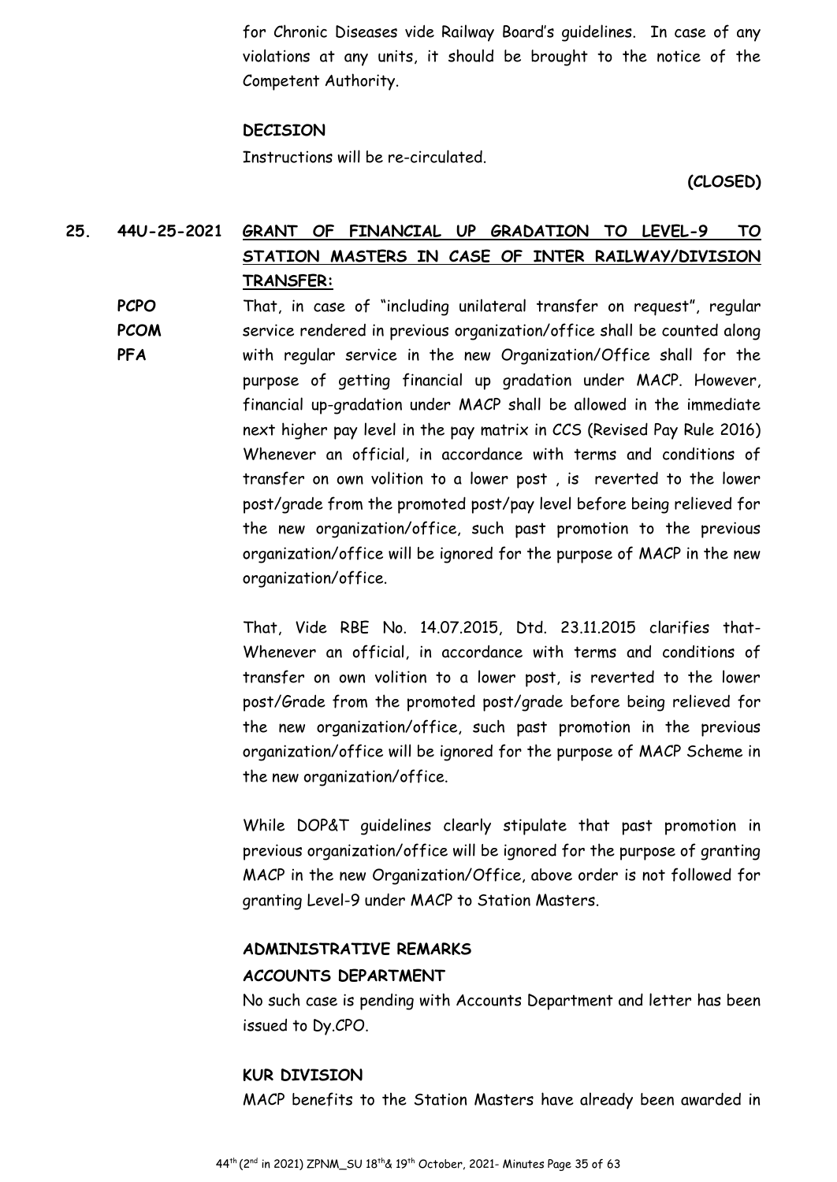for Chronic Diseases vide Railway Board's guidelines. In case of any violations at any units, it should be brought to the notice of the Competent Authority.

**DECISION**

Instructions will be re-circulated.

**(CLOSED)**

**25. 44U-25-2021 GRANT OF FINANCIAL UP GRADATION TO LEVEL-9 TO STATION MASTERS IN CASE OF INTER RAILWAY/DIVISION TRANSFER:**

**PCPO**
**PCOM**
**PFA**

That, in case of "including unilateral transfer on request", regular service rendered in previous organization/office shall be counted along with regular service in the new Organization/Office shall for the purpose of getting financial up gradation under MACP. However, financial up-gradation under MACP shall be allowed in the immediate next higher pay level in the pay matrix in CCS (Revised Pay Rule 2016) Whenever an official, in accordance with terms and conditions of transfer on own volition to a lower post , is reverted to the lower post/grade from the promoted post/pay level before being relieved for the new organization/office, such past promotion to the previous organization/office will be ignored for the purpose of MACP in the new organization/office.

That, Vide RBE No. 14.07.2015, Dtd. 23.11.2015 clarifies that- Whenever an official, in accordance with terms and conditions of transfer on own volition to a lower post, is reverted to the lower post/Grade from the promoted post/grade before being relieved for the new organization/office, such past promotion in the previous organization/office will be ignored for the purpose of MACP Scheme in the new organization/office.

While DOP&T guidelines clearly stipulate that past promotion in previous organization/office will be ignored for the purpose of granting MACP in the new Organization/Office, above order is not followed for granting Level-9 under MACP to Station Masters.

**ADMINISTRATIVE REMARKS**

**ACCOUNTS DEPARTMENT**

No such case is pending with Accounts Department and letter has been issued to Dy.CPO.

**KUR DIVISION**

MACP benefits to the Station Masters have already been awarded in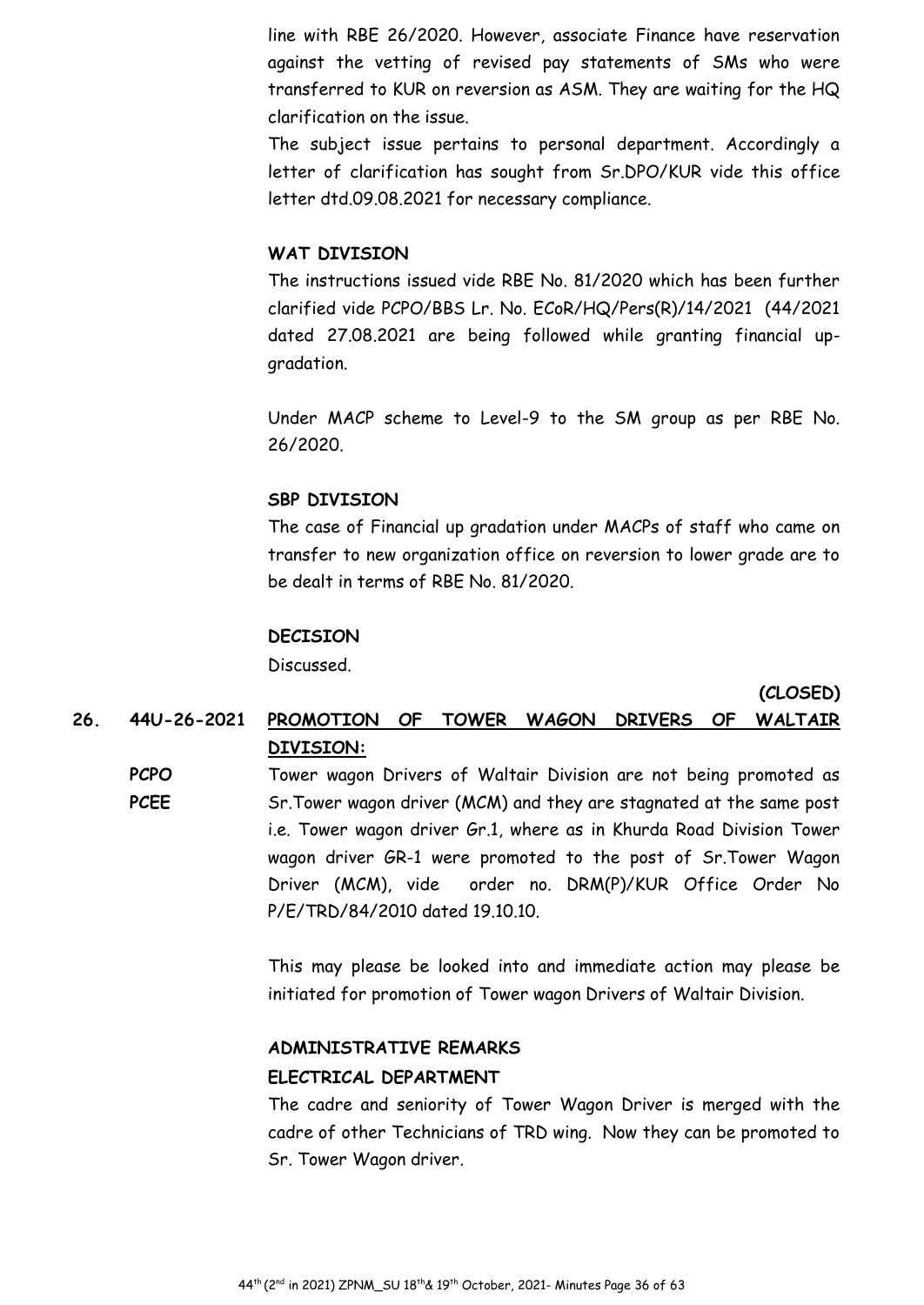line with RBE 26/2020. However, associate Finance have reservation against the vetting of revised pay statements of SMs who were transferred to KUR on reversion as ASM. They are waiting for the HQ clarification on the issue.

The subject issue pertains to personal department. Accordingly a letter of clarification has sought from Sr.DPO/KUR vide this office letter dtd.09.08.2021 for necessary compliance.

**WAT DIVISION**

The instructions issued vide RBE No. 81/2020 which has been further clarified vide PCPO/BBS Lr. No. ECoR/HQ/Pers(R)/14/2021 (44/2021 dated 27.08.2021 are being followed while granting financial up-gradation.

Under MACP scheme to Level-9 to the SM group as per RBE No. 26/2020.

**SBP DIVISION**

The case of Financial up gradation under MACPs of staff who came on transfer to new organization office on reversion to lower grade are to be dealt in terms of RBE No. 81/2020.

**DECISION**

Discussed.

**(CLOSED)**

**26. 44U-26-2021 <u>PROMOTION OF TOWER WAGON DRIVERS OF WALTAIR DIVISION:</u>**

**PCPO**
**PCEE**

Tower wagon Drivers of Waltair Division are not being promoted as Sr.Tower wagon driver (MCM) and they are stagnated at the same post i.e. Tower wagon driver Gr.1, where as in Khurda Road Division Tower wagon driver GR-1 were promoted to the post of Sr.Tower Wagon Driver (MCM), vide order no. DRM(P)/KUR Office Order No P/E/TRD/84/2010 dated 19.10.10.

This may please be looked into and immediate action may please be initiated for promotion of Tower wagon Drivers of Waltair Division.

**ADMINISTRATIVE REMARKS**

**ELECTRICAL DEPARTMENT**

The cadre and seniority of Tower Wagon Driver is merged with the cadre of other Technicians of TRD wing. Now they can be promoted to Sr. Tower Wagon driver.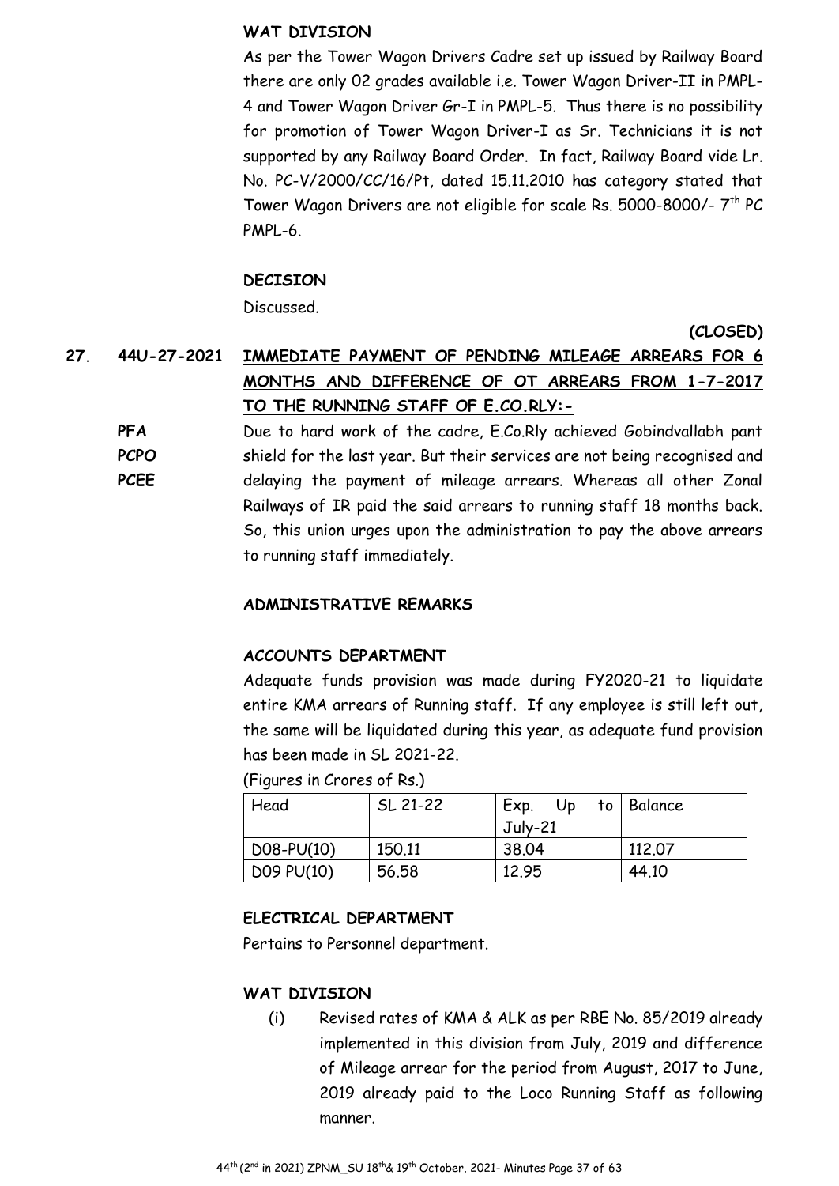**WAT DIVISION**

As per the Tower Wagon Drivers Cadre set up issued by Railway Board there are only 02 grades available i.e. Tower Wagon Driver-II in PMPL-4 and Tower Wagon Driver Gr-I in PMPL-5. Thus there is no possibility for promotion of Tower Wagon Driver-I as Sr. Technicians it is not supported by any Railway Board Order. In fact, Railway Board vide Lr. No. PC-V/2000/CC/16/Pt, dated 15.11.2010 has category stated that Tower Wagon Drivers are not eligible for scale Rs. 5000-8000/- 7th PC PMPL-6.

**DECISION**

Discussed.

**(CLOSED)**

**27. 44U-27-2021 IMMEDIATE PAYMENT OF PENDING MILEAGE ARREARS FOR 6 MONTHS AND DIFFERENCE OF OT ARREARS FROM 1-7-2017 TO THE RUNNING STAFF OF E.CO.RLY:-**

**PFA**
**PCPO**
**PCEE**

Due to hard work of the cadre, E.Co.Rly achieved Gobindvallabh pant shield for the last year. But their services are not being recognised and delaying the payment of mileage arrears. Whereas all other Zonal Railways of IR paid the said arrears to running staff 18 months back. So, this union urges upon the administration to pay the above arrears to running staff immediately.

**ADMINISTRATIVE REMARKS**

**ACCOUNTS DEPARTMENT**

Adequate funds provision was made during FY2020-21 to liquidate entire KMA arrears of Running staff. If any employee is still left out, the same will be liquidated during this year, as adequate fund provision has been made in SL 2021-22.

(Figures in Crores of Rs.)

| Head | SL 21-22 | Exp. Up to July-21 | Balance |
|---|---|---|---|
| D08-PU(10) | 150.11 | 38.04 | 112.07 |
| D09 PU(10) | 56.58 | 12.95 | 44.10 |

**ELECTRICAL DEPARTMENT**

Pertains to Personnel department.

**WAT DIVISION**

(i) Revised rates of KMA & ALK as per RBE No. 85/2019 already implemented in this division from July, 2019 and difference of Mileage arrear for the period from August, 2017 to June, 2019 already paid to the Loco Running Staff as following manner.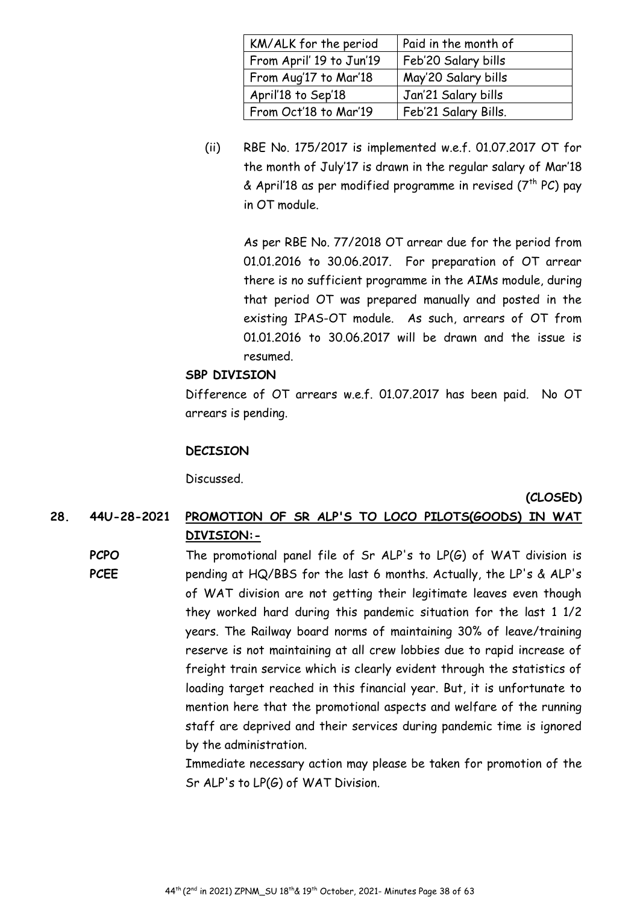| KM/ALK for the period | Paid in the month of |
|---|---|
| From April' 19 to Jun'19 | Feb'20 Salary bills |
| From Aug'17 to Mar'18 | May'20 Salary bills |
| April'18 to Sep'18 | Jan'21 Salary bills |
| From Oct'18 to Mar'19 | Feb'21 Salary Bills. |

(ii) RBE No. 175/2017 is implemented w.e.f. 01.07.2017 OT for the month of July'17 is drawn in the regular salary of Mar'18 & April'18 as per modified programme in revised (7th PC) pay in OT module.

As per RBE No. 77/2018 OT arrear due for the period from 01.01.2016 to 30.06.2017. For preparation of OT arrear there is no sufficient programme in the AIMs module, during that period OT was prepared manually and posted in the existing IPAS-OT module. As such, arrears of OT from 01.01.2016 to 30.06.2017 will be drawn and the issue is resumed.

**SBP DIVISION**

Difference of OT arrears w.e.f. 01.07.2017 has been paid. No OT arrears is pending.

**DECISION**

Discussed.

**(CLOSED)**

**28. 44U-28-2021 PROMOTION OF SR ALP'S TO LOCO PILOTS(GOODS) IN WAT DIVISION:-**

**PCPO**
**PCEE**

The promotional panel file of Sr ALP's to LP(G) of WAT division is pending at HQ/BBS for the last 6 months. Actually, the LP's & ALP's of WAT division are not getting their legitimate leaves even though they worked hard during this pandemic situation for the last 1 1/2 years. The Railway board norms of maintaining 30% of leave/training reserve is not maintaining at all crew lobbies due to rapid increase of freight train service which is clearly evident through the statistics of loading target reached in this financial year. But, it is unfortunate to mention here that the promotional aspects and welfare of the running staff are deprived and their services during pandemic time is ignored by the administration.

Immediate necessary action may please be taken for promotion of the Sr ALP's to LP(G) of WAT Division.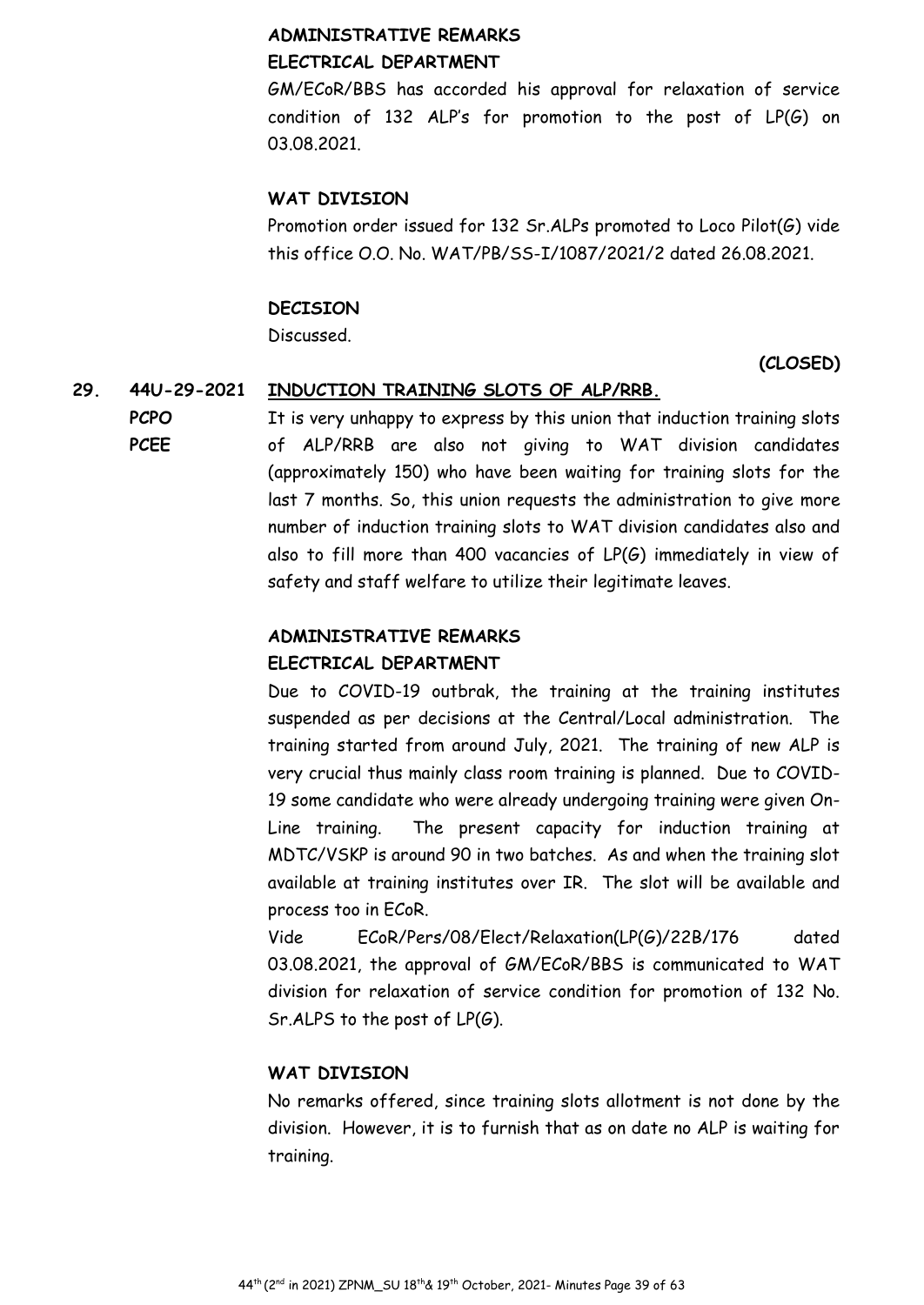**ADMINISTRATIVE REMARKS**

**ELECTRICAL DEPARTMENT**

GM/ECoR/BBS has accorded his approval for relaxation of service condition of 132 ALP's for promotion to the post of LP(G) on 03.08.2021.

**WAT DIVISION**

Promotion order issued for 132 Sr.ALPs promoted to Loco Pilot(G) vide this office O.O. No. WAT/PB/SS-I/1087/2021/2 dated 26.08.2021.

**DECISION**

Discussed.

**(CLOSED)**

**29. 44U-29-2021** **INDUCTION TRAINING SLOTS OF ALP/RRB.**

**PCPO**
**PCEE**

It is very unhappy to express by this union that induction training slots of ALP/RRB are also not giving to WAT division candidates (approximately 150) who have been waiting for training slots for the last 7 months. So, this union requests the administration to give more number of induction training slots to WAT division candidates also and also to fill more than 400 vacancies of LP(G) immediately in view of safety and staff welfare to utilize their legitimate leaves.

**ADMINISTRATIVE REMARKS**

**ELECTRICAL DEPARTMENT**

Due to COVID-19 outbrak, the training at the training institutes suspended as per decisions at the Central/Local administration. The training started from around July, 2021. The training of new ALP is very crucial thus mainly class room training is planned. Due to COVID-19 some candidate who were already undergoing training were given On-Line training. The present capacity for induction training at MDTC/VSKP is around 90 in two batches. As and when the training slot available at training institutes over IR. The slot will be available and process too in ECoR.

Vide ECoR/Pers/08/Elect/Relaxation(LP(G)/22B/176 dated 03.08.2021, the approval of GM/ECoR/BBS is communicated to WAT division for relaxation of service condition for promotion of 132 No. Sr.ALPS to the post of LP(G).

**WAT DIVISION**

No remarks offered, since training slots allotment is not done by the division. However, it is to furnish that as on date no ALP is waiting for training.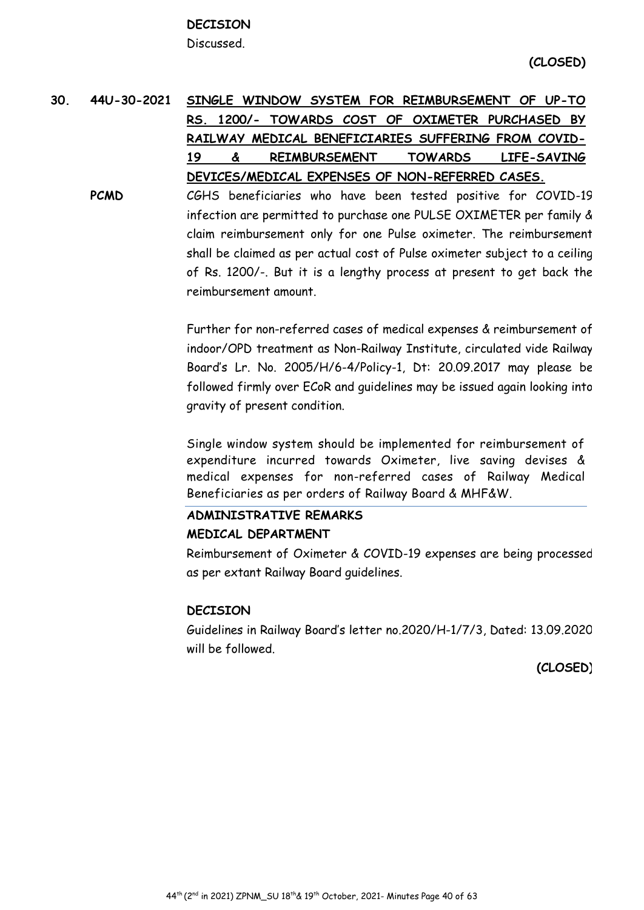**DECISION**

Discussed.

**(CLOSED)**

**30. 44U-30-2021 <u>SINGLE WINDOW SYSTEM FOR REIMBURSEMENT OF UP-TO RS. 1200/- TOWARDS COST OF OXIMETER PURCHASED BY RAILWAY MEDICAL BENEFICIARIES SUFFERING FROM COVID-19 & REIMBURSEMENT TOWARDS LIFE-SAVING DEVICES/MEDICAL EXPENSES OF NON-REFERRED CASES.</u>**

**PCMD**

CGHS beneficiaries who have been tested positive for COVID-19 infection are permitted to purchase one PULSE OXIMETER per family & claim reimbursement only for one Pulse oximeter. The reimbursement shall be claimed as per actual cost of Pulse oximeter subject to a ceiling of Rs. 1200/-. But it is a lengthy process at present to get back the reimbursement amount.

Further for non-referred cases of medical expenses & reimbursement of indoor/OPD treatment as Non-Railway Institute, circulated vide Railway Board's Lr. No. 2005/H/6-4/Policy-1, Dt: 20.09.2017 may please be followed firmly over ECoR and guidelines may be issued again looking into gravity of present condition.

Single window system should be implemented for reimbursement of expenditure incurred towards Oximeter, live saving devises & medical expenses for non-referred cases of Railway Medical Beneficiaries as per orders of Railway Board & MHF&W.

**ADMINISTRATIVE REMARKS**

**MEDICAL DEPARTMENT**

Reimbursement of Oximeter & COVID-19 expenses are being processed as per extant Railway Board guidelines.

**DECISION**

Guidelines in Railway Board's letter no.2020/H-1/7/3, Dated: 13.09.2020 will be followed.

**(CLOSED)**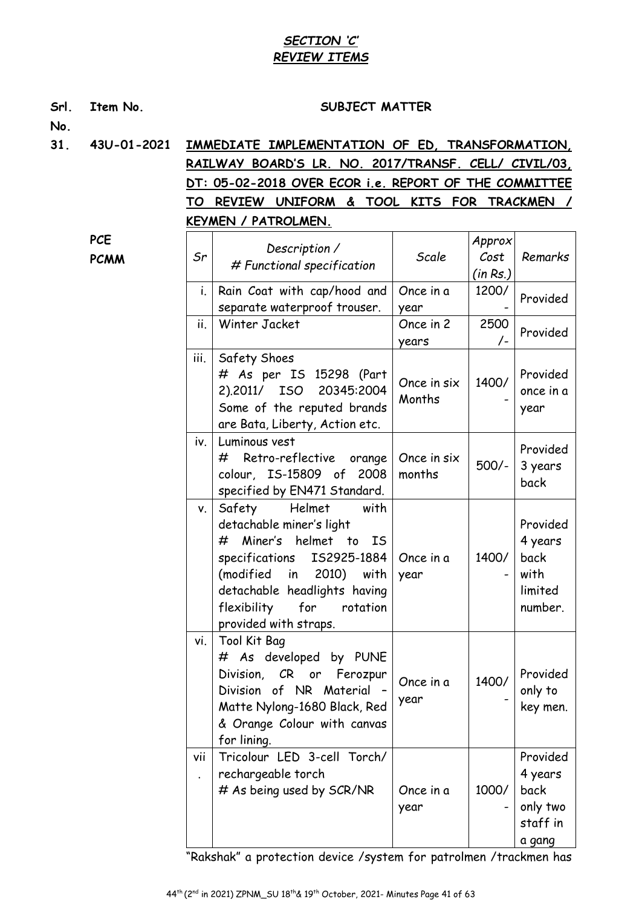## *SECTION 'C'*
## *REVIEW ITEMS*

**Srl. No.** **Item No.** **SUBJECT MATTER**

**31.** **43U-01-2021** **IMMEDIATE IMPLEMENTATION OF ED, TRANSFORMATION, RAILWAY BOARD'S LR. NO. 2017/TRANSF. CELL/ CIVIL/03, DT: 05-02-2018 OVER ECOR i.e. REPORT OF THE COMMITTEE TO REVIEW UNIFORM & TOOL KITS FOR TRACKMEN / KEYMEN / PATROLMEN.**

**PCE**
**PCMM**

| *Sr* | *Description / # Functional specification* | *Scale* | *Approx Cost (in Rs.)* | *Remarks* |
|---|---|---|---|---|
| i. | Rain Coat with cap/hood and separate waterproof trouser. | Once in a year | 1200/- | Provided |
| ii. | Winter Jacket | Once in 2 years | 2500/- | Provided |
| iii. | Safety Shoes<br># As per IS 15298 (Part 2).2011/ ISO 20345:2004 Some of the reputed brands are Bata, Liberty, Action etc. | Once in six Months | 1400/- | Provided once in a year |
| iv. | Luminous vest<br># Retro-reflective orange colour, IS-15809 of 2008 specified by EN471 Standard. | Once in six months | 500/- | Provided 3 years back |
| v. | Safety Helmet with detachable miner's light<br># Miner's helmet to IS specifications IS2925-1884 (modified in 2010) with detachable headlights having flexibility for rotation provided with straps. | Once in a year | 1400/- | Provided 4 years back with limited number. |
| vi. | Tool Kit Bag<br># As developed by PUNE Division, CR or Ferozpur Division of NR Material – Matte Nylong-1680 Black, Red & Orange Colour with canvas for lining. | Once in a year | 1400/- | Provided only to key men. |
| vii. | Tricolour LED 3-cell Torch/ rechargeable torch<br># As being used by SCR/NR | Once in a year | 1000/- | Provided 4 years back only two staff in a gang |

"Rakshak" a protection device /system for patrolmen /trackmen has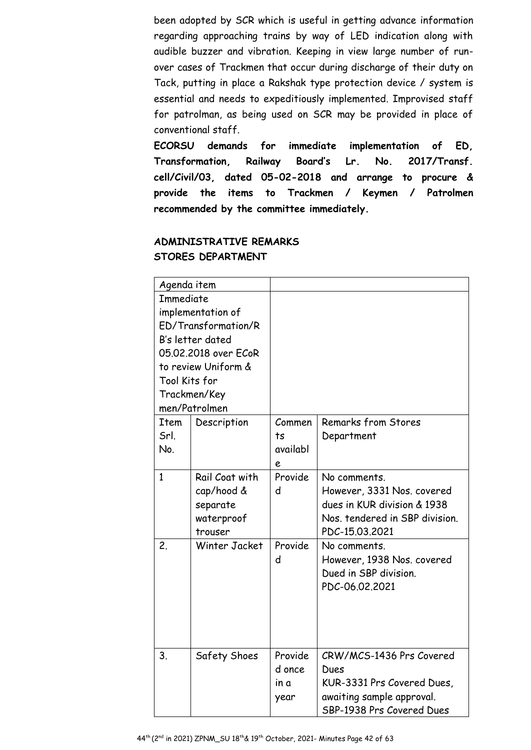been adopted by SCR which is useful in getting advance information regarding approaching trains by way of LED indication along with audible buzzer and vibration. Keeping in view large number of run-over cases of Trackmen that occur during discharge of their duty on Tack, putting in place a Rakshak type protection device / system is essential and needs to expeditiously implemented. Improvised staff for patrolman, as being used on SCR may be provided in place of conventional staff.

**ECORSU demands for immediate implementation of ED, Transformation, Railway Board's Lr. No. 2017/Transf. cell/Civil/03, dated 05-02-2018 and arrange to procure & provide the items to Trackmen / Keymen / Patrolmen recommended by the committee immediately.**

**ADMINISTRATIVE REMARKS**
**STORES DEPARTMENT**

| Agenda item | | | |
|---|---|---|---|
| Immediate implementation of ED/Transformation/RB's letter dated 05.02.2018 over ECoR to review Uniform & Tool Kits for Trackmen/Key men/Patrolmen | | | |
| Item Srl. No. | Description | Comments available | Remarks from Stores Department |
| 1 | Rail Coat with cap/hood & separate waterproof trouser | Provided | No comments.<br>However, 3331 Nos. covered dues in KUR division & 1938 Nos. tendered in SBP division.<br>PDC-15.03.2021 |
| 2. | Winter Jacket | Provided | No comments.<br>However, 1938 Nos. covered Dued in SBP division.<br>PDC-06.02.2021 |
| 3. | Safety Shoes | Provided once in a year | CRW/MCS-1436 Prs Covered Dues<br>KUR-3331 Prs Covered Dues, awaiting sample approval.<br>SBP-1938 Prs Covered Dues |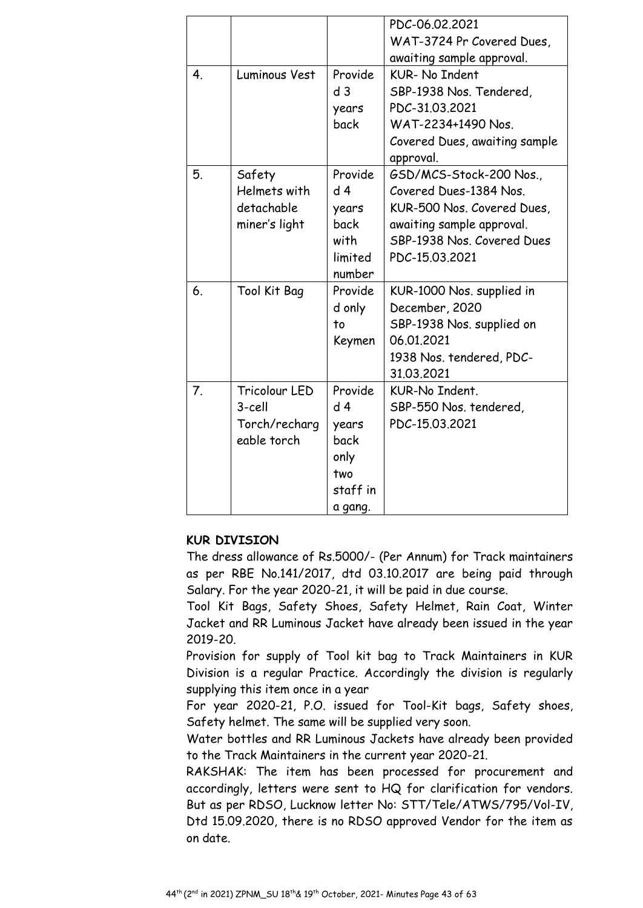| | | | |
|---|---|---|---|
| | | | PDC-06.02.2021<br>WAT-3724 Pr Covered Dues, awaiting sample approval. |
| 4. | Luminous Vest | Provided 3 years back | KUR- No Indent<br>SBP-1938 Nos. Tendered, PDC-31.03.2021<br>WAT-2234+1490 Nos. Covered Dues, awaiting sample approval. |
| 5. | Safety Helmets with detachable miner's light | Provided 4 years back with limited number | GSD/MCS-Stock-200 Nos., Covered Dues-1384 Nos.<br>KUR-500 Nos. Covered Dues, awaiting sample approval.<br>SBP-1938 Nos. Covered Dues PDC-15.03.2021 |
| 6. | Tool Kit Bag | Provided only to Keymen | KUR-1000 Nos. supplied in December, 2020<br>SBP-1938 Nos. supplied on 06.01.2021<br>1938 Nos. tendered, PDC-31.03.2021 |
| 7. | Tricolour LED 3-cell Torch/rechargeable torch | Provided 4 years back only two staff in a gang. | KUR-No Indent.<br>SBP-550 Nos. tendered, PDC-15.03.2021 |

**KUR DIVISION**

The dress allowance of Rs.5000/- (Per Annum) for Track maintainers as per RBE No.141/2017, dtd 03.10.2017 are being paid through Salary. For the year 2020-21, it will be paid in due course.

Tool Kit Bags, Safety Shoes, Safety Helmet, Rain Coat, Winter Jacket and RR Luminous Jacket have already been issued in the year 2019-20.

Provision for supply of Tool kit bag to Track Maintainers in KUR Division is a regular Practice. Accordingly the division is regularly supplying this item once in a year

For year 2020-21, P.O. issued for Tool-Kit bags, Safety shoes, Safety helmet. The same will be supplied very soon.

Water bottles and RR Luminous Jackets have already been provided to the Track Maintainers in the current year 2020-21.

RAKSHAK: The item has been processed for procurement and accordingly, letters were sent to HQ for clarification for vendors. But as per RDSO, Lucknow letter No: STT/Tele/ATWS/795/Vol-IV, Dtd 15.09.2020, there is no RDSO approved Vendor for the item as on date.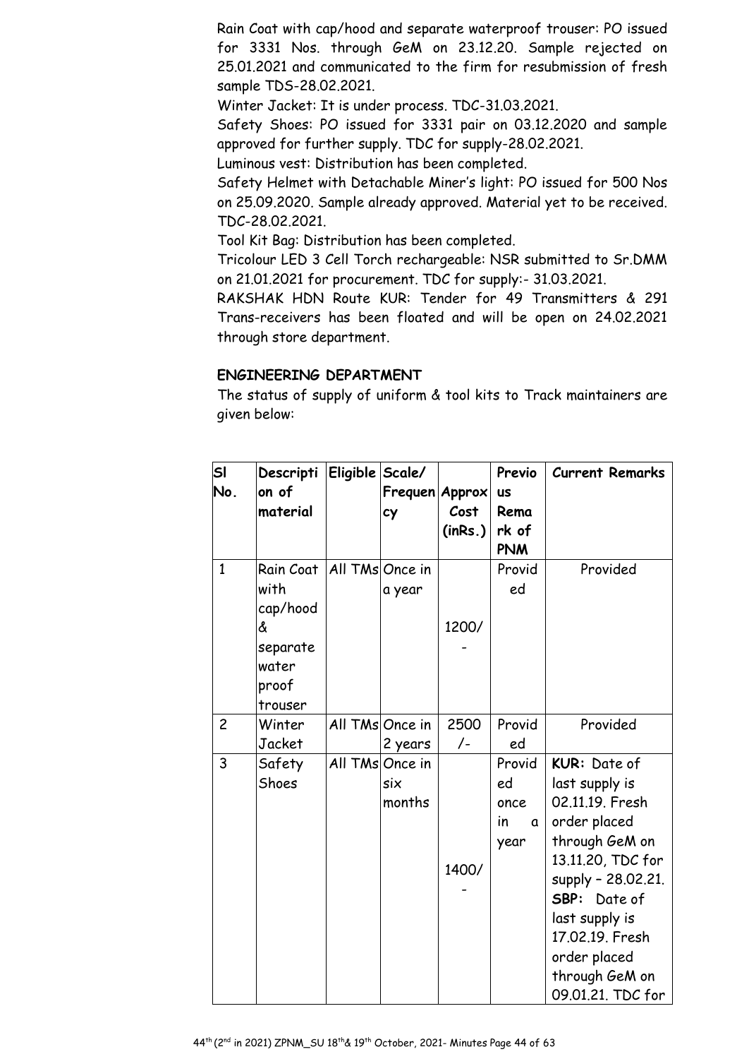Rain Coat with cap/hood and separate waterproof trouser: PO issued for 3331 Nos. through GeM on 23.12.20. Sample rejected on 25.01.2021 and communicated to the firm for resubmission of fresh sample TDS-28.02.2021.

Winter Jacket: It is under process. TDC-31.03.2021.

Safety Shoes: PO issued for 3331 pair on 03.12.2020 and sample approved for further supply. TDC for supply-28.02.2021.

Luminous vest: Distribution has been completed.

Safety Helmet with Detachable Miner's light: PO issued for 500 Nos on 25.09.2020. Sample already approved. Material yet to be received. TDC-28.02.2021.

Tool Kit Bag: Distribution has been completed.

Tricolour LED 3 Cell Torch rechargeable: NSR submitted to Sr.DMM on 21.01.2021 for procurement. TDC for supply:- 31.03.2021.

RAKSHAK HDN Route KUR: Tender for 49 Transmitters & 291 Trans-receivers has been floated and will be open on 24.02.2021 through store department.

**ENGINEERING DEPARTMENT**

The status of supply of uniform & tool kits to Track maintainers are given below:

| Sl No. | Description of material | Eligible | Scale/ Frequency | Approx Cost (inRs.) | Previous Remark of PNM | Current Remarks |
|---|---|---|---|---|---|---|
| 1 | Rain Coat with cap/hood & separate water proof trouser | All TMs | Once in a year | 1200/- | Provided | Provided |
| 2 | Winter Jacket | All TMs | Once in 2 years | 2500 /- | Provided | Provided |
| 3 | Safety Shoes | All TMs | Once in six months | 1400/- | Provided once in a year | **KUR:** Date of last supply is 02.11.19. Fresh order placed through GeM on 13.11.20, TDC for supply – 28.02.21. **SBP:** Date of last supply is 17.02.19. Fresh order placed through GeM on 09.01.21. TDC for |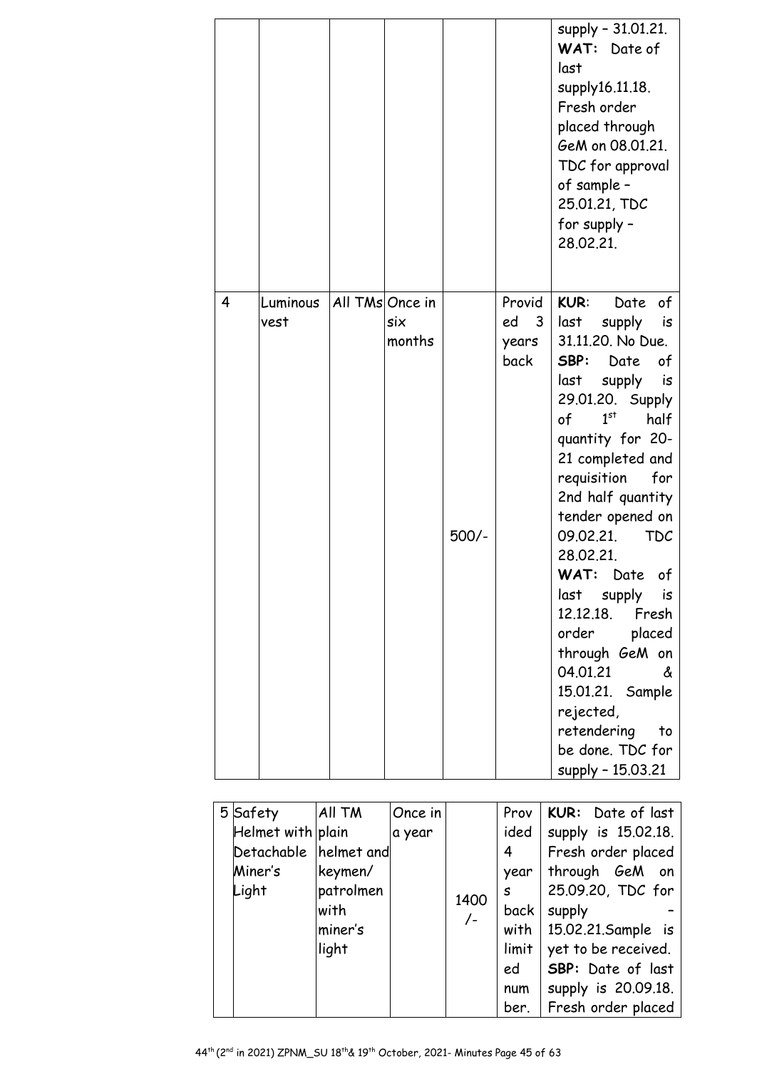| | | | | | | |
|---|---|---|---|---|---|---|
| | | | | | | supply – 31.01.21. **WAT:** Date of last supply16.11.18. Fresh order placed through GeM on 08.01.21. TDC for approval of sample – 25.01.21, TDC for supply – 28.02.21. |
| 4 | Luminous vest | All TMs | Once in six months | 500/- | Provided 3 years back | **KUR**: Date of last supply is 31.11.20. No Due. **SBP:** Date of last supply is 29.01.20. Supply of 1st half quantity for 20-21 completed and requisition for 2nd half quantity tender opened on 09.02.21. TDC 28.02.21. **WAT:** Date of last supply is 12.12.18. Fresh order placed through GeM on 04.01.21 & 15.01.21. Sample rejected, retendering to be done. TDC for supply – 15.03.21 |
| 5 | Safety Helmet with Detachable Miner's Light | All TM plain helmet and keymen/ patrolmen with miner's light | Once in a year | 1400 /- | Provided 4 years back with limited number. | **KUR:** Date of last supply is 15.02.18. Fresh order placed through GeM on 25.09.20, TDC for supply – 15.02.21.Sample is yet to be received. **SBP:** Date of last supply is 20.09.18. Fresh order placed |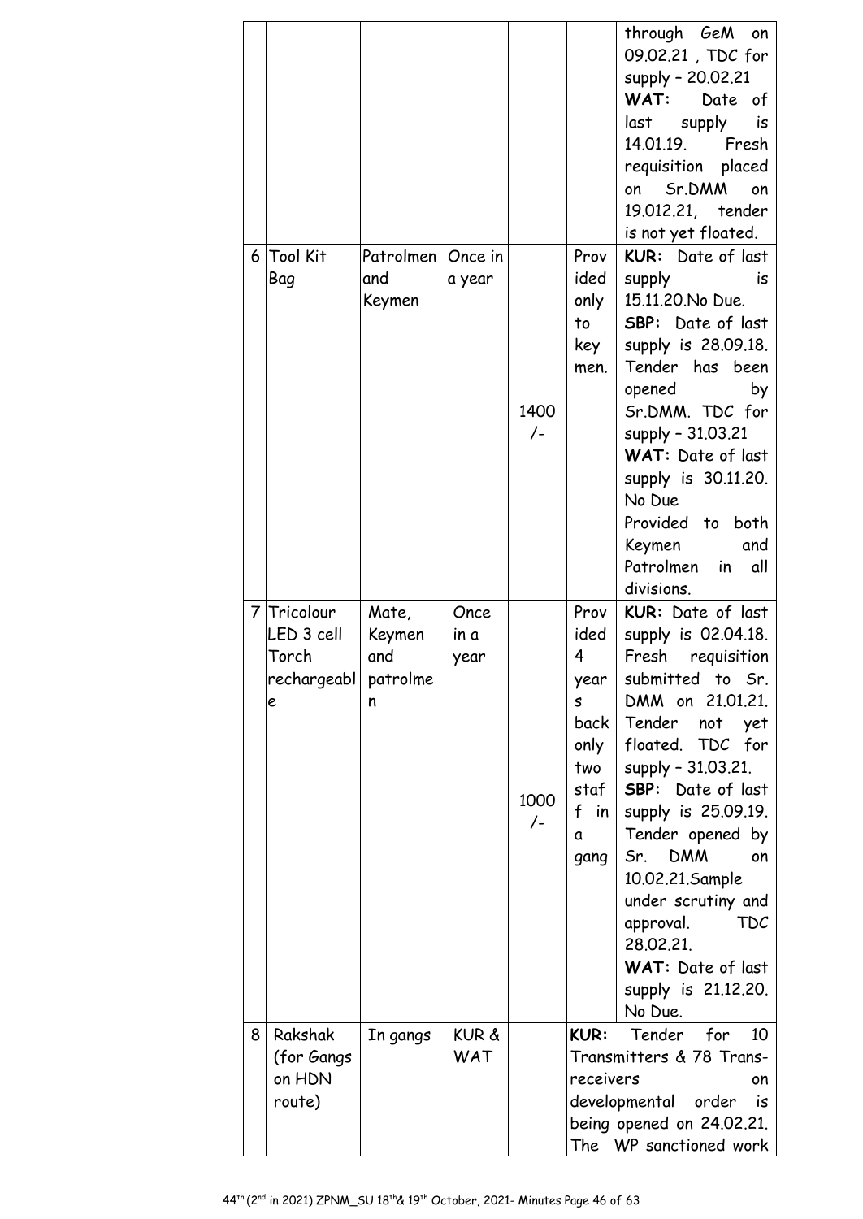| | | | | | | |
|---|---|---|---|---|---|---|
| | | | | | | through GeM on 09.02.21 , TDC for supply – 20.02.21 **WAT:** Date of last supply is 14.01.19. Fresh requisition placed on Sr.DMM on 19.012.21, tender is not yet floated. |
| 6 | Tool Kit Bag | Patrolmen and Keymen | Once in a year | 1400 /- | Provided only to key men. | **KUR:** Date of last supply is 15.11.20.No Due. **SBP:** Date of last supply is 28.09.18. Tender has been opened by Sr.DMM. TDC for supply – 31.03.21 **WAT:** Date of last supply is 30.11.20. No Due Provided to both Keymen and Patrolmen in all divisions. |
| 7 | Tricolour LED 3 cell Torch rechargeable | Mate, Keymen and patrolmen | Once in a year | 1000 /- | Provided 4 years back only two staff in a gang | **KUR:** Date of last supply is 02.04.18. Fresh requisition submitted to Sr. DMM on 21.01.21. Tender not yet floated. TDC for supply – 31.03.21. **SBP:** Date of last supply is 25.09.19. Tender opened by Sr. DMM on 10.02.21.Sample under scrutiny and approval. TDC 28.02.21. **WAT:** Date of last supply is 21.12.20. No Due. |
| 8 | Rakshak (for Gangs on HDN route) | In gangs | KUR & WAT | | **KUR:** Tender for 10 Transmitters & 78 Trans-receivers on developmental order is being opened on 24.02.21. The WP sanctioned work | |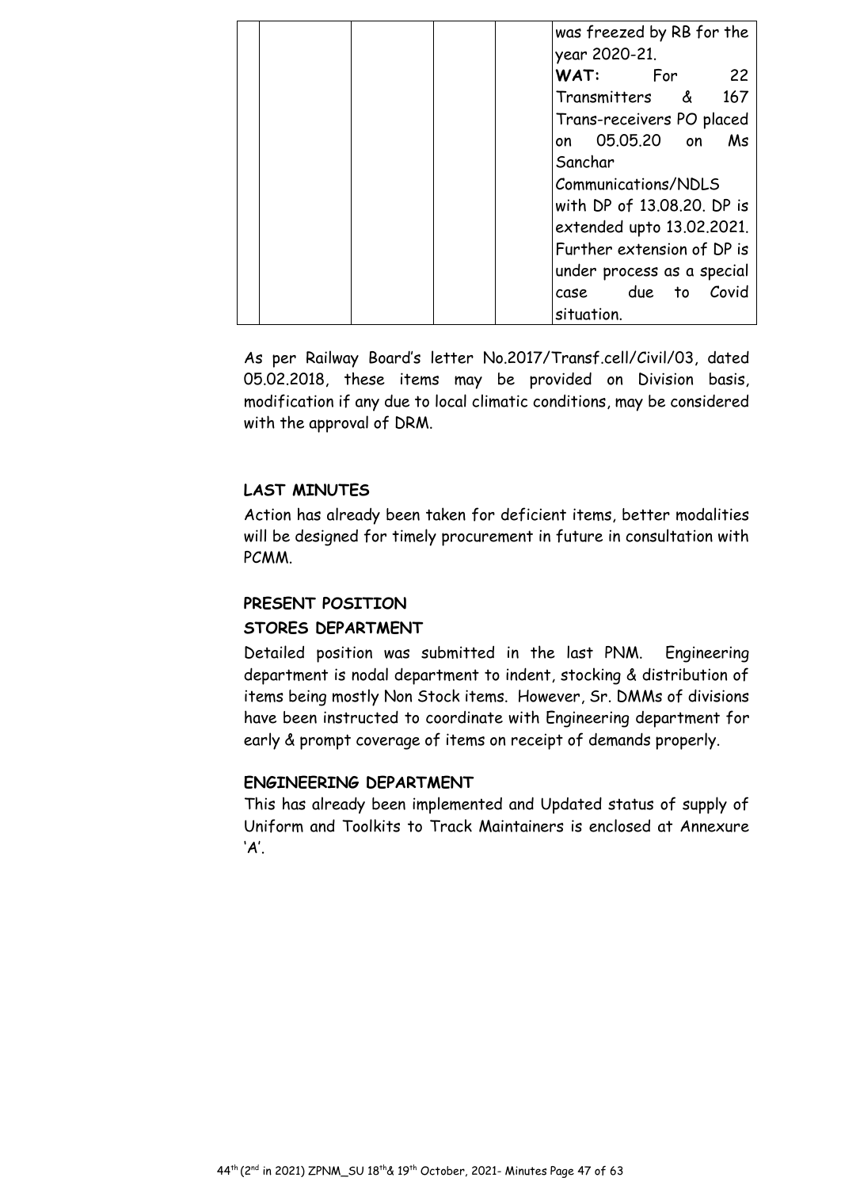|  |  |  |  |  | was freezed by RB for the year 2020-21.<br>**WAT:** For 22 Transmitters & 167 Trans-receivers PO placed on 05.05.20 on Ms Sanchar Communications/NDLS with DP of 13.08.20. DP is extended upto 13.02.2021. Further extension of DP is under process as a special case due to Covid situation. |
|---|---|---|---|---|---|

As per Railway Board's letter No.2017/Transf.cell/Civil/03, dated 05.02.2018, these items may be provided on Division basis, modification if any due to local climatic conditions, may be considered with the approval of DRM.

**LAST MINUTES**

Action has already been taken for deficient items, better modalities will be designed for timely procurement in future in consultation with PCMM.

**PRESENT POSITION**

**STORES DEPARTMENT**

Detailed position was submitted in the last PNM. Engineering department is nodal department to indent, stocking & distribution of items being mostly Non Stock items. However, Sr. DMMs of divisions have been instructed to coordinate with Engineering department for early & prompt coverage of items on receipt of demands properly.

**ENGINEERING DEPARTMENT**

This has already been implemented and Updated status of supply of Uniform and Toolkits to Track Maintainers is enclosed at Annexure 'A'.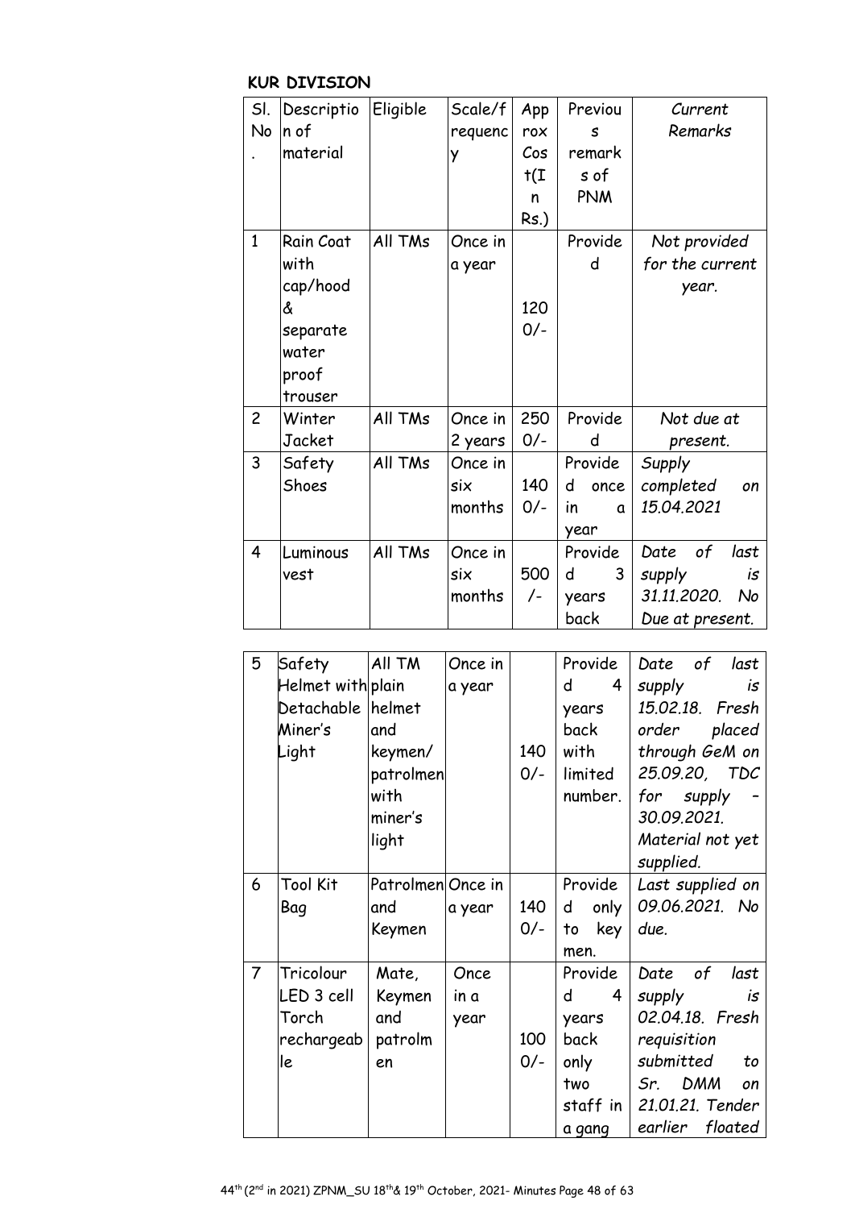**KUR DIVISION**

| Sl. No. | Description of material | Eligible | Scale/frequency | Approx Cost(In Rs.) | Previous remarks of PNM | Current Remarks |
|---|---|---|---|---|---|---|
| 1 | Rain Coat with cap/hood & separate water proof trouser | All TMs | Once in a year | 1200/- | Provided | *Not provided for the current year.* |
| 2 | Winter Jacket | All TMs | Once in 2 years | 2500/- | Provided | *Not due at present.* |
| 3 | Safety Shoes | All TMs | Once in six months | 1400/- | Provided once in a year | *Supply completed on 15.04.2021* |
| 4 | Luminous vest | All TMs | Once in six months | 500/- | Provided 3 years back | *Date of last supply is 31.11.2020. No Due at present.* |
| 5 | Safety Helmet with Detachable Miner's Light | All TM plain helmet and keymen/ patrolmen with miner's light | Once in a year | 1400/- | Provided 4 years back with limited number. | *Date of last supply is 15.02.18. Fresh order placed through GeM on 25.09.20, TDC for supply – 30.09.2021. Material not yet supplied.* |
| 6 | Tool Kit Bag | Patrolmen and Keymen | Once in a year | 1400/- | Provided only to key men. | *Last supplied on 09.06.2021. No due.* |
| 7 | Tricolour LED 3 cell Torch rechargeable | Mate, Keymen and patrolmen | Once in a year | 1000/- | Provided 4 years back only two staff in a gang | *Date of last supply is 02.04.18. Fresh requisition submitted to Sr. DMM on 21.01.21. Tender earlier floated* |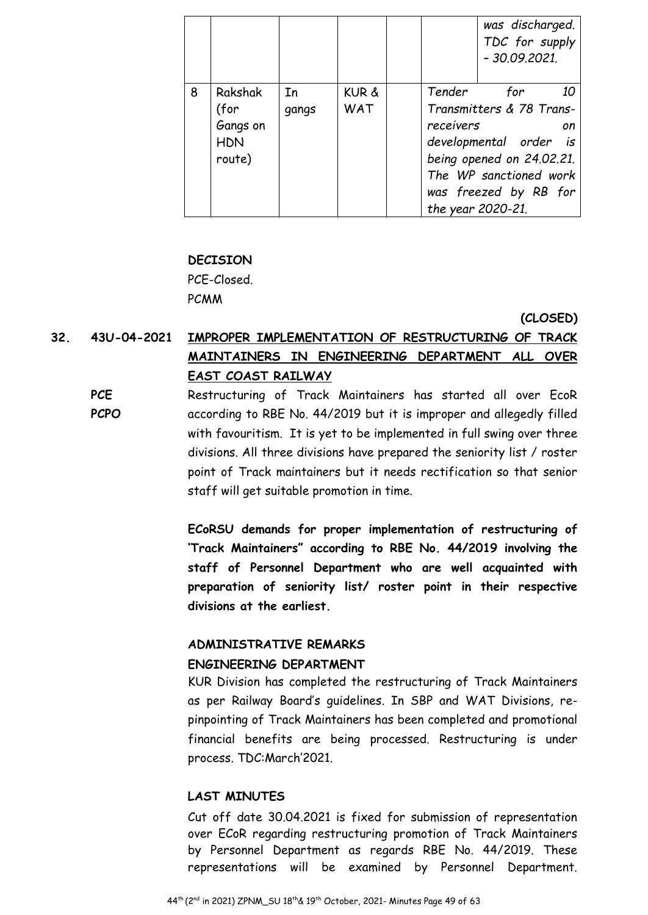| | | | | | | |
|---|---|---|---|---|---|---|
| | | | | | | *was discharged. TDC for supply – 30.09.2021.* |
| 8 | Rakshak (for Gangs on HDN route) | In gangs | KUR & WAT | | *Tender for 10 Transmitters & 78 Trans-receivers on developmental order is being opened on 24.02.21. The WP sanctioned work was freezed by RB for the year 2020-21.* | |

**DECISION**

PCE-Closed.

PCMM

**(CLOSED)**

**32. 43U-04-2021 IMPROPER IMPLEMENTATION OF RESTRUCTURING OF TRACK MAINTAINERS IN ENGINEERING DEPARTMENT ALL OVER EAST COAST RAILWAY**

**PCE**
**PCPO**

Restructuring of Track Maintainers has started all over EcoR according to RBE No. 44/2019 but it is improper and allegedly filled with favouritism. It is yet to be implemented in full swing over three divisions. All three divisions have prepared the seniority list / roster point of Track maintainers but it needs rectification so that senior staff will get suitable promotion in time.

**ECoRSU demands for proper implementation of restructuring of 'Track Maintainers" according to RBE No. 44/2019 involving the staff of Personnel Department who are well acquainted with preparation of seniority list/ roster point in their respective divisions at the earliest.**

**ADMINISTRATIVE REMARKS**

**ENGINEERING DEPARTMENT**

KUR Division has completed the restructuring of Track Maintainers as per Railway Board's guidelines. In SBP and WAT Divisions, re-pinpointing of Track Maintainers has been completed and promotional financial benefits are being processed. Restructuring is under process. TDC:March'2021.

**LAST MINUTES**

Cut off date 30.04.2021 is fixed for submission of representation over ECoR regarding restructuring promotion of Track Maintainers by Personnel Department as regards RBE No. 44/2019. These representations will be examined by Personnel Department.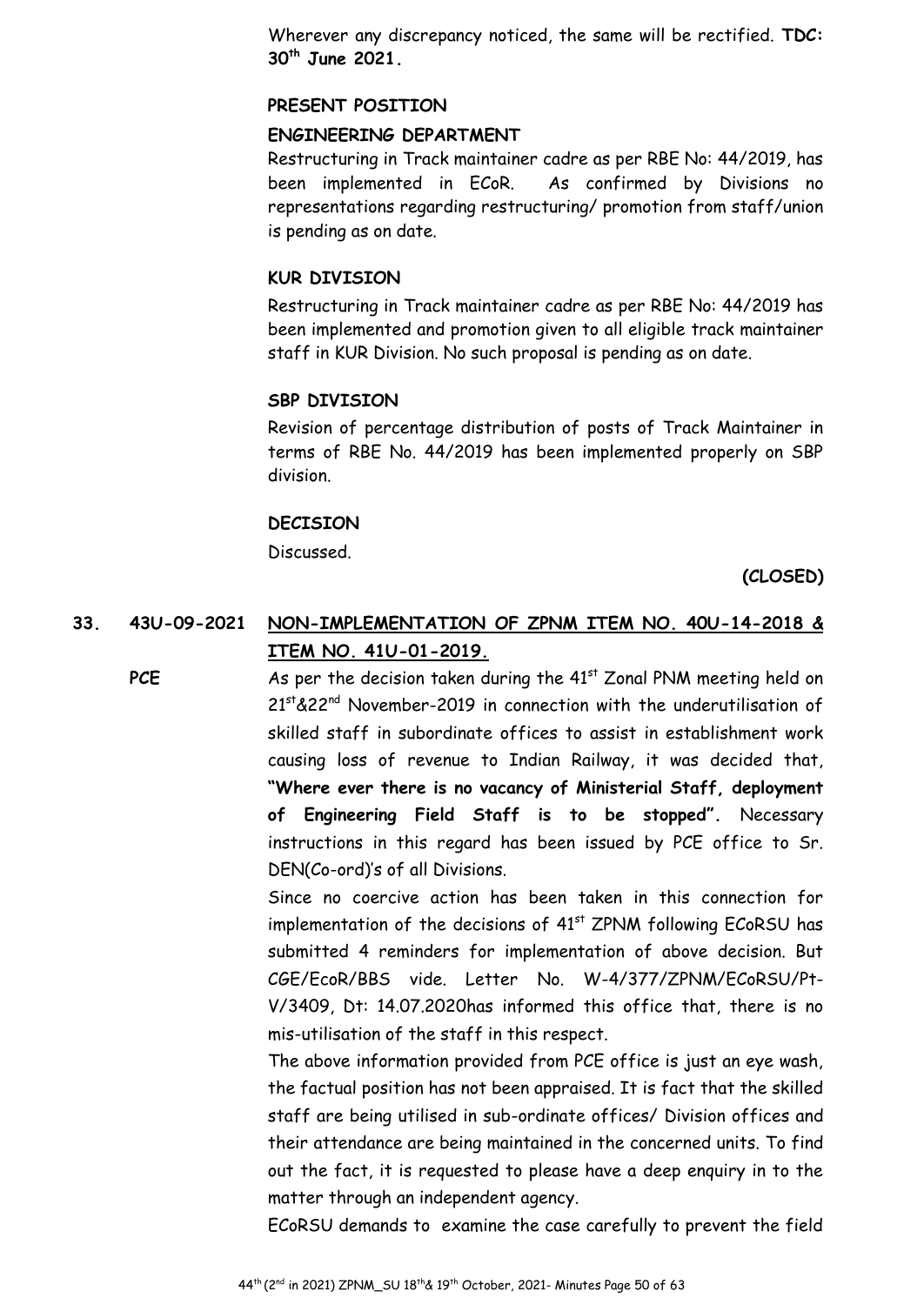Wherever any discrepancy noticed, the same will be rectified. **TDC: 30th June 2021.**

**PRESENT POSITION**

**ENGINEERING DEPARTMENT**

Restructuring in Track maintainer cadre as per RBE No: 44/2019, has been implemented in ECoR. As confirmed by Divisions no representations regarding restructuring/ promotion from staff/union is pending as on date.

**KUR DIVISION**

Restructuring in Track maintainer cadre as per RBE No: 44/2019 has been implemented and promotion given to all eligible track maintainer staff in KUR Division. No such proposal is pending as on date.

**SBP DIVISION**

Revision of percentage distribution of posts of Track Maintainer in terms of RBE No. 44/2019 has been implemented properly on SBP division.

**DECISION**

Discussed.

**(CLOSED)**

**33. 43U-09-2021 NON-IMPLEMENTATION OF ZPNM ITEM NO. 40U-14-2018 & ITEM NO. 41U-01-2019.**

**PCE**

As per the decision taken during the 41st Zonal PNM meeting held on 21st&22nd November-2019 in connection with the underutilisation of skilled staff in subordinate offices to assist in establishment work causing loss of revenue to Indian Railway, it was decided that, **"Where ever there is no vacancy of Ministerial Staff, deployment of Engineering Field Staff is to be stopped".** Necessary instructions in this regard has been issued by PCE office to Sr. DEN(Co-ord)'s of all Divisions.

Since no coercive action has been taken in this connection for implementation of the decisions of 41st ZPNM following ECoRSU has submitted 4 reminders for implementation of above decision. But CGE/EcoR/BBS vide. Letter No. W-4/377/ZPNM/ECoRSU/Pt-V/3409, Dt: 14.07.2020has informed this office that, there is no mis-utilisation of the staff in this respect.

The above information provided from PCE office is just an eye wash, the factual position has not been appraised. It is fact that the skilled staff are being utilised in sub-ordinate offices/ Division offices and their attendance are being maintained in the concerned units. To find out the fact, it is requested to please have a deep enquiry in to the matter through an independent agency.

ECoRSU demands to examine the case carefully to prevent the field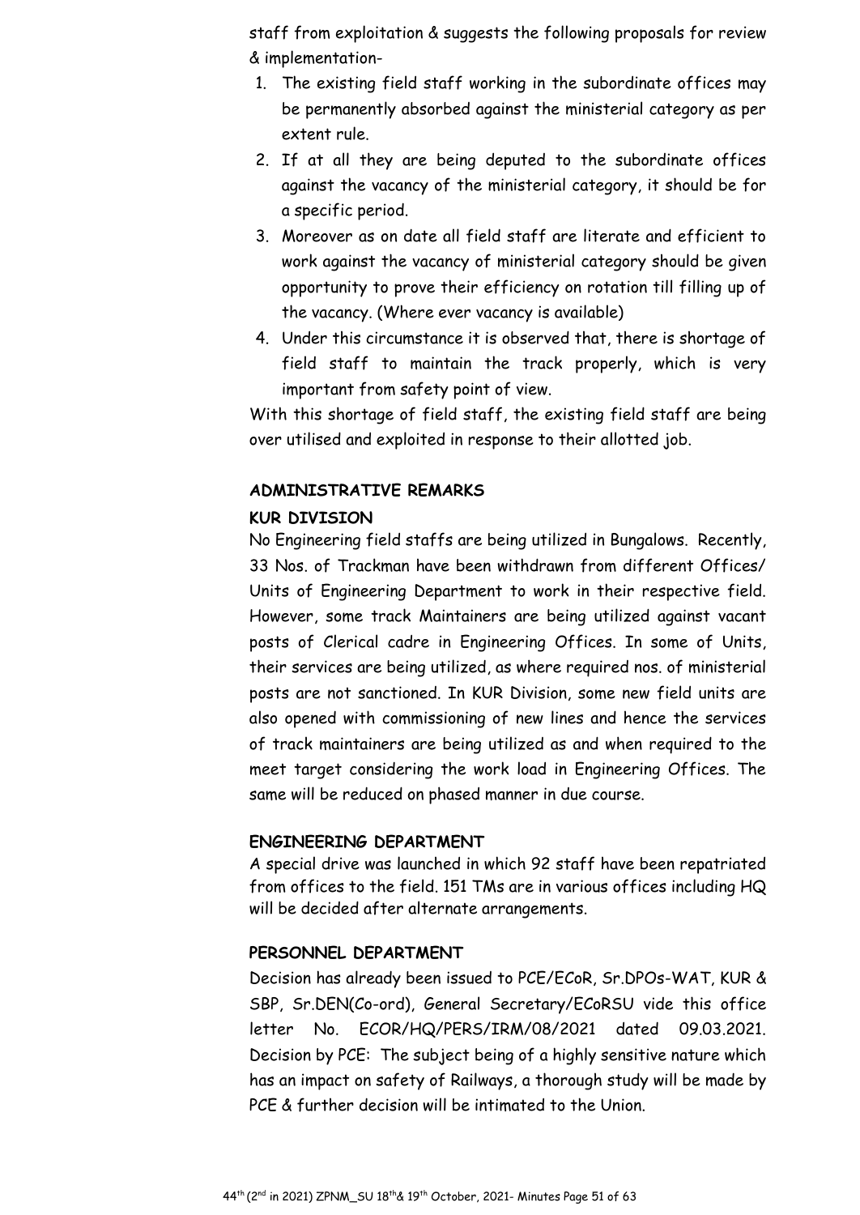staff from exploitation & suggests the following proposals for review & implementation-

1. The existing field staff working in the subordinate offices may be permanently absorbed against the ministerial category as per extent rule.
2. If at all they are being deputed to the subordinate offices against the vacancy of the ministerial category, it should be for a specific period.
3. Moreover as on date all field staff are literate and efficient to work against the vacancy of ministerial category should be given opportunity to prove their efficiency on rotation till filling up of the vacancy. (Where ever vacancy is available)
4. Under this circumstance it is observed that, there is shortage of field staff to maintain the track properly, which is very important from safety point of view.

With this shortage of field staff, the existing field staff are being over utilised and exploited in response to their allotted job.

**ADMINISTRATIVE REMARKS**

**KUR DIVISION**

No Engineering field staffs are being utilized in Bungalows. Recently, 33 Nos. of Trackman have been withdrawn from different Offices/ Units of Engineering Department to work in their respective field. However, some track Maintainers are being utilized against vacant posts of Clerical cadre in Engineering Offices. In some of Units, their services are being utilized, as where required nos. of ministerial posts are not sanctioned. In KUR Division, some new field units are also opened with commissioning of new lines and hence the services of track maintainers are being utilized as and when required to the meet target considering the work load in Engineering Offices. The same will be reduced on phased manner in due course.

**ENGINEERING DEPARTMENT**

A special drive was launched in which 92 staff have been repatriated from offices to the field. 151 TMs are in various offices including HQ will be decided after alternate arrangements.

**PERSONNEL DEPARTMENT**

Decision has already been issued to PCE/ECoR, Sr.DPOs-WAT, KUR & SBP, Sr.DEN(Co-ord), General Secretary/ECoRSU vide this office letter No. ECOR/HQ/PERS/IRM/08/2021 dated 09.03.2021.

Decision by PCE: The subject being of a highly sensitive nature which has an impact on safety of Railways, a thorough study will be made by PCE & further decision will be intimated to the Union.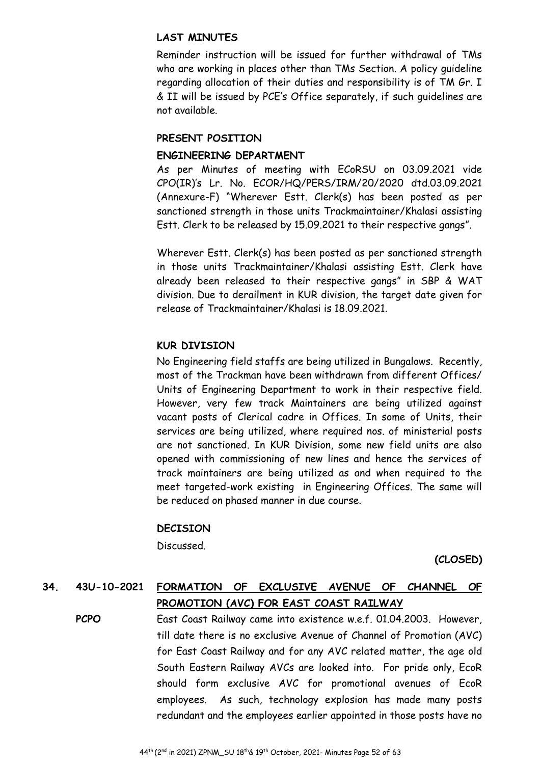**LAST MINUTES**

Reminder instruction will be issued for further withdrawal of TMs who are working in places other than TMs Section. A policy guideline regarding allocation of their duties and responsibility is of TM Gr. I & II will be issued by PCE's Office separately, if such guidelines are not available.

**PRESENT POSITION**

**ENGINEERING DEPARTMENT**

As per Minutes of meeting with ECoRSU on 03.09.2021 vide CPO(IR)'s Lr. No. ECOR/HQ/PERS/IRM/20/2020 dtd.03.09.2021 (Annexure-F) "Wherever Estt. Clerk(s) has been posted as per sanctioned strength in those units Trackmaintainer/Khalasi assisting Estt. Clerk to be released by 15.09.2021 to their respective gangs".

Wherever Estt. Clerk(s) has been posted as per sanctioned strength in those units Trackmaintainer/Khalasi assisting Estt. Clerk have already been released to their respective gangs" in SBP & WAT division. Due to derailment in KUR division, the target date given for release of Trackmaintainer/Khalasi is 18.09.2021.

**KUR DIVISION**

No Engineering field staffs are being utilized in Bungalows. Recently, most of the Trackman have been withdrawn from different Offices/ Units of Engineering Department to work in their respective field. However, very few track Maintainers are being utilized against vacant posts of Clerical cadre in Offices. In some of Units, their services are being utilized, where required nos. of ministerial posts are not sanctioned. In KUR Division, some new field units are also opened with commissioning of new lines and hence the services of track maintainers are being utilized as and when required to the meet targeted-work existing in Engineering Offices. The same will be reduced on phased manner in due course.

**DECISION**

Discussed.

**(CLOSED)**

**34. 43U-10-2021 FORMATION OF EXCLUSIVE AVENUE OF CHANNEL OF PROMOTION (AVC) FOR EAST COAST RAILWAY**

**PCPO**

East Coast Railway came into existence w.e.f. 01.04.2003. However, till date there is no exclusive Avenue of Channel of Promotion (AVC) for East Coast Railway and for any AVC related matter, the age old South Eastern Railway AVCs are looked into. For pride only, EcoR should form exclusive AVC for promotional avenues of EcoR employees. As such, technology explosion has made many posts redundant and the employees earlier appointed in those posts have no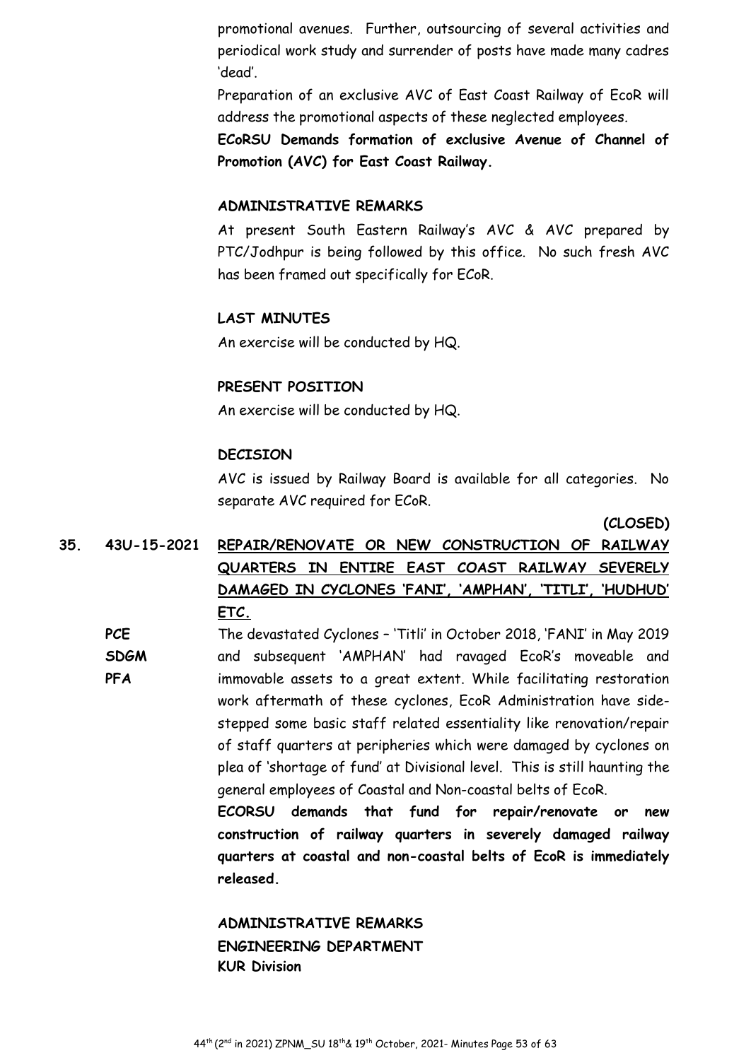promotional avenues. Further, outsourcing of several activities and periodical work study and surrender of posts have made many cadres 'dead'.

Preparation of an exclusive AVC of East Coast Railway of EcoR will address the promotional aspects of these neglected employees.

**ECoRSU Demands formation of exclusive Avenue of Channel of Promotion (AVC) for East Coast Railway.**

**ADMINISTRATIVE REMARKS**

At present South Eastern Railway's AVC & AVC prepared by PTC/Jodhpur is being followed by this office. No such fresh AVC has been framed out specifically for ECoR.

**LAST MINUTES**

An exercise will be conducted by HQ.

**PRESENT POSITION**

An exercise will be conducted by HQ.

**DECISION**

AVC is issued by Railway Board is available for all categories. No separate AVC required for ECoR.

**(CLOSED)**

**35. 43U-15-2021 <u>REPAIR/RENOVATE OR NEW CONSTRUCTION OF RAILWAY QUARTERS IN ENTIRE EAST COAST RAILWAY SEVERELY DAMAGED IN CYCLONES 'FANI', 'AMPHAN', 'TITLI', 'HUDHUD' ETC.</u>**

**PCE**
**SDGM**
**PFA**

The devastated Cyclones – 'Titli' in October 2018, 'FANI' in May 2019 and subsequent 'AMPHAN' had ravaged EcoR's moveable and immovable assets to a great extent. While facilitating restoration work aftermath of these cyclones, EcoR Administration have side-stepped some basic staff related essentiality like renovation/repair of staff quarters at peripheries which were damaged by cyclones on plea of 'shortage of fund' at Divisional level. This is still haunting the general employees of Coastal and Non-coastal belts of EcoR.

**ECORSU demands that fund for repair/renovate or new construction of railway quarters in severely damaged railway quarters at coastal and non-coastal belts of EcoR is immediately released.**

**ADMINISTRATIVE REMARKS**

**ENGINEERING DEPARTMENT**

**KUR Division**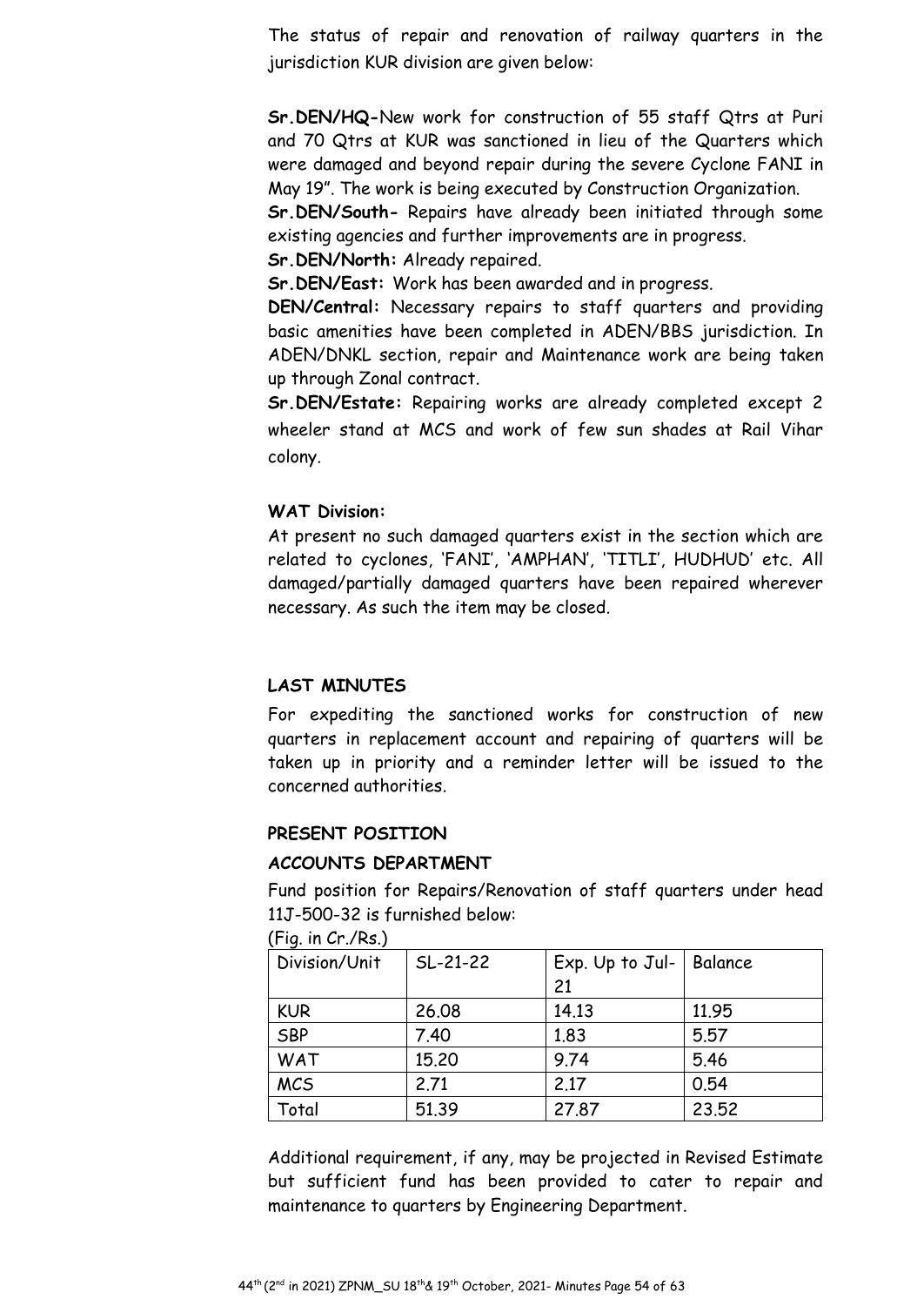The status of repair and renovation of railway quarters in the jurisdiction KUR division are given below:

**Sr.DEN/HQ-**New work for construction of 55 staff Qtrs at Puri and 70 Qtrs at KUR was sanctioned in lieu of the Quarters which were damaged and beyond repair during the severe Cyclone FANI in May 19". The work is being executed by Construction Organization.

**Sr.DEN/South-** Repairs have already been initiated through some existing agencies and further improvements are in progress.

**Sr.DEN/North:** Already repaired.

**Sr.DEN/East:** Work has been awarded and in progress.

**DEN/Central:** Necessary repairs to staff quarters and providing basic amenities have been completed in ADEN/BBS jurisdiction. In ADEN/DNKL section, repair and Maintenance work are being taken up through Zonal contract.

**Sr.DEN/Estate:** Repairing works are already completed except 2 wheeler stand at MCS and work of few sun shades at Rail Vihar colony.

**WAT Division:**

At present no such damaged quarters exist in the section which are related to cyclones, 'FANI', 'AMPHAN', 'TITLI', HUDHUD' etc. All damaged/partially damaged quarters have been repaired wherever necessary. As such the item may be closed.

**LAST MINUTES**

For expediting the sanctioned works for construction of new quarters in replacement account and repairing of quarters will be taken up in priority and a reminder letter will be issued to the concerned authorities.

**PRESENT POSITION**

**ACCOUNTS DEPARTMENT**

Fund position for Repairs/Renovation of staff quarters under head 11J-500-32 is furnished below:

(Fig. in Cr./Rs.)

| Division/Unit | SL-21-22 | Exp. Up to Jul-21 | Balance |
|---|---|---|---|
| KUR | 26.08 | 14.13 | 11.95 |
| SBP | 7.40 | 1.83 | 5.57 |
| WAT | 15.20 | 9.74 | 5.46 |
| MCS | 2.71 | 2.17 | 0.54 |
| Total | 51.39 | 27.87 | 23.52 |

Additional requirement, if any, may be projected in Revised Estimate but sufficient fund has been provided to cater to repair and maintenance to quarters by Engineering Department.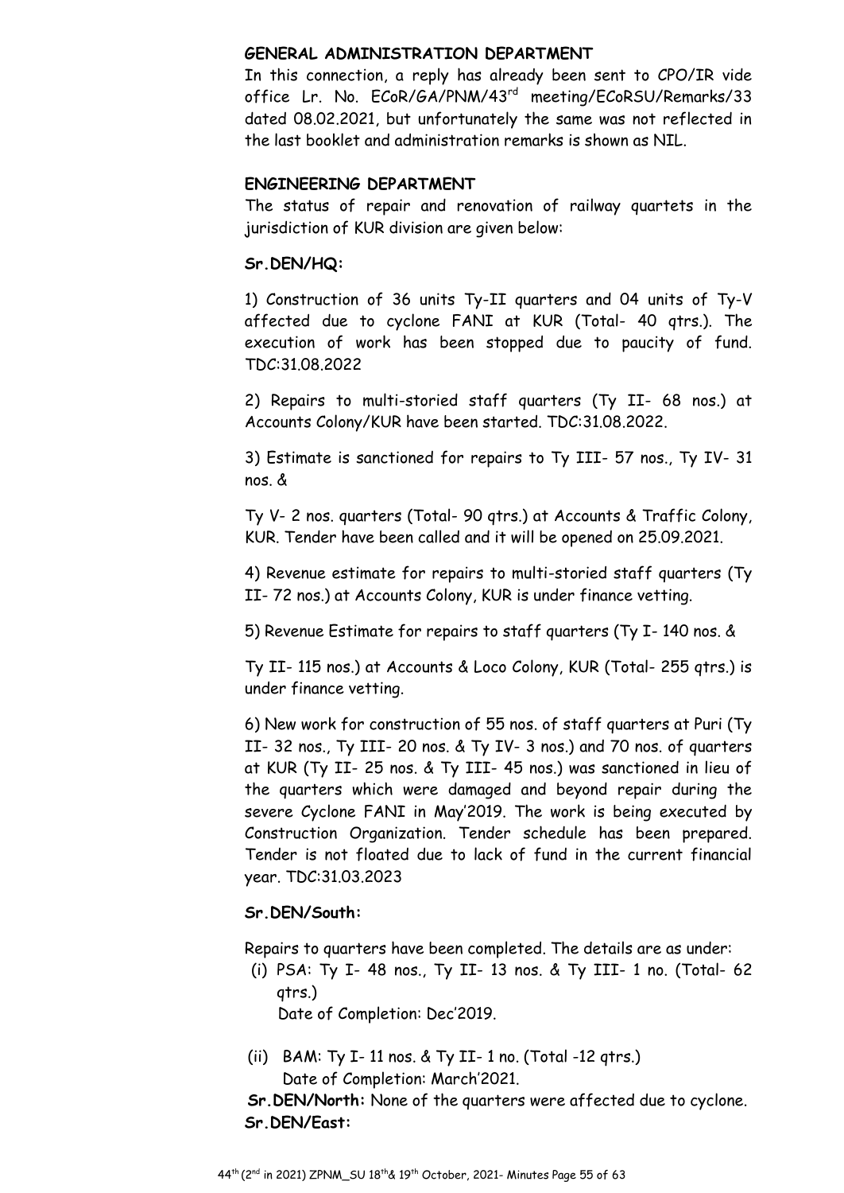**GENERAL ADMINISTRATION DEPARTMENT**

In this connection, a reply has already been sent to CPO/IR vide office Lr. No. ECoR/GA/PNM/43rd meeting/ECoRSU/Remarks/33 dated 08.02.2021, but unfortunately the same was not reflected in the last booklet and administration remarks is shown as NIL.

**ENGINEERING DEPARTMENT**

The status of repair and renovation of railway quartets in the jurisdiction of KUR division are given below:

**Sr.DEN/HQ:**

1) Construction of 36 units Ty-II quarters and 04 units of Ty-V affected due to cyclone FANI at KUR (Total- 40 qtrs.). The execution of work has been stopped due to paucity of fund. TDC:31.08.2022

2) Repairs to multi-storied staff quarters (Ty II- 68 nos.) at Accounts Colony/KUR have been started. TDC:31.08.2022.

3) Estimate is sanctioned for repairs to Ty III- 57 nos., Ty IV- 31 nos. &

Ty V- 2 nos. quarters (Total- 90 qtrs.) at Accounts & Traffic Colony, KUR. Tender have been called and it will be opened on 25.09.2021.

4) Revenue estimate for repairs to multi-storied staff quarters (Ty II- 72 nos.) at Accounts Colony, KUR is under finance vetting.

5) Revenue Estimate for repairs to staff quarters (Ty I- 140 nos. &

Ty II- 115 nos.) at Accounts & Loco Colony, KUR (Total- 255 qtrs.) is under finance vetting.

6) New work for construction of 55 nos. of staff quarters at Puri (Ty II- 32 nos., Ty III- 20 nos. & Ty IV- 3 nos.) and 70 nos. of quarters at KUR (Ty II- 25 nos. & Ty III- 45 nos.) was sanctioned in lieu of the quarters which were damaged and beyond repair during the severe Cyclone FANI in May'2019. The work is being executed by Construction Organization. Tender schedule has been prepared. Tender is not floated due to lack of fund in the current financial year. TDC:31.03.2023

**Sr.DEN/South:**

Repairs to quarters have been completed. The details are as under:

(i) PSA: Ty I- 48 nos., Ty II- 13 nos. & Ty III- 1 no. (Total- 62 qtrs.)
Date of Completion: Dec'2019.

(ii) BAM: Ty I- 11 nos. & Ty II- 1 no. (Total -12 qtrs.)
Date of Completion: March'2021.

**Sr.DEN/North:** None of the quarters were affected due to cyclone.

**Sr.DEN/East:**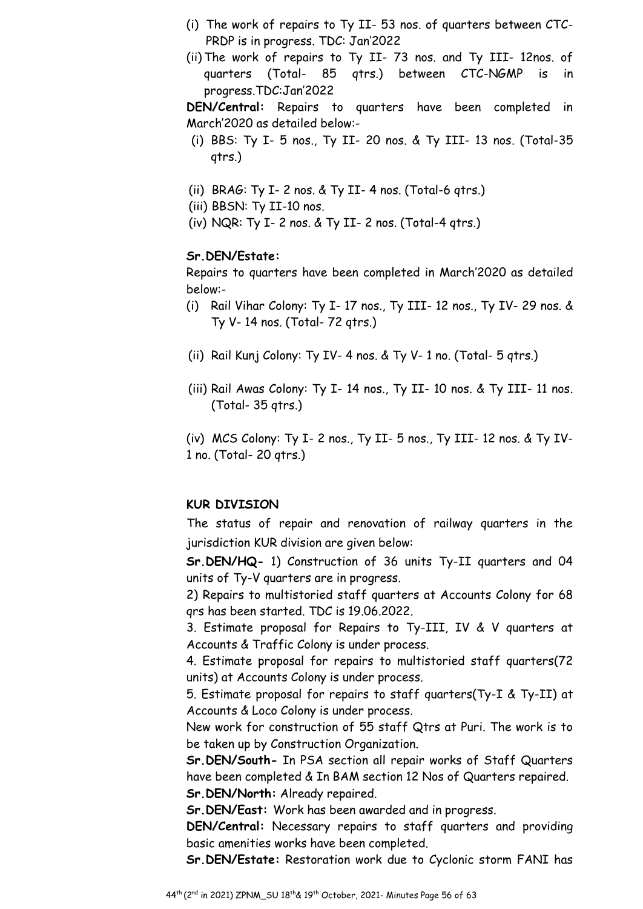(i) The work of repairs to Ty II- 53 nos. of quarters between CTC-PRDP is in progress. TDC: Jan'2022

(ii) The work of repairs to Ty II- 73 nos. and Ty III- 12nos. of quarters (Total- 85 qtrs.) between CTC-NGMP is in progress.TDC:Jan'2022

**DEN/Central:** Repairs to quarters have been completed in March'2020 as detailed below:-

(i) BBS: Ty I- 5 nos., Ty II- 20 nos. & Ty III- 13 nos. (Total-35 qtrs.)

(ii) BRAG: Ty I- 2 nos. & Ty II- 4 nos. (Total-6 qtrs.)

(iii) BBSN: Ty II-10 nos.

(iv) NQR: Ty I- 2 nos. & Ty II- 2 nos. (Total-4 qtrs.)

**Sr.DEN/Estate:**

Repairs to quarters have been completed in March'2020 as detailed below:-

(i) Rail Vihar Colony: Ty I- 17 nos., Ty III- 12 nos., Ty IV- 29 nos. & Ty V- 14 nos. (Total- 72 qtrs.)

(ii) Rail Kunj Colony: Ty IV- 4 nos. & Ty V- 1 no. (Total- 5 qtrs.)

(iii) Rail Awas Colony: Ty I- 14 nos., Ty II- 10 nos. & Ty III- 11 nos. (Total- 35 qtrs.)

(iv) MCS Colony: Ty I- 2 nos., Ty II- 5 nos., Ty III- 12 nos. & Ty IV- 1 no. (Total- 20 qtrs.)

**KUR DIVISION**

The status of repair and renovation of railway quarters in the jurisdiction KUR division are given below:

**Sr.DEN/HQ-** 1) Construction of 36 units Ty-II quarters and 04 units of Ty-V quarters are in progress.

2) Repairs to multistoried staff quarters at Accounts Colony for 68 qrs has been started. TDC is 19.06.2022.

3. Estimate proposal for Repairs to Ty-III, IV & V quarters at Accounts & Traffic Colony is under process.

4. Estimate proposal for repairs to multistoried staff quarters(72 units) at Accounts Colony is under process.

5. Estimate proposal for repairs to staff quarters(Ty-I & Ty-II) at Accounts & Loco Colony is under process.

New work for construction of 55 staff Qtrs at Puri. The work is to be taken up by Construction Organization.

**Sr.DEN/South-** In PSA section all repair works of Staff Quarters have been completed & In BAM section 12 Nos of Quarters repaired.

**Sr.DEN/North:** Already repaired.

**Sr.DEN/East:** Work has been awarded and in progress.

**DEN/Central:** Necessary repairs to staff quarters and providing basic amenities works have been completed.

**Sr.DEN/Estate:** Restoration work due to Cyclonic storm FANI has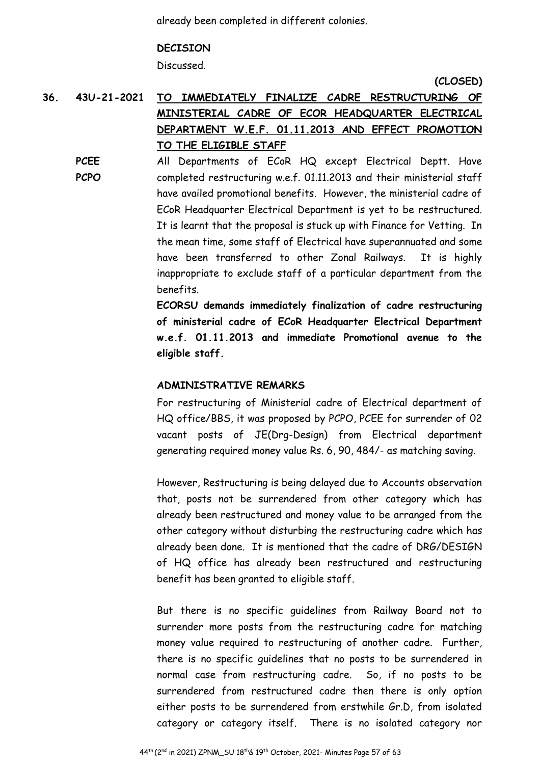already been completed in different colonies.

**DECISION**

Discussed.

**(CLOSED)**

**36. 43U-21-2021** **TO IMMEDIATELY FINALIZE CADRE RESTRUCTURING OF MINISTERIAL CADRE OF ECOR HEADQUARTER ELECTRICAL DEPARTMENT W.E.F. 01.11.2013 AND EFFECT PROMOTION TO THE ELIGIBLE STAFF**

**PCEE**
**PCPO**

All Departments of ECoR HQ except Electrical Deptt. Have completed restructuring w.e.f. 01.11.2013 and their ministerial staff have availed promotional benefits. However, the ministerial cadre of ECoR Headquarter Electrical Department is yet to be restructured. It is learnt that the proposal is stuck up with Finance for Vetting. In the mean time, some staff of Electrical have superannuated and some have been transferred to other Zonal Railways. It is highly inappropriate to exclude staff of a particular department from the benefits.

**ECORSU demands immediately finalization of cadre restructuring of ministerial cadre of ECoR Headquarter Electrical Department w.e.f. 01.11.2013 and immediate Promotional avenue to the eligible staff.**

**ADMINISTRATIVE REMARKS**

For restructuring of Ministerial cadre of Electrical department of HQ office/BBS, it was proposed by PCPO, PCEE for surrender of 02 vacant posts of JE(Drg-Design) from Electrical department generating required money value Rs. 6, 90, 484/- as matching saving.

However, Restructuring is being delayed due to Accounts observation that, posts not be surrendered from other category which has already been restructured and money value to be arranged from the other category without disturbing the restructuring cadre which has already been done. It is mentioned that the cadre of DRG/DESIGN of HQ office has already been restructured and restructuring benefit has been granted to eligible staff.

But there is no specific guidelines from Railway Board not to surrender more posts from the restructuring cadre for matching money value required to restructuring of another cadre. Further, there is no specific guidelines that no posts to be surrendered in normal case from restructuring cadre. So, if no posts to be surrendered from restructured cadre then there is only option either posts to be surrendered from erstwhile Gr.D, from isolated category or category itself. There is no isolated category nor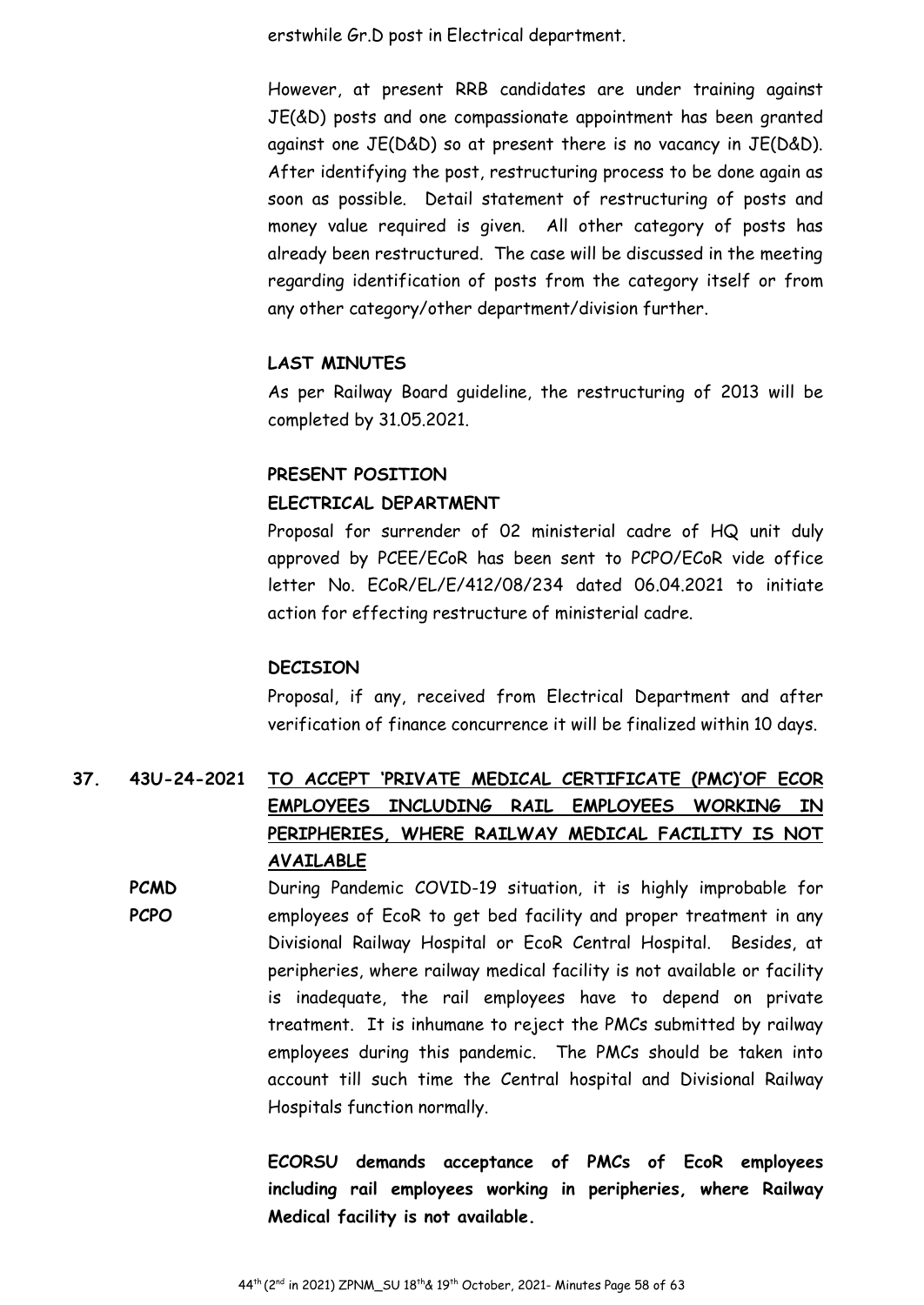erstwhile Gr.D post in Electrical department.

However, at present RRB candidates are under training against JE(&D) posts and one compassionate appointment has been granted against one JE(D&D) so at present there is no vacancy in JE(D&D). After identifying the post, restructuring process to be done again as soon as possible. Detail statement of restructuring of posts and money value required is given. All other category of posts has already been restructured. The case will be discussed in the meeting regarding identification of posts from the category itself or from any other category/other department/division further.

**LAST MINUTES**

As per Railway Board guideline, the restructuring of 2013 will be completed by 31.05.2021.

**PRESENT POSITION**

**ELECTRICAL DEPARTMENT**

Proposal for surrender of 02 ministerial cadre of HQ unit duly approved by PCEE/ECoR has been sent to PCPO/ECoR vide office letter No. ECoR/EL/E/412/08/234 dated 06.04.2021 to initiate action for effecting restructure of ministerial cadre.

**DECISION**

Proposal, if any, received from Electrical Department and after verification of finance concurrence it will be finalized within 10 days.

**37. 43U-24-2021** **<u>TO ACCEPT 'PRIVATE MEDICAL CERTIFICATE (PMC)'OF ECOR EMPLOYEES INCLUDING RAIL EMPLOYEES WORKING IN PERIPHERIES, WHERE RAILWAY MEDICAL FACILITY IS NOT AVAILABLE</u>**

**PCMD**
**PCPO**

During Pandemic COVID-19 situation, it is highly improbable for employees of EcoR to get bed facility and proper treatment in any Divisional Railway Hospital or EcoR Central Hospital. Besides, at peripheries, where railway medical facility is not available or facility is inadequate, the rail employees have to depend on private treatment. It is inhumane to reject the PMCs submitted by railway employees during this pandemic. The PMCs should be taken into account till such time the Central hospital and Divisional Railway Hospitals function normally.

**ECORSU demands acceptance of PMCs of EcoR employees including rail employees working in peripheries, where Railway Medical facility is not available.**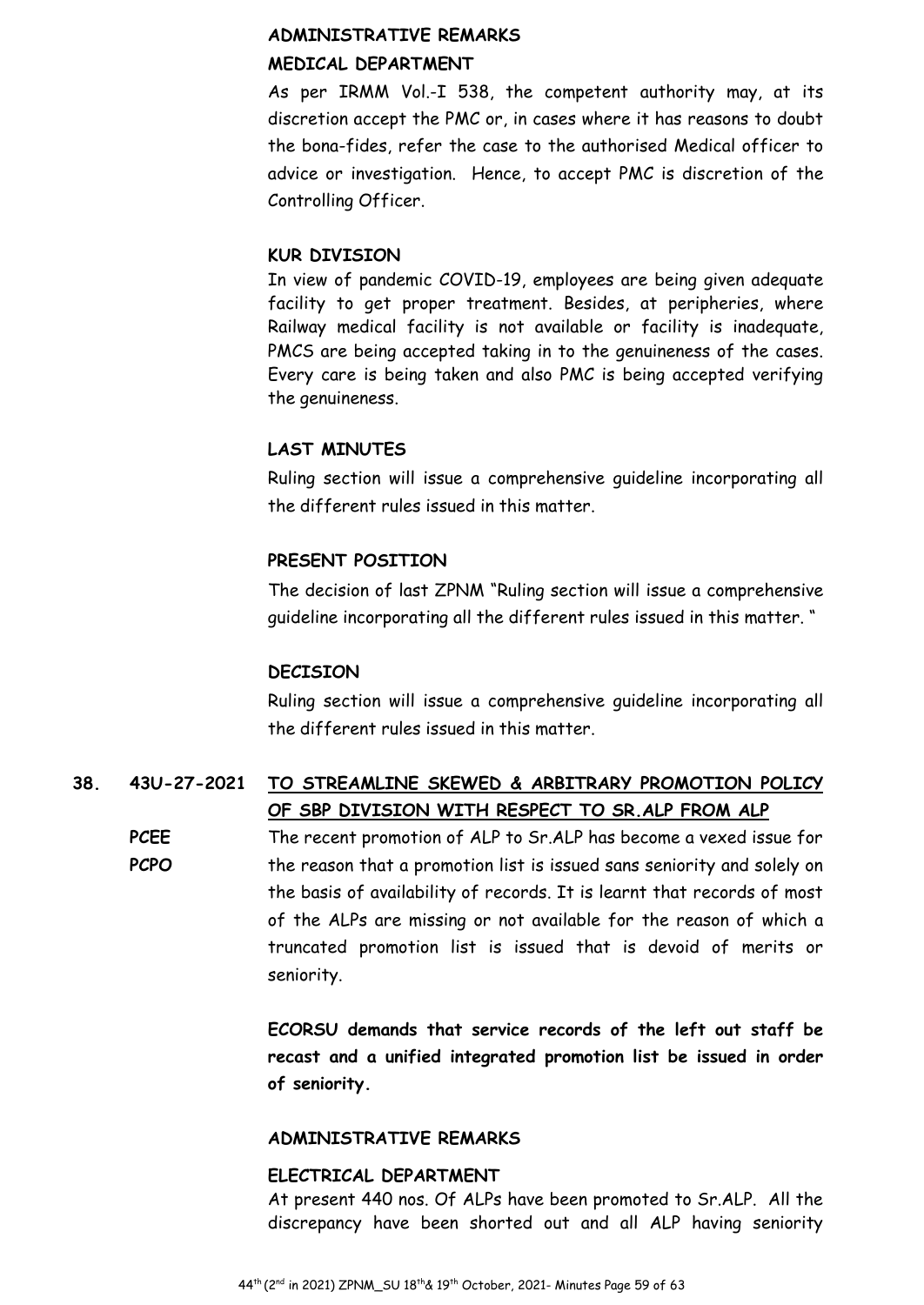**ADMINISTRATIVE REMARKS**

**MEDICAL DEPARTMENT**

As per IRMM Vol.-I 538, the competent authority may, at its discretion accept the PMC or, in cases where it has reasons to doubt the bona-fides, refer the case to the authorised Medical officer to advice or investigation. Hence, to accept PMC is discretion of the Controlling Officer.

**KUR DIVISION**

In view of pandemic COVID-19, employees are being given adequate facility to get proper treatment. Besides, at peripheries, where Railway medical facility is not available or facility is inadequate, PMCS are being accepted taking in to the genuineness of the cases. Every care is being taken and also PMC is being accepted verifying the genuineness.

**LAST MINUTES**

Ruling section will issue a comprehensive guideline incorporating all the different rules issued in this matter.

**PRESENT POSITION**

The decision of last ZPNM "Ruling section will issue a comprehensive guideline incorporating all the different rules issued in this matter. "

**DECISION**

Ruling section will issue a comprehensive guideline incorporating all the different rules issued in this matter.

**38. 43U-27-2021 <u>TO STREAMLINE SKEWED & ARBITRARY PROMOTION POLICY OF SBP DIVISION WITH RESPECT TO SR.ALP FROM ALP</u>**

**PCEE**
**PCPO**

The recent promotion of ALP to Sr.ALP has become a vexed issue for the reason that a promotion list is issued sans seniority and solely on the basis of availability of records. It is learnt that records of most of the ALPs are missing or not available for the reason of which a truncated promotion list is issued that is devoid of merits or seniority.

**ECORSU demands that service records of the left out staff be recast and a unified integrated promotion list be issued in order of seniority.**

**ADMINISTRATIVE REMARKS**

**ELECTRICAL DEPARTMENT**

At present 440 nos. Of ALPs have been promoted to Sr.ALP. All the discrepancy have been shorted out and all ALP having seniority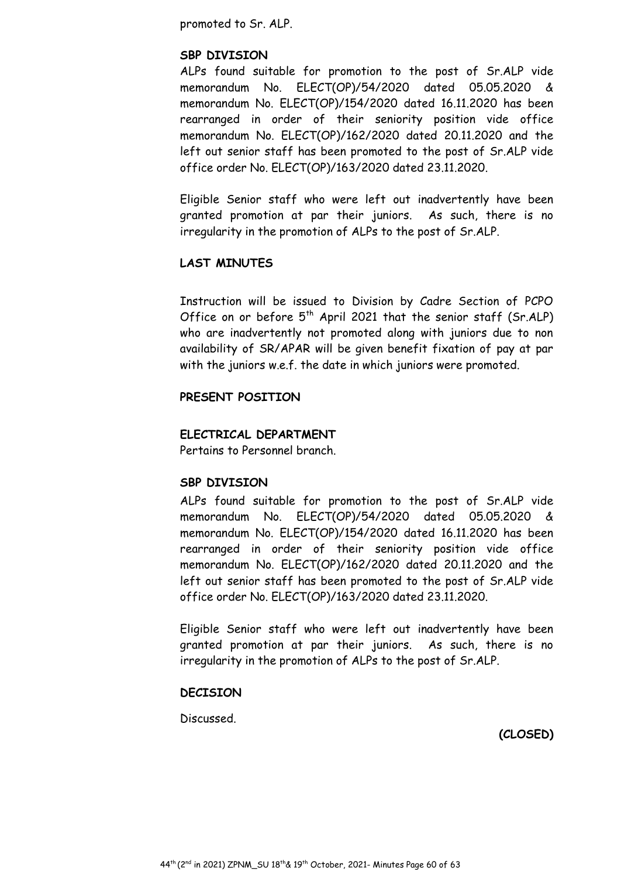promoted to Sr. ALP.

**SBP DIVISION**

ALPs found suitable for promotion to the post of Sr.ALP vide memorandum No. ELECT(OP)/54/2020 dated 05.05.2020 & memorandum No. ELECT(OP)/154/2020 dated 16.11.2020 has been rearranged in order of their seniority position vide office memorandum No. ELECT(OP)/162/2020 dated 20.11.2020 and the left out senior staff has been promoted to the post of Sr.ALP vide office order No. ELECT(OP)/163/2020 dated 23.11.2020.

Eligible Senior staff who were left out inadvertently have been granted promotion at par their juniors. As such, there is no irregularity in the promotion of ALPs to the post of Sr.ALP.

**LAST MINUTES**

Instruction will be issued to Division by Cadre Section of PCPO Office on or before 5th April 2021 that the senior staff (Sr.ALP) who are inadvertently not promoted along with juniors due to non availability of SR/APAR will be given benefit fixation of pay at par with the juniors w.e.f. the date in which juniors were promoted.

**PRESENT POSITION**

**ELECTRICAL DEPARTMENT**

Pertains to Personnel branch.

**SBP DIVISION**

ALPs found suitable for promotion to the post of Sr.ALP vide memorandum No. ELECT(OP)/54/2020 dated 05.05.2020 & memorandum No. ELECT(OP)/154/2020 dated 16.11.2020 has been rearranged in order of their seniority position vide office memorandum No. ELECT(OP)/162/2020 dated 20.11.2020 and the left out senior staff has been promoted to the post of Sr.ALP vide office order No. ELECT(OP)/163/2020 dated 23.11.2020.

Eligible Senior staff who were left out inadvertently have been granted promotion at par their juniors. As such, there is no irregularity in the promotion of ALPs to the post of Sr.ALP.

**DECISION**

Discussed.

**(CLOSED)**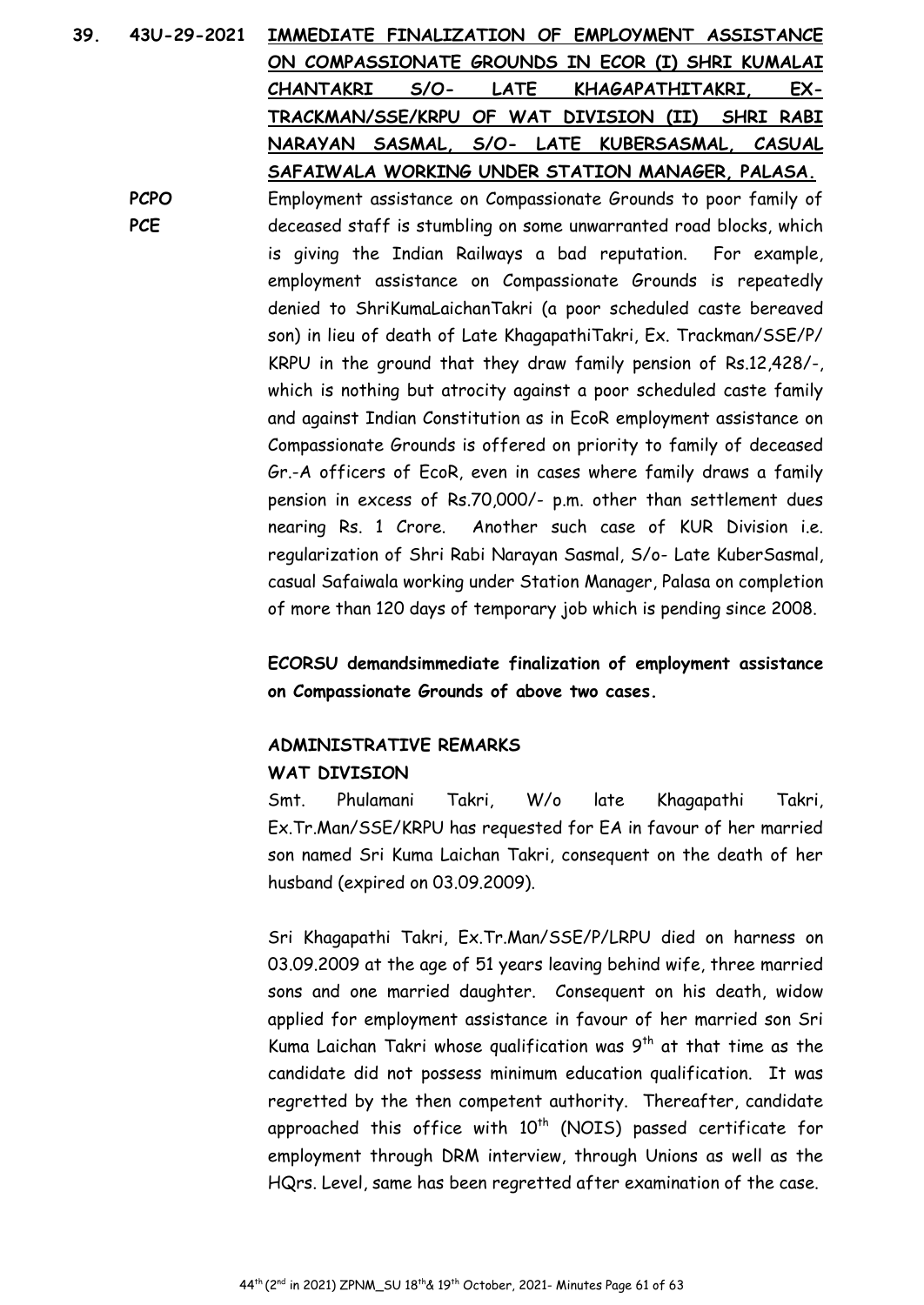**39.** **43U-29-2021** **IMMEDIATE FINALIZATION OF EMPLOYMENT ASSISTANCE ON COMPASSIONATE GROUNDS IN ECOR (I) SHRI KUMALAI CHANTAKRI S/O- LATE KHAGAPATHITAKRI, EX-TRACKMAN/SSE/KRPU OF WAT DIVISION (II) SHRI RABI NARAYAN SASMAL, S/O- LATE KUBERSASMAL, CASUAL SAFAIWALA WORKING UNDER STATION MANAGER, PALASA.**

**PCPO**
**PCE**

Employment assistance on Compassionate Grounds to poor family of deceased staff is stumbling on some unwarranted road blocks, which is giving the Indian Railways a bad reputation. For example, employment assistance on Compassionate Grounds is repeatedly denied to ShriKumaLaichanTakri (a poor scheduled caste bereaved son) in lieu of death of Late KhagapathiTakri, Ex. Trackman/SSE/P/ KRPU in the ground that they draw family pension of Rs.12,428/-, which is nothing but atrocity against a poor scheduled caste family and against Indian Constitution as in EcoR employment assistance on Compassionate Grounds is offered on priority to family of deceased Gr.-A officers of EcoR, even in cases where family draws a family pension in excess of Rs.70,000/- p.m. other than settlement dues nearing Rs. 1 Crore. Another such case of KUR Division i.e. regularization of Shri Rabi Narayan Sasmal, S/o- Late KuberSasmal, casual Safaiwala working under Station Manager, Palasa on completion of more than 120 days of temporary job which is pending since 2008.

**ECORSU demandsimmediate finalization of employment assistance on Compassionate Grounds of above two cases.**

**ADMINISTRATIVE REMARKS**

**WAT DIVISION**

Smt. Phulamani Takri, W/o late Khagapathi Takri, Ex.Tr.Man/SSE/KRPU has requested for EA in favour of her married son named Sri Kuma Laichan Takri, consequent on the death of her husband (expired on 03.09.2009).

Sri Khagapathi Takri, Ex.Tr.Man/SSE/P/LRPU died on harness on 03.09.2009 at the age of 51 years leaving behind wife, three married sons and one married daughter. Consequent on his death, widow applied for employment assistance in favour of her married son Sri Kuma Laichan Takri whose qualification was 9th at that time as the candidate did not possess minimum education qualification. It was regretted by the then competent authority. Thereafter, candidate approached this office with 10th (NOIS) passed certificate for employment through DRM interview, through Unions as well as the HQrs. Level, same has been regretted after examination of the case.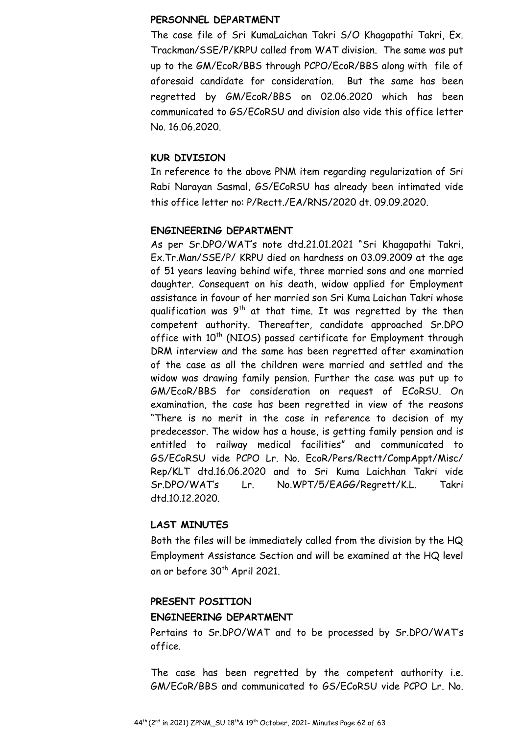**PERSONNEL DEPARTMENT**

The case file of Sri KumaLaichan Takri S/O Khagapathi Takri, Ex. Trackman/SSE/P/KRPU called from WAT division. The same was put up to the GM/EcoR/BBS through PCPO/EcoR/BBS along with file of aforesaid candidate for consideration. But the same has been regretted by GM/EcoR/BBS on 02.06.2020 which has been communicated to GS/ECoRSU and division also vide this office letter No. 16.06.2020.

**KUR DIVISION**

In reference to the above PNM item regarding regularization of Sri Rabi Narayan Sasmal, GS/ECoRSU has already been intimated vide this office letter no: P/Rectt./EA/RNS/2020 dt. 09.09.2020.

**ENGINEERING DEPARTMENT**

As per Sr.DPO/WAT's note dtd.21.01.2021 "Sri Khagapathi Takri, Ex.Tr.Man/SSE/P/ KRPU died on hardness on 03.09.2009 at the age of 51 years leaving behind wife, three married sons and one married daughter. Consequent on his death, widow applied for Employment assistance in favour of her married son Sri Kuma Laichan Takri whose qualification was 9th at that time. It was regretted by the then competent authority. Thereafter, candidate approached Sr.DPO office with 10th (NIOS) passed certificate for Employment through DRM interview and the same has been regretted after examination of the case as all the children were married and settled and the widow was drawing family pension. Further the case was put up to GM/EcoR/BBS for consideration on request of ECoRSU. On examination, the case has been regretted in view of the reasons "There is no merit in the case in reference to decision of my predecessor. The widow has a house, is getting family pension and is entitled to railway medical facilities" and communicated to GS/ECoRSU vide PCPO Lr. No. EcoR/Pers/Rectt/CompAppt/Misc/ Rep/KLT dtd.16.06.2020 and to Sri Kuma Laichhan Takri vide Sr.DPO/WAT's Lr. No.WPT/5/EAGG/Regrett/K.L. Takri dtd.10.12.2020.

**LAST MINUTES**

Both the files will be immediately called from the division by the HQ Employment Assistance Section and will be examined at the HQ level on or before 30th April 2021.

**PRESENT POSITION**

**ENGINEERING DEPARTMENT**

Pertains to Sr.DPO/WAT and to be processed by Sr.DPO/WAT's office.

The case has been regretted by the competent authority i.e. GM/ECoR/BBS and communicated to GS/ECoRSU vide PCPO Lr. No.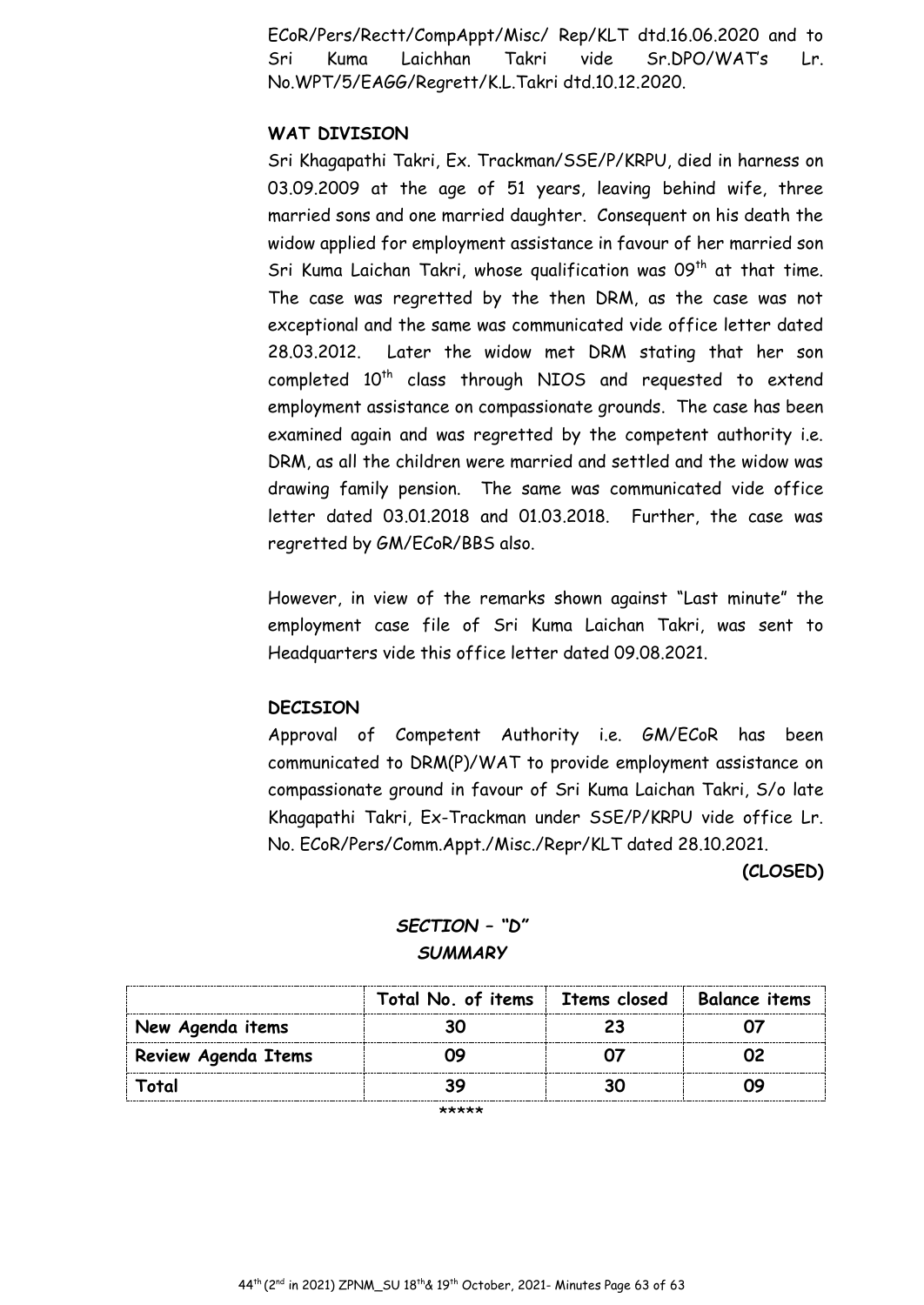ECoR/Pers/Rectt/CompAppt/Misc/ Rep/KLT dtd.16.06.2020 and to Sri Kuma Laichhan Takri vide Sr.DPO/WAT's Lr. No.WPT/5/EAGG/Regrett/K.L.Takri dtd.10.12.2020.

**WAT DIVISION**

Sri Khagapathi Takri, Ex. Trackman/SSE/P/KRPU, died in harness on 03.09.2009 at the age of 51 years, leaving behind wife, three married sons and one married daughter. Consequent on his death the widow applied for employment assistance in favour of her married son Sri Kuma Laichan Takri, whose qualification was 09th at that time. The case was regretted by the then DRM, as the case was not exceptional and the same was communicated vide office letter dated 28.03.2012. Later the widow met DRM stating that her son completed 10th class through NIOS and requested to extend employment assistance on compassionate grounds. The case has been examined again and was regretted by the competent authority i.e. DRM, as all the children were married and settled and the widow was drawing family pension. The same was communicated vide office letter dated 03.01.2018 and 01.03.2018. Further, the case was regretted by GM/ECoR/BBS also.

However, in view of the remarks shown against "Last minute" the employment case file of Sri Kuma Laichan Takri, was sent to Headquarters vide this office letter dated 09.08.2021.

**DECISION**

Approval of Competent Authority i.e. GM/ECoR has been communicated to DRM(P)/WAT to provide employment assistance on compassionate ground in favour of Sri Kuma Laichan Takri, S/o late Khagapathi Takri, Ex-Trackman under SSE/P/KRPU vide office Lr. No. ECoR/Pers/Comm.Appt./Misc./Repr/KLT dated 28.10.2021.

**(CLOSED)**

### *SECTION – "D"*

### *SUMMARY*

| | Total No. of items | Items closed | Balance items |
|---|---|---|---|
| New Agenda items | 30 | 23 | 07 |
| Review Agenda Items | 09 | 07 | 02 |
| Total | 39 | 30 | 09 |

*****